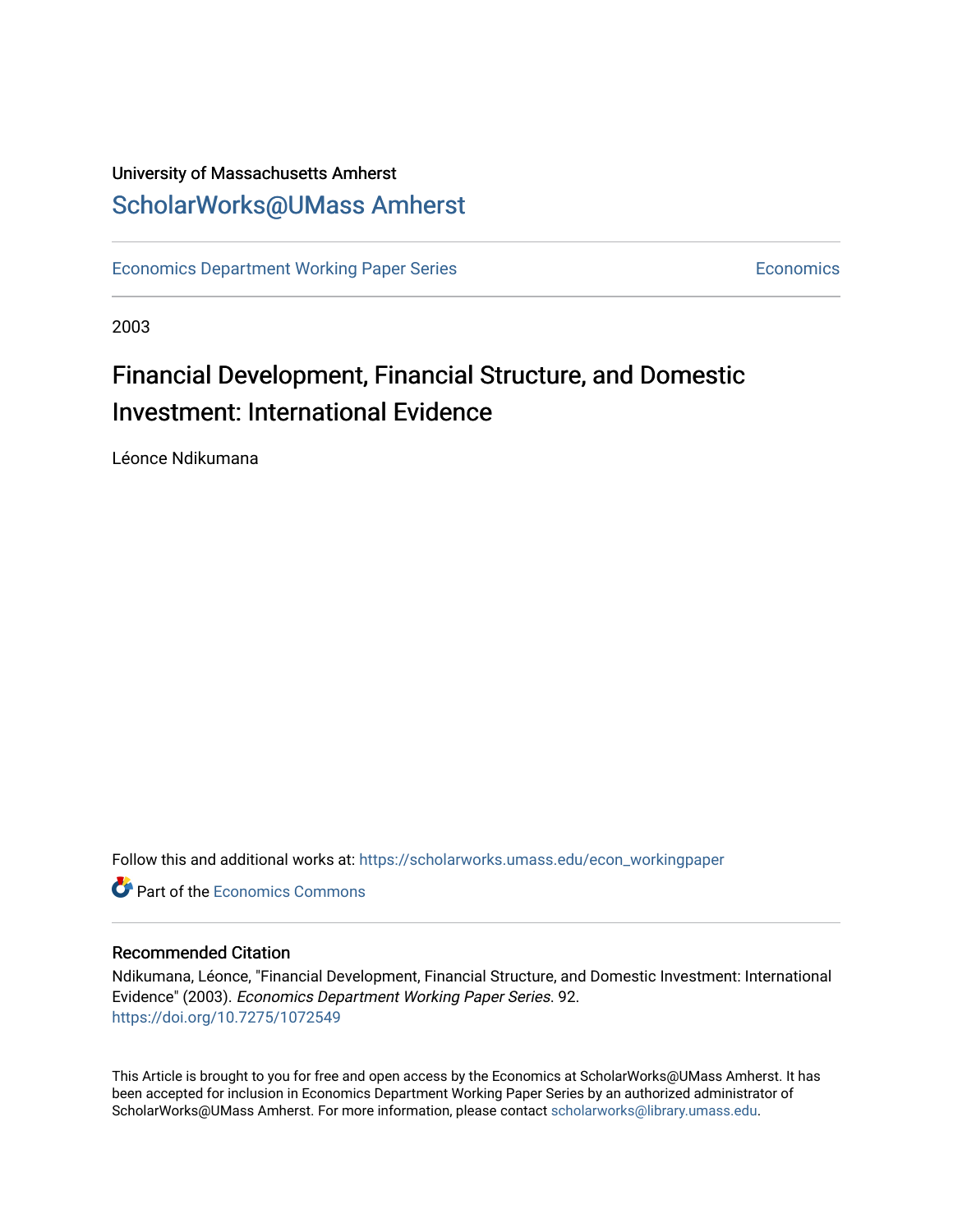University of Massachusetts Amherst

# ScholarWorks@UMass Amherst

Economics Department Working Paper Series

Economics

2003

# Financial Development, Financial Structure, and Domestic Investment: International Evidence

Léonce Ndikumana

Follow this and additional works at: https://scholarworks.umass.edu/econ_workingpaper

Part of the Economics Commons

## Recommended Citation

Ndikumana, Léonce, "Financial Development, Financial Structure, and Domestic Investment: International Evidence" (2003). *Economics Department Working Paper Series*. 92.
https://doi.org/10.7275/1072549

This Article is brought to you for free and open access by the Economics at ScholarWorks@UMass Amherst. It has been accepted for inclusion in Economics Department Working Paper Series by an authorized administrator of ScholarWorks@UMass Amherst. For more information, please contact scholarworks@library.umass.edu.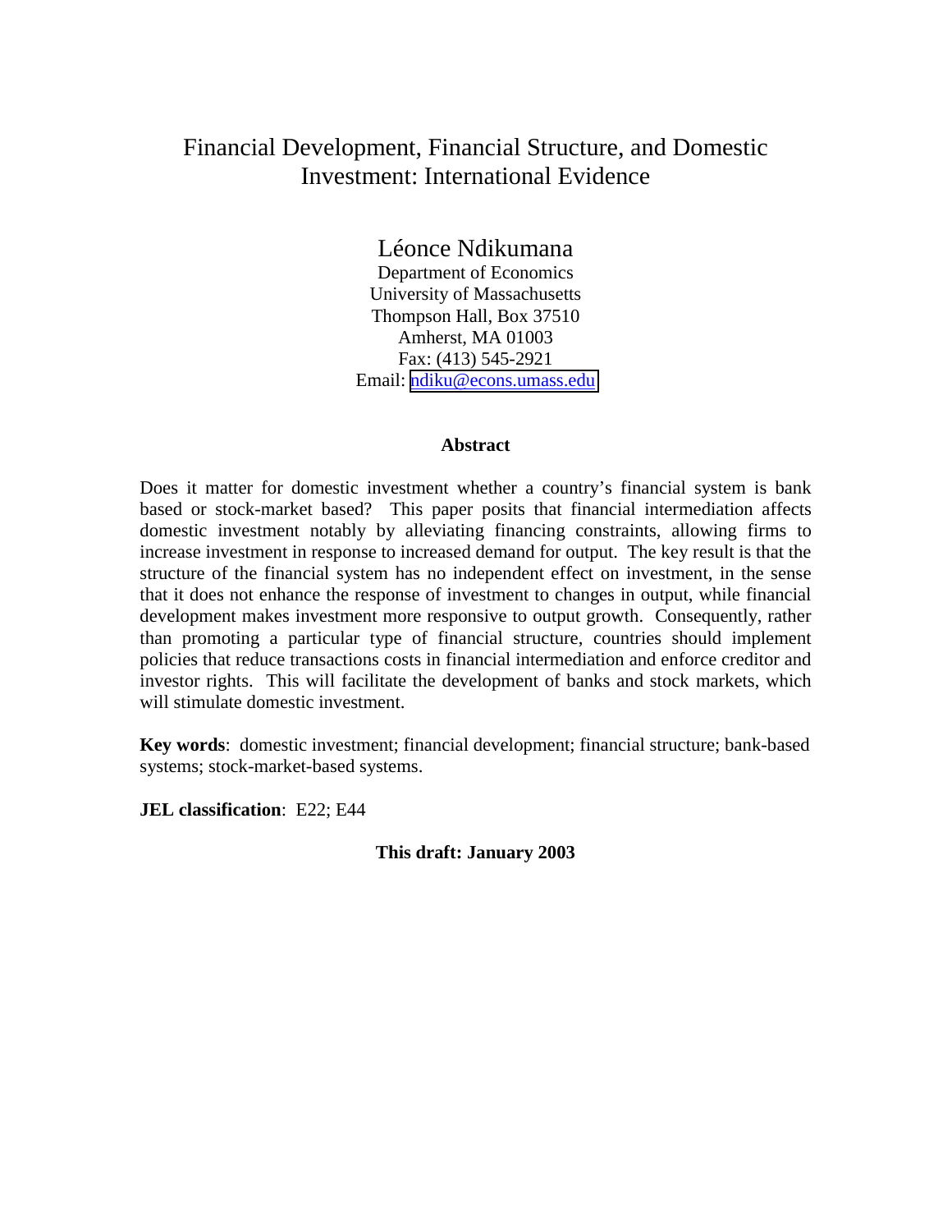# Financial Development, Financial Structure, and Domestic Investment: International Evidence

Léonce Ndikumana
Department of Economics
University of Massachusetts
Thompson Hall, Box 37510
Amherst, MA 01003
Fax: (413) 545-2921
Email: ndiku@econs.umass.edu

**Abstract**

Does it matter for domestic investment whether a country's financial system is bank based or stock-market based? This paper posits that financial intermediation affects domestic investment notably by alleviating financing constraints, allowing firms to increase investment in response to increased demand for output. The key result is that the structure of the financial system has no independent effect on investment, in the sense that it does not enhance the response of investment to changes in output, while financial development makes investment more responsive to output growth. Consequently, rather than promoting a particular type of financial structure, countries should implement policies that reduce transactions costs in financial intermediation and enforce creditor and investor rights. This will facilitate the development of banks and stock markets, which will stimulate domestic investment.

**Key words**: domestic investment; financial development; financial structure; bank-based systems; stock-market-based systems.

**JEL classification**: E22; E44

**This draft: January 2003**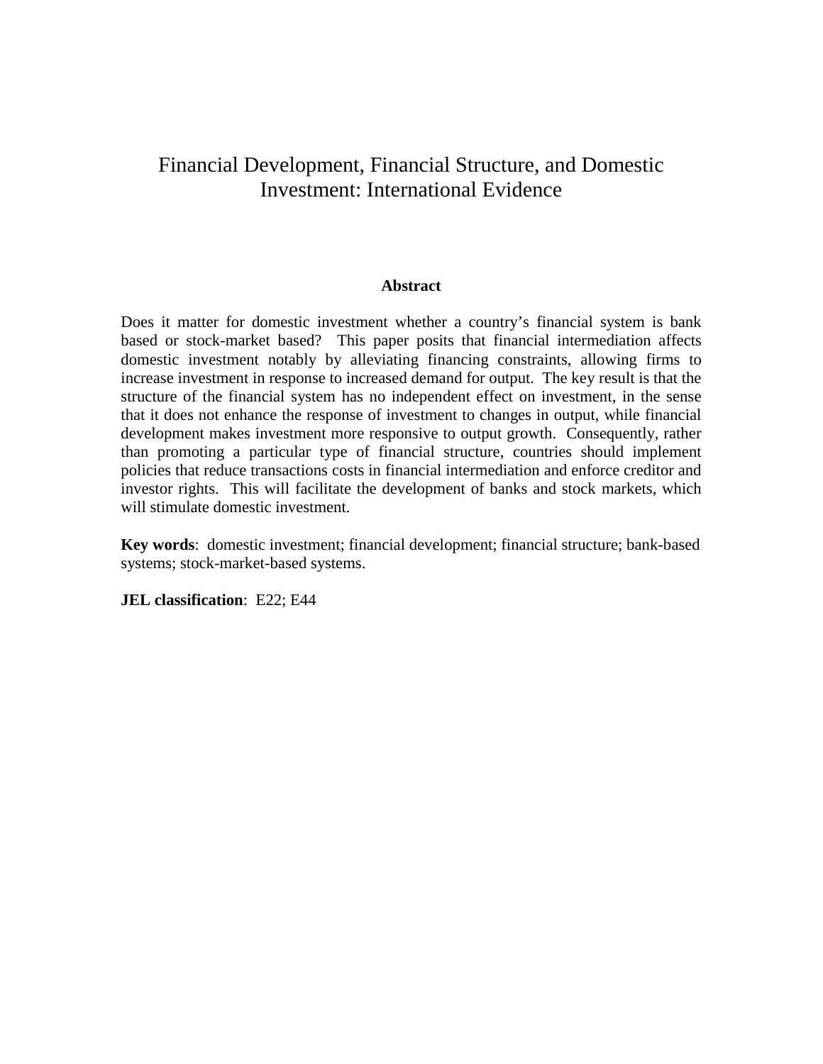# Financial Development, Financial Structure, and Domestic Investment: International Evidence

**Abstract**

Does it matter for domestic investment whether a country's financial system is bank based or stock-market based? This paper posits that financial intermediation affects domestic investment notably by alleviating financing constraints, allowing firms to increase investment in response to increased demand for output. The key result is that the structure of the financial system has no independent effect on investment, in the sense that it does not enhance the response of investment to changes in output, while financial development makes investment more responsive to output growth. Consequently, rather than promoting a particular type of financial structure, countries should implement policies that reduce transactions costs in financial intermediation and enforce creditor and investor rights. This will facilitate the development of banks and stock markets, which will stimulate domestic investment.

**Key words**: domestic investment; financial development; financial structure; bank-based systems; stock-market-based systems.

**JEL classification**: E22; E44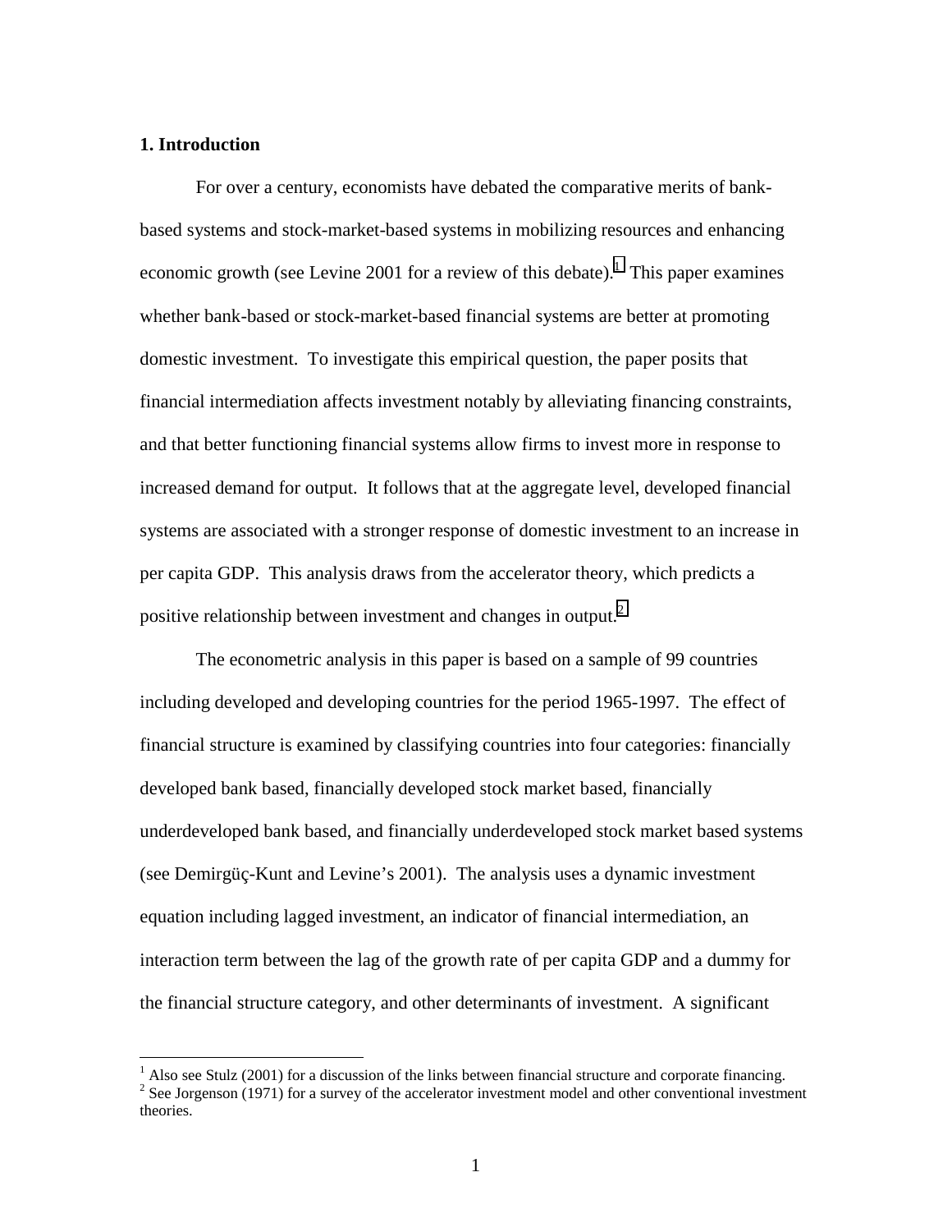## 1. Introduction

For over a century, economists have debated the comparative merits of bank-based systems and stock-market-based systems in mobilizing resources and enhancing economic growth (see Levine 2001 for a review of this debate).[1] This paper examines whether bank-based or stock-market-based financial systems are better at promoting domestic investment. To investigate this empirical question, the paper posits that financial intermediation affects investment notably by alleviating financing constraints, and that better functioning financial systems allow firms to invest more in response to increased demand for output. It follows that at the aggregate level, developed financial systems are associated with a stronger response of domestic investment to an increase in per capita GDP. This analysis draws from the accelerator theory, which predicts a positive relationship between investment and changes in output.[2]

The econometric analysis in this paper is based on a sample of 99 countries including developed and developing countries for the period 1965-1997. The effect of financial structure is examined by classifying countries into four categories: financially developed bank based, financially developed stock market based, financially underdeveloped bank based, and financially underdeveloped stock market based systems (see Demirgüç-Kunt and Levine's 2001). The analysis uses a dynamic investment equation including lagged investment, an indicator of financial intermediation, an interaction term between the lag of the growth rate of per capita GDP and a dummy for the financial structure category, and other determinants of investment. A significant

[1] Also see Stulz (2001) for a discussion of the links between financial structure and corporate financing.

[2] See Jorgenson (1971) for a survey of the accelerator investment model and other conventional investment theories.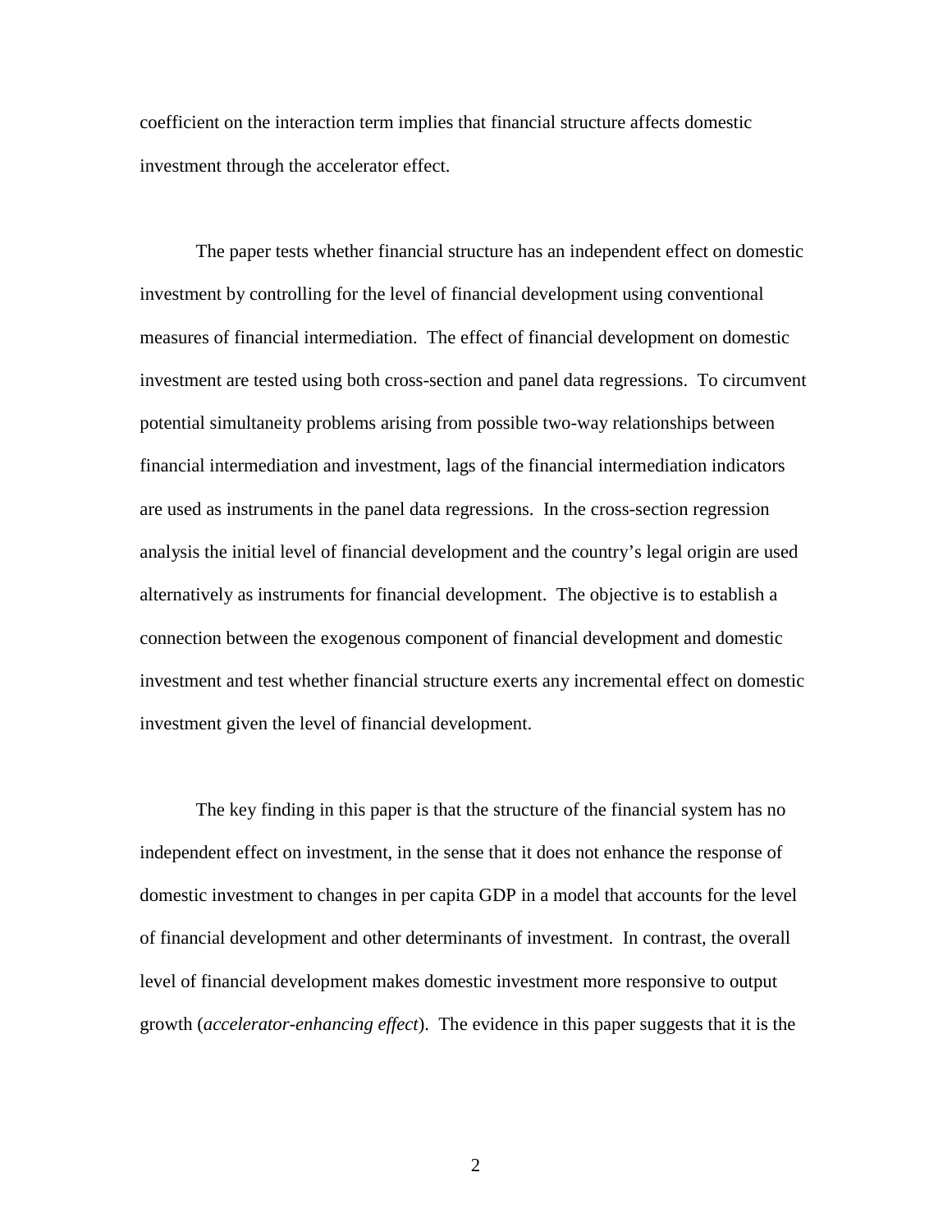coefficient on the interaction term implies that financial structure affects domestic investment through the accelerator effect.

The paper tests whether financial structure has an independent effect on domestic investment by controlling for the level of financial development using conventional measures of financial intermediation. The effect of financial development on domestic investment are tested using both cross-section and panel data regressions. To circumvent potential simultaneity problems arising from possible two-way relationships between financial intermediation and investment, lags of the financial intermediation indicators are used as instruments in the panel data regressions. In the cross-section regression analysis the initial level of financial development and the country's legal origin are used alternatively as instruments for financial development. The objective is to establish a connection between the exogenous component of financial development and domestic investment and test whether financial structure exerts any incremental effect on domestic investment given the level of financial development.

The key finding in this paper is that the structure of the financial system has no independent effect on investment, in the sense that it does not enhance the response of domestic investment to changes in per capita GDP in a model that accounts for the level of financial development and other determinants of investment. In contrast, the overall level of financial development makes domestic investment more responsive to output growth (*accelerator-enhancing effect*). The evidence in this paper suggests that it is the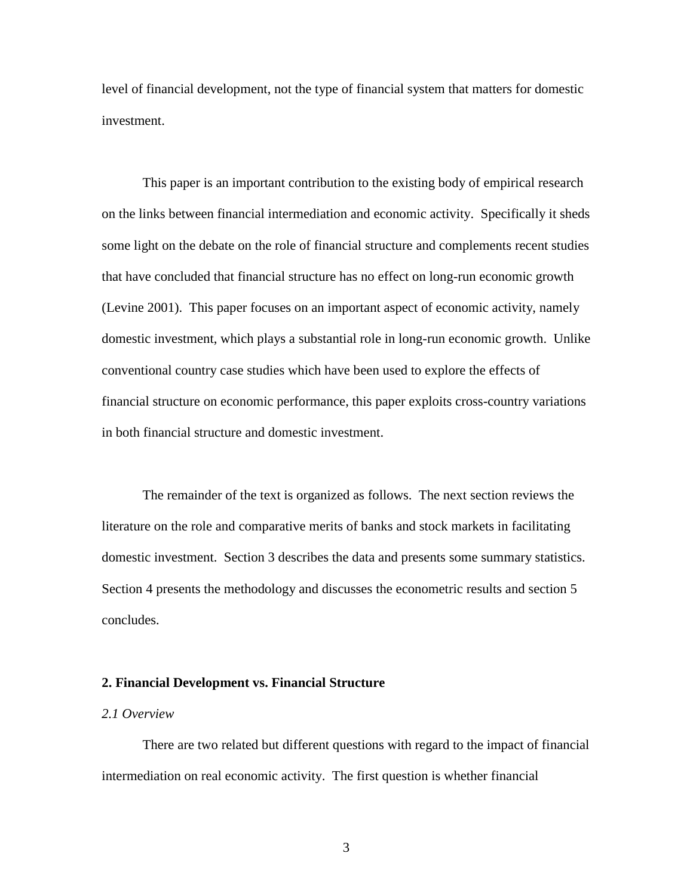level of financial development, not the type of financial system that matters for domestic investment.

This paper is an important contribution to the existing body of empirical research on the links between financial intermediation and economic activity. Specifically it sheds some light on the debate on the role of financial structure and complements recent studies that have concluded that financial structure has no effect on long-run economic growth (Levine 2001). This paper focuses on an important aspect of economic activity, namely domestic investment, which plays a substantial role in long-run economic growth. Unlike conventional country case studies which have been used to explore the effects of financial structure on economic performance, this paper exploits cross-country variations in both financial structure and domestic investment.

The remainder of the text is organized as follows. The next section reviews the literature on the role and comparative merits of banks and stock markets in facilitating domestic investment. Section 3 describes the data and presents some summary statistics. Section 4 presents the methodology and discusses the econometric results and section 5 concludes.

## 2. Financial Development vs. Financial Structure

### *2.1 Overview*

There are two related but different questions with regard to the impact of financial intermediation on real economic activity. The first question is whether financial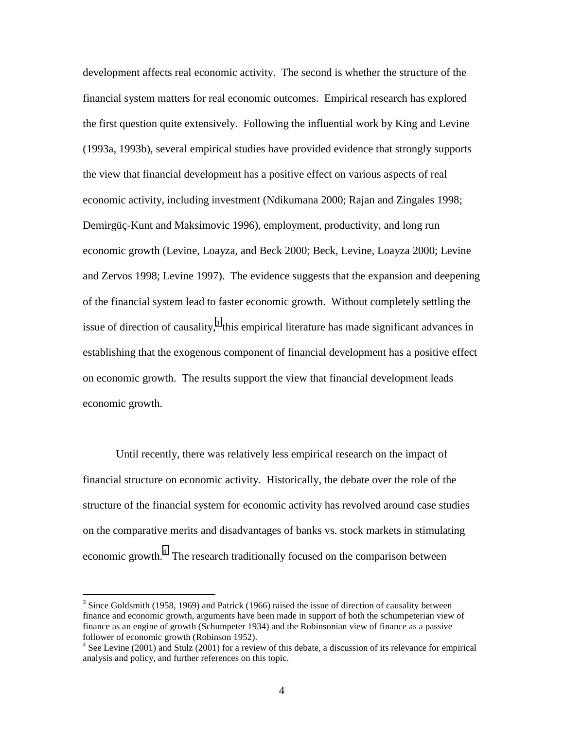development affects real economic activity. The second is whether the structure of the financial system matters for real economic outcomes. Empirical research has explored the first question quite extensively. Following the influential work by King and Levine (1993a, 1993b), several empirical studies have provided evidence that strongly supports the view that financial development has a positive effect on various aspects of real economic activity, including investment (Ndikumana 2000; Rajan and Zingales 1998; Demirgüç-Kunt and Maksimovic 1996), employment, productivity, and long run economic growth (Levine, Loayza, and Beck 2000; Beck, Levine, Loayza 2000; Levine and Zervos 1998; Levine 1997). The evidence suggests that the expansion and deepening of the financial system lead to faster economic growth. Without completely settling the issue of direction of causality,[3] this empirical literature has made significant advances in establishing that the exogenous component of financial development has a positive effect on economic growth. The results support the view that financial development leads economic growth.

Until recently, there was relatively less empirical research on the impact of financial structure on economic activity. Historically, the debate over the role of the structure of the financial system for economic activity has revolved around case studies on the comparative merits and disadvantages of banks vs. stock markets in stimulating economic growth.[4] The research traditionally focused on the comparison between

---

[3] Since Goldsmith (1958, 1969) and Patrick (1966) raised the issue of direction of causality between finance and economic growth, arguments have been made in support of both the schumpeterian view of finance as an engine of growth (Schumpeter 1934) and the Robinsonian view of finance as a passive follower of economic growth (Robinson 1952).

[4] See Levine (2001) and Stulz (2001) for a review of this debate, a discussion of its relevance for empirical analysis and policy, and further references on this topic.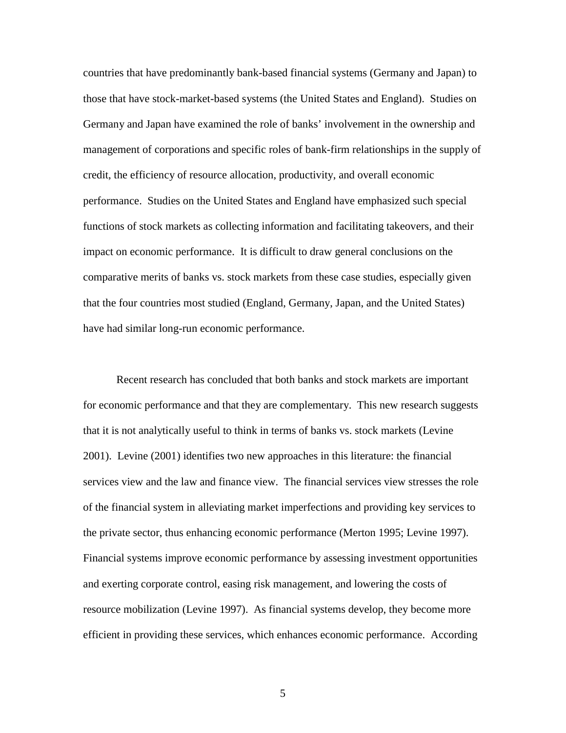countries that have predominantly bank-based financial systems (Germany and Japan) to those that have stock-market-based systems (the United States and England). Studies on Germany and Japan have examined the role of banks' involvement in the ownership and management of corporations and specific roles of bank-firm relationships in the supply of credit, the efficiency of resource allocation, productivity, and overall economic performance. Studies on the United States and England have emphasized such special functions of stock markets as collecting information and facilitating takeovers, and their impact on economic performance. It is difficult to draw general conclusions on the comparative merits of banks vs. stock markets from these case studies, especially given that the four countries most studied (England, Germany, Japan, and the United States) have had similar long-run economic performance.

Recent research has concluded that both banks and stock markets are important for economic performance and that they are complementary. This new research suggests that it is not analytically useful to think in terms of banks vs. stock markets (Levine 2001). Levine (2001) identifies two new approaches in this literature: the financial services view and the law and finance view. The financial services view stresses the role of the financial system in alleviating market imperfections and providing key services to the private sector, thus enhancing economic performance (Merton 1995; Levine 1997). Financial systems improve economic performance by assessing investment opportunities and exerting corporate control, easing risk management, and lowering the costs of resource mobilization (Levine 1997). As financial systems develop, they become more efficient in providing these services, which enhances economic performance. According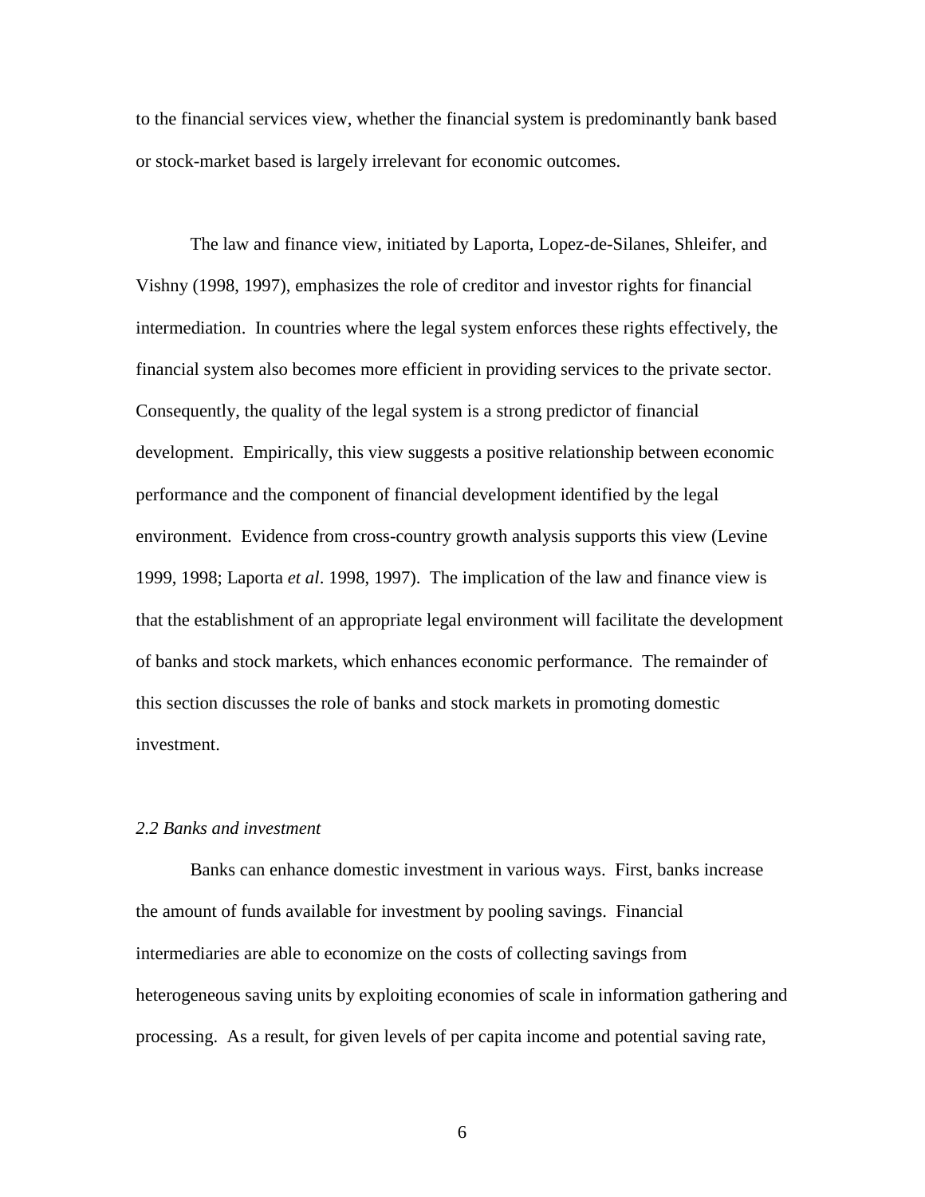to the financial services view, whether the financial system is predominantly bank based or stock-market based is largely irrelevant for economic outcomes.

The law and finance view, initiated by Laporta, Lopez-de-Silanes, Shleifer, and Vishny (1998, 1997), emphasizes the role of creditor and investor rights for financial intermediation. In countries where the legal system enforces these rights effectively, the financial system also becomes more efficient in providing services to the private sector. Consequently, the quality of the legal system is a strong predictor of financial development. Empirically, this view suggests a positive relationship between economic performance and the component of financial development identified by the legal environment. Evidence from cross-country growth analysis supports this view (Levine 1999, 1998; Laporta *et al*. 1998, 1997). The implication of the law and finance view is that the establishment of an appropriate legal environment will facilitate the development of banks and stock markets, which enhances economic performance. The remainder of this section discusses the role of banks and stock markets in promoting domestic investment.

### *2.2 Banks and investment*

Banks can enhance domestic investment in various ways. First, banks increase the amount of funds available for investment by pooling savings. Financial intermediaries are able to economize on the costs of collecting savings from heterogeneous saving units by exploiting economies of scale in information gathering and processing. As a result, for given levels of per capita income and potential saving rate,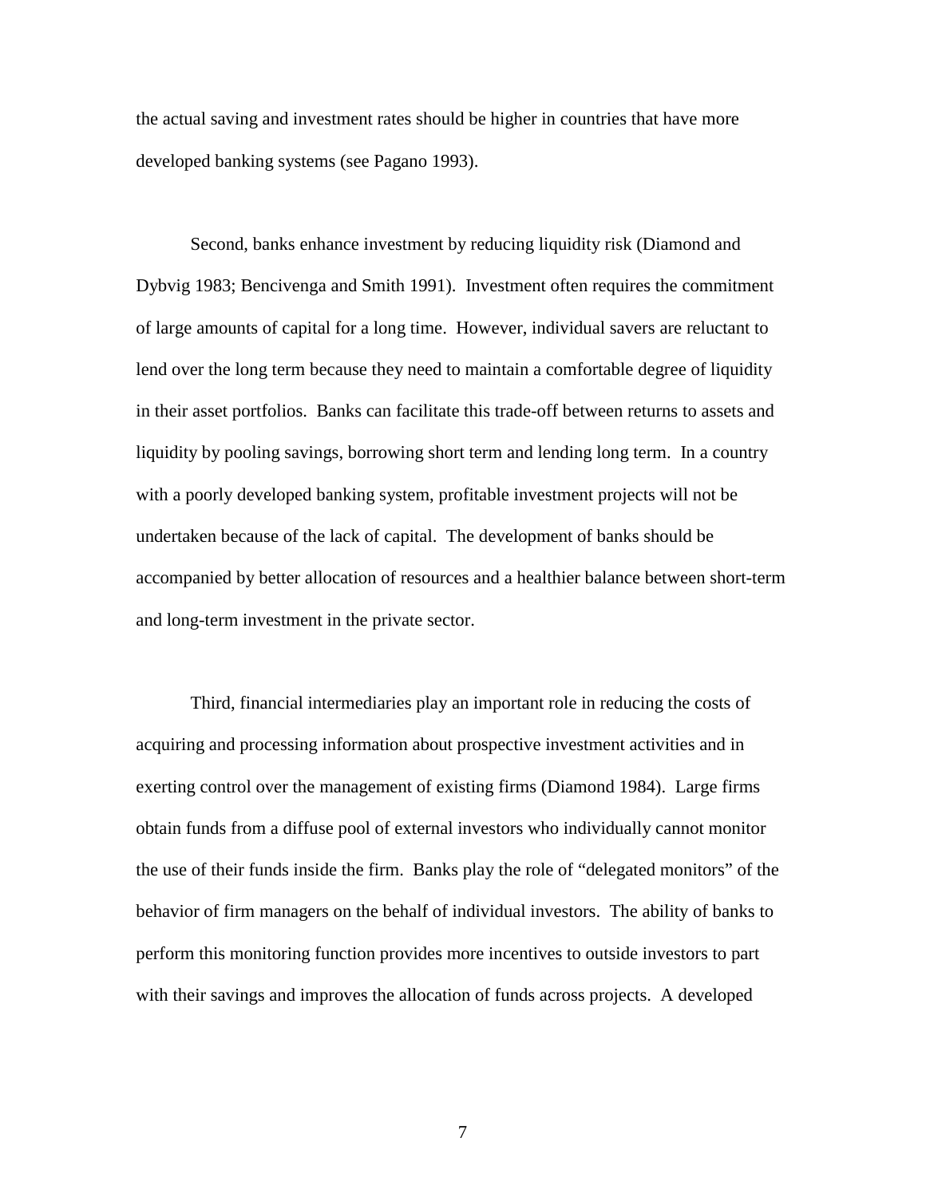the actual saving and investment rates should be higher in countries that have more developed banking systems (see Pagano 1993).

Second, banks enhance investment by reducing liquidity risk (Diamond and Dybvig 1983; Bencivenga and Smith 1991). Investment often requires the commitment of large amounts of capital for a long time. However, individual savers are reluctant to lend over the long term because they need to maintain a comfortable degree of liquidity in their asset portfolios. Banks can facilitate this trade-off between returns to assets and liquidity by pooling savings, borrowing short term and lending long term. In a country with a poorly developed banking system, profitable investment projects will not be undertaken because of the lack of capital. The development of banks should be accompanied by better allocation of resources and a healthier balance between short-term and long-term investment in the private sector.

Third, financial intermediaries play an important role in reducing the costs of acquiring and processing information about prospective investment activities and in exerting control over the management of existing firms (Diamond 1984). Large firms obtain funds from a diffuse pool of external investors who individually cannot monitor the use of their funds inside the firm. Banks play the role of "delegated monitors" of the behavior of firm managers on the behalf of individual investors. The ability of banks to perform this monitoring function provides more incentives to outside investors to part with their savings and improves the allocation of funds across projects. A developed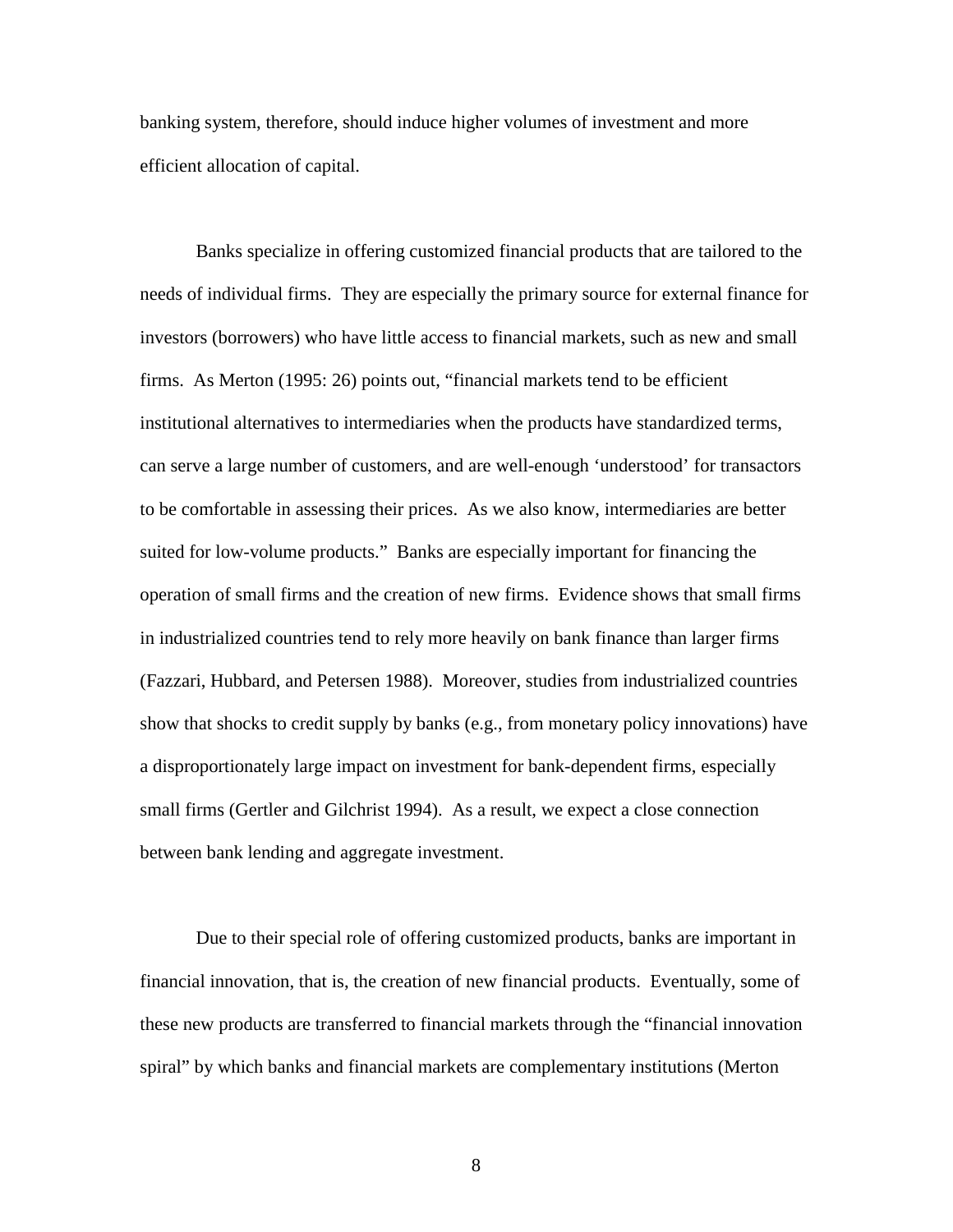banking system, therefore, should induce higher volumes of investment and more efficient allocation of capital.

Banks specialize in offering customized financial products that are tailored to the needs of individual firms. They are especially the primary source for external finance for investors (borrowers) who have little access to financial markets, such as new and small firms. As Merton (1995: 26) points out, "financial markets tend to be efficient institutional alternatives to intermediaries when the products have standardized terms, can serve a large number of customers, and are well-enough 'understood' for transactors to be comfortable in assessing their prices. As we also know, intermediaries are better suited for low-volume products." Banks are especially important for financing the operation of small firms and the creation of new firms. Evidence shows that small firms in industrialized countries tend to rely more heavily on bank finance than larger firms (Fazzari, Hubbard, and Petersen 1988). Moreover, studies from industrialized countries show that shocks to credit supply by banks (e.g., from monetary policy innovations) have a disproportionately large impact on investment for bank-dependent firms, especially small firms (Gertler and Gilchrist 1994). As a result, we expect a close connection between bank lending and aggregate investment.

Due to their special role of offering customized products, banks are important in financial innovation, that is, the creation of new financial products. Eventually, some of these new products are transferred to financial markets through the "financial innovation spiral" by which banks and financial markets are complementary institutions (Merton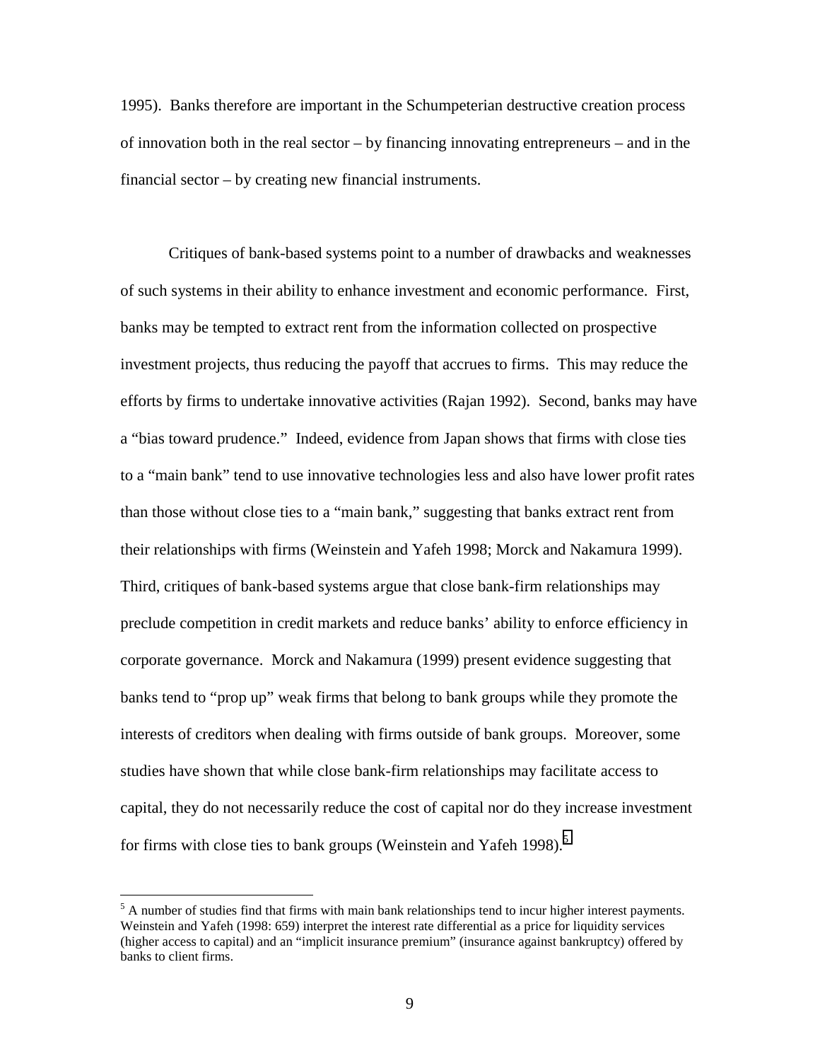1995). Banks therefore are important in the Schumpeterian destructive creation process of innovation both in the real sector – by financing innovating entrepreneurs – and in the financial sector – by creating new financial instruments.

Critiques of bank-based systems point to a number of drawbacks and weaknesses of such systems in their ability to enhance investment and economic performance. First, banks may be tempted to extract rent from the information collected on prospective investment projects, thus reducing the payoff that accrues to firms. This may reduce the efforts by firms to undertake innovative activities (Rajan 1992). Second, banks may have a "bias toward prudence." Indeed, evidence from Japan shows that firms with close ties to a "main bank" tend to use innovative technologies less and also have lower profit rates than those without close ties to a "main bank," suggesting that banks extract rent from their relationships with firms (Weinstein and Yafeh 1998; Morck and Nakamura 1999). Third, critiques of bank-based systems argue that close bank-firm relationships may preclude competition in credit markets and reduce banks' ability to enforce efficiency in corporate governance. Morck and Nakamura (1999) present evidence suggesting that banks tend to "prop up" weak firms that belong to bank groups while they promote the interests of creditors when dealing with firms outside of bank groups. Moreover, some studies have shown that while close bank-firm relationships may facilitate access to capital, they do not necessarily reduce the cost of capital nor do they increase investment for firms with close ties to bank groups (Weinstein and Yafeh 1998).[5]

[5] A number of studies find that firms with main bank relationships tend to incur higher interest payments. Weinstein and Yafeh (1998: 659) interpret the interest rate differential as a price for liquidity services (higher access to capital) and an "implicit insurance premium" (insurance against bankruptcy) offered by banks to client firms.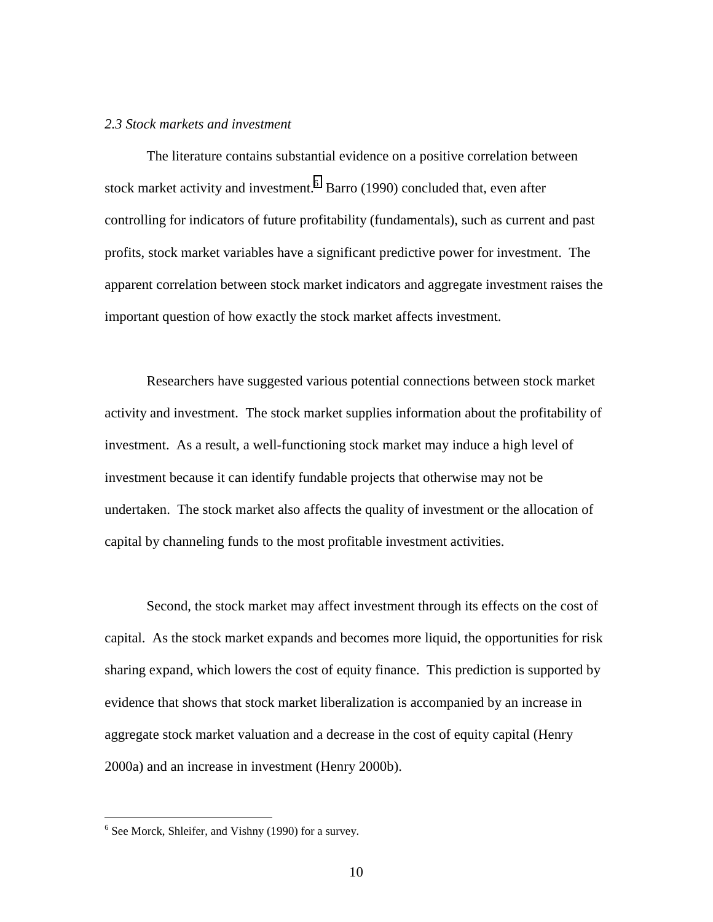*2.3 Stock markets and investment*

The literature contains substantial evidence on a positive correlation between stock market activity and investment.[6] Barro (1990) concluded that, even after controlling for indicators of future profitability (fundamentals), such as current and past profits, stock market variables have a significant predictive power for investment. The apparent correlation between stock market indicators and aggregate investment raises the important question of how exactly the stock market affects investment.

Researchers have suggested various potential connections between stock market activity and investment. The stock market supplies information about the profitability of investment. As a result, a well-functioning stock market may induce a high level of investment because it can identify fundable projects that otherwise may not be undertaken. The stock market also affects the quality of investment or the allocation of capital by channeling funds to the most profitable investment activities.

Second, the stock market may affect investment through its effects on the cost of capital. As the stock market expands and becomes more liquid, the opportunities for risk sharing expand, which lowers the cost of equity finance. This prediction is supported by evidence that shows that stock market liberalization is accompanied by an increase in aggregate stock market valuation and a decrease in the cost of equity capital (Henry 2000a) and an increase in investment (Henry 2000b).

---

[6] See Morck, Shleifer, and Vishny (1990) for a survey.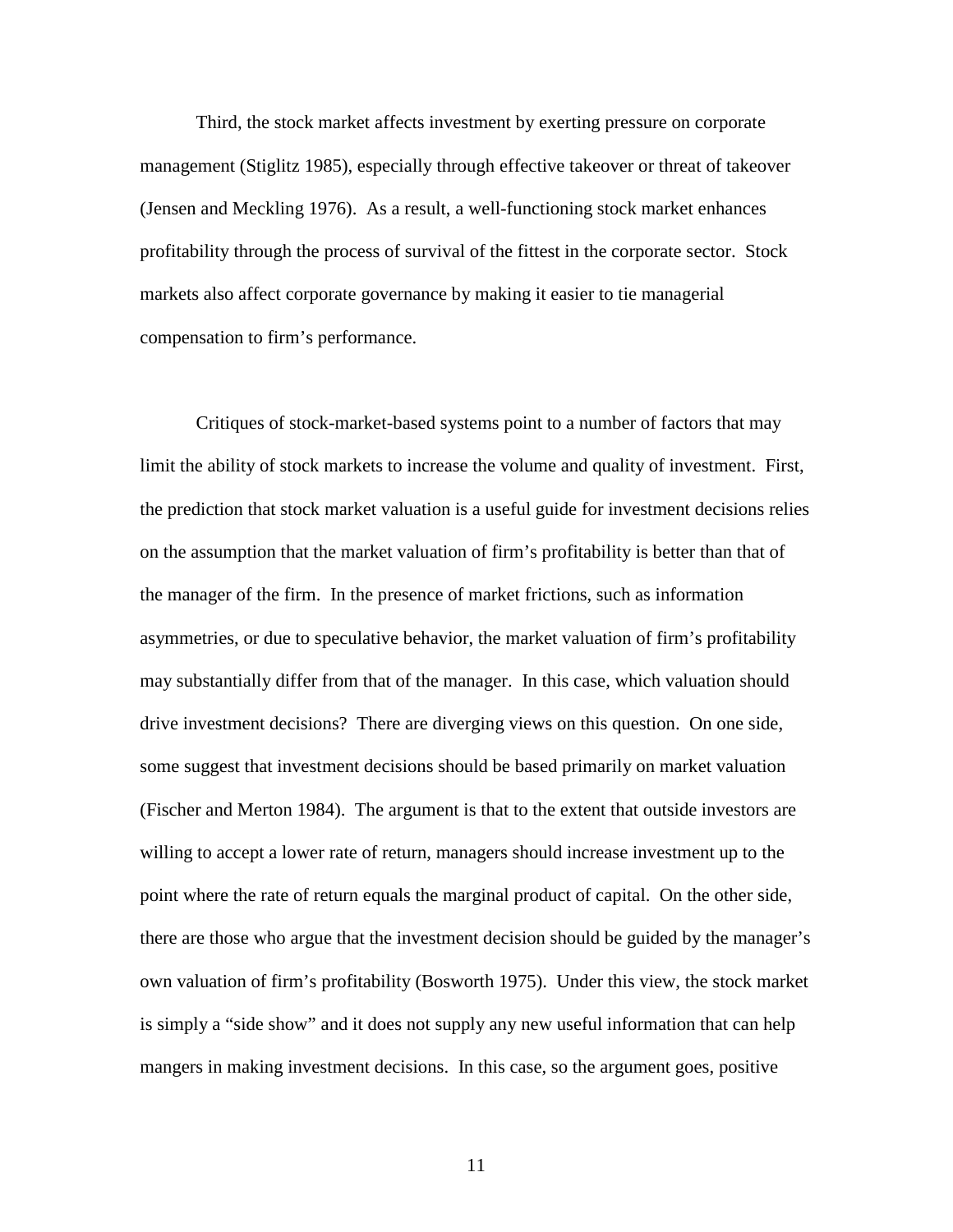Third, the stock market affects investment by exerting pressure on corporate management (Stiglitz 1985), especially through effective takeover or threat of takeover (Jensen and Meckling 1976). As a result, a well-functioning stock market enhances profitability through the process of survival of the fittest in the corporate sector. Stock markets also affect corporate governance by making it easier to tie managerial compensation to firm's performance.

Critiques of stock-market-based systems point to a number of factors that may limit the ability of stock markets to increase the volume and quality of investment. First, the prediction that stock market valuation is a useful guide for investment decisions relies on the assumption that the market valuation of firm's profitability is better than that of the manager of the firm. In the presence of market frictions, such as information asymmetries, or due to speculative behavior, the market valuation of firm's profitability may substantially differ from that of the manager. In this case, which valuation should drive investment decisions? There are diverging views on this question. On one side, some suggest that investment decisions should be based primarily on market valuation (Fischer and Merton 1984). The argument is that to the extent that outside investors are willing to accept a lower rate of return, managers should increase investment up to the point where the rate of return equals the marginal product of capital. On the other side, there are those who argue that the investment decision should be guided by the manager's own valuation of firm's profitability (Bosworth 1975). Under this view, the stock market is simply a "side show" and it does not supply any new useful information that can help mangers in making investment decisions. In this case, so the argument goes, positive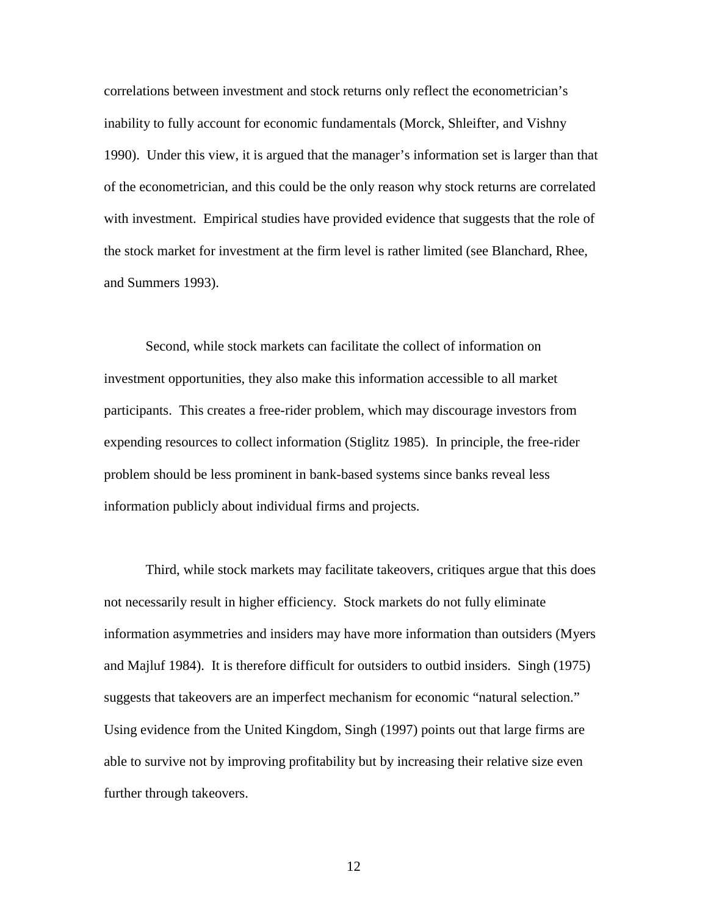correlations between investment and stock returns only reflect the econometrician's inability to fully account for economic fundamentals (Morck, Shleifter, and Vishny 1990). Under this view, it is argued that the manager's information set is larger than that of the econometrician, and this could be the only reason why stock returns are correlated with investment. Empirical studies have provided evidence that suggests that the role of the stock market for investment at the firm level is rather limited (see Blanchard, Rhee, and Summers 1993).

Second, while stock markets can facilitate the collect of information on investment opportunities, they also make this information accessible to all market participants. This creates a free-rider problem, which may discourage investors from expending resources to collect information (Stiglitz 1985). In principle, the free-rider problem should be less prominent in bank-based systems since banks reveal less information publicly about individual firms and projects.

Third, while stock markets may facilitate takeovers, critiques argue that this does not necessarily result in higher efficiency. Stock markets do not fully eliminate information asymmetries and insiders may have more information than outsiders (Myers and Majluf 1984). It is therefore difficult for outsiders to outbid insiders. Singh (1975) suggests that takeovers are an imperfect mechanism for economic "natural selection." Using evidence from the United Kingdom, Singh (1997) points out that large firms are able to survive not by improving profitability but by increasing their relative size even further through takeovers.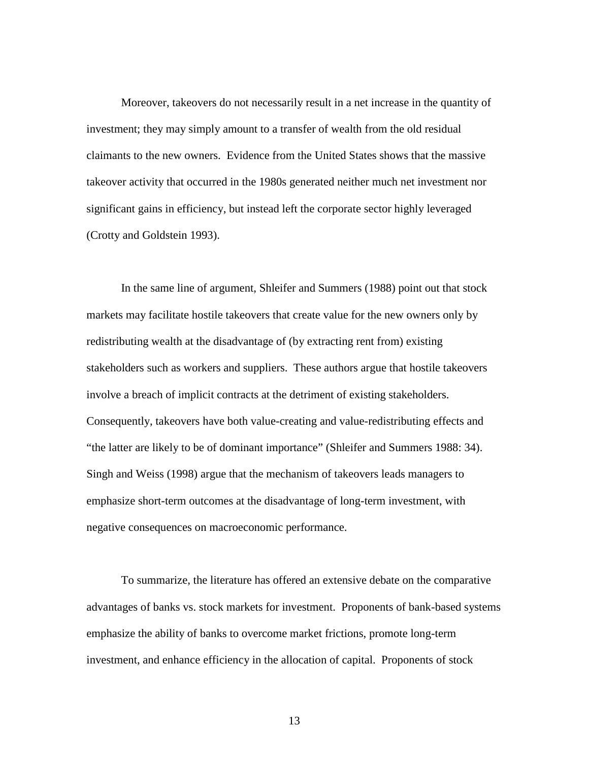Moreover, takeovers do not necessarily result in a net increase in the quantity of investment; they may simply amount to a transfer of wealth from the old residual claimants to the new owners. Evidence from the United States shows that the massive takeover activity that occurred in the 1980s generated neither much net investment nor significant gains in efficiency, but instead left the corporate sector highly leveraged (Crotty and Goldstein 1993).

In the same line of argument, Shleifer and Summers (1988) point out that stock markets may facilitate hostile takeovers that create value for the new owners only by redistributing wealth at the disadvantage of (by extracting rent from) existing stakeholders such as workers and suppliers. These authors argue that hostile takeovers involve a breach of implicit contracts at the detriment of existing stakeholders. Consequently, takeovers have both value-creating and value-redistributing effects and "the latter are likely to be of dominant importance" (Shleifer and Summers 1988: 34). Singh and Weiss (1998) argue that the mechanism of takeovers leads managers to emphasize short-term outcomes at the disadvantage of long-term investment, with negative consequences on macroeconomic performance.

To summarize, the literature has offered an extensive debate on the comparative advantages of banks vs. stock markets for investment. Proponents of bank-based systems emphasize the ability of banks to overcome market frictions, promote long-term investment, and enhance efficiency in the allocation of capital. Proponents of stock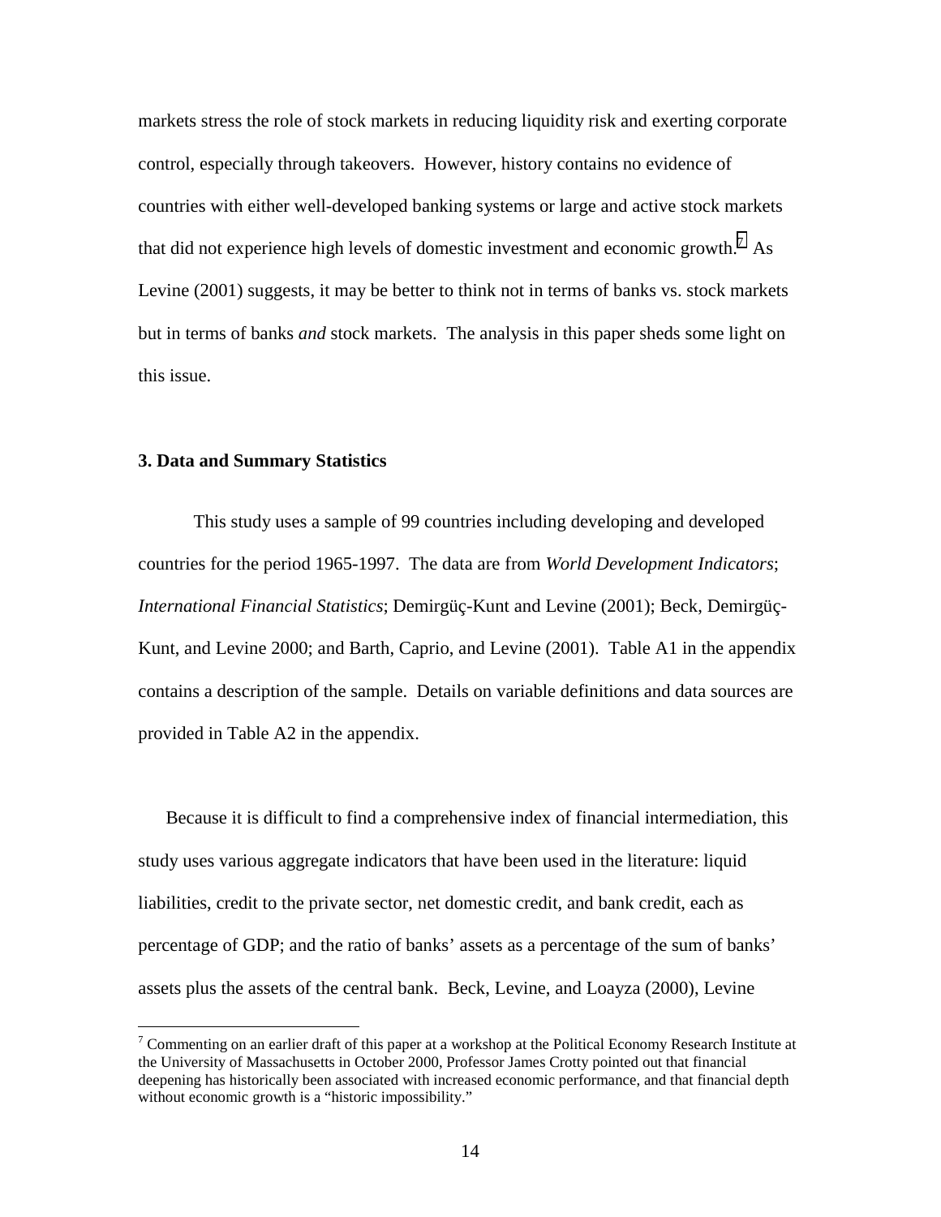markets stress the role of stock markets in reducing liquidity risk and exerting corporate control, especially through takeovers. However, history contains no evidence of countries with either well-developed banking systems or large and active stock markets that did not experience high levels of domestic investment and economic growth.[7] As Levine (2001) suggests, it may be better to think not in terms of banks vs. stock markets but in terms of banks *and* stock markets. The analysis in this paper sheds some light on this issue.

### 3. Data and Summary Statistics

This study uses a sample of 99 countries including developing and developed countries for the period 1965-1997. The data are from *World Development Indicators*; *International Financial Statistics*; Demirgüç-Kunt and Levine (2001); Beck, Demirgüç-Kunt, and Levine 2000; and Barth, Caprio, and Levine (2001). Table A1 in the appendix contains a description of the sample. Details on variable definitions and data sources are provided in Table A2 in the appendix.

Because it is difficult to find a comprehensive index of financial intermediation, this study uses various aggregate indicators that have been used in the literature: liquid liabilities, credit to the private sector, net domestic credit, and bank credit, each as percentage of GDP; and the ratio of banks' assets as a percentage of the sum of banks' assets plus the assets of the central bank. Beck, Levine, and Loayza (2000), Levine

[7] Commenting on an earlier draft of this paper at a workshop at the Political Economy Research Institute at the University of Massachusetts in October 2000, Professor James Crotty pointed out that financial deepening has historically been associated with increased economic performance, and that financial depth without economic growth is a "historic impossibility."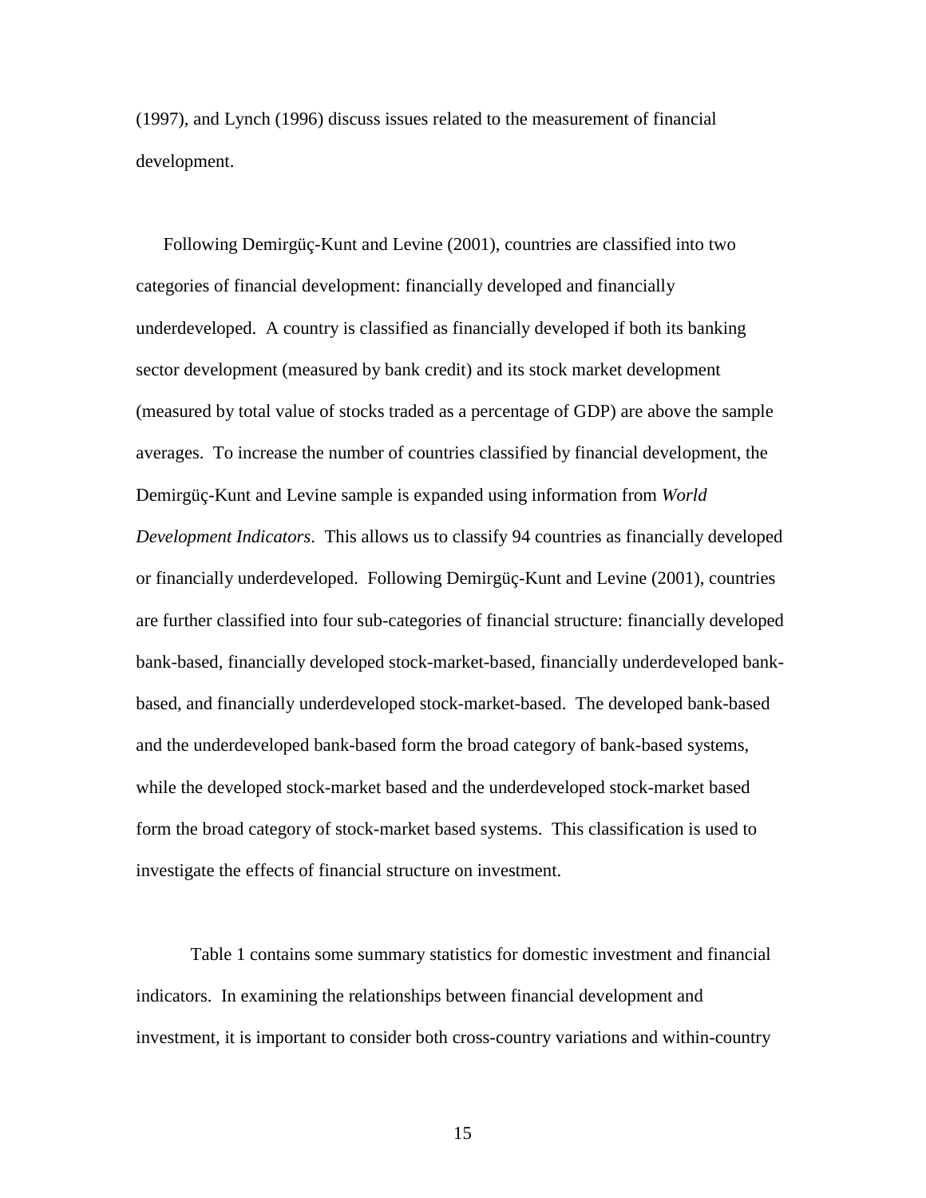(1997), and Lynch (1996) discuss issues related to the measurement of financial development.

Following Demirgüç-Kunt and Levine (2001), countries are classified into two categories of financial development: financially developed and financially underdeveloped. A country is classified as financially developed if both its banking sector development (measured by bank credit) and its stock market development (measured by total value of stocks traded as a percentage of GDP) are above the sample averages. To increase the number of countries classified by financial development, the Demirgüç-Kunt and Levine sample is expanded using information from *World Development Indicators*. This allows us to classify 94 countries as financially developed or financially underdeveloped. Following Demirgüç-Kunt and Levine (2001), countries are further classified into four sub-categories of financial structure: financially developed bank-based, financially developed stock-market-based, financially underdeveloped bank-based, and financially underdeveloped stock-market-based. The developed bank-based and the underdeveloped bank-based form the broad category of bank-based systems, while the developed stock-market based and the underdeveloped stock-market based form the broad category of stock-market based systems. This classification is used to investigate the effects of financial structure on investment.

Table 1 contains some summary statistics for domestic investment and financial indicators. In examining the relationships between financial development and investment, it is important to consider both cross-country variations and within-country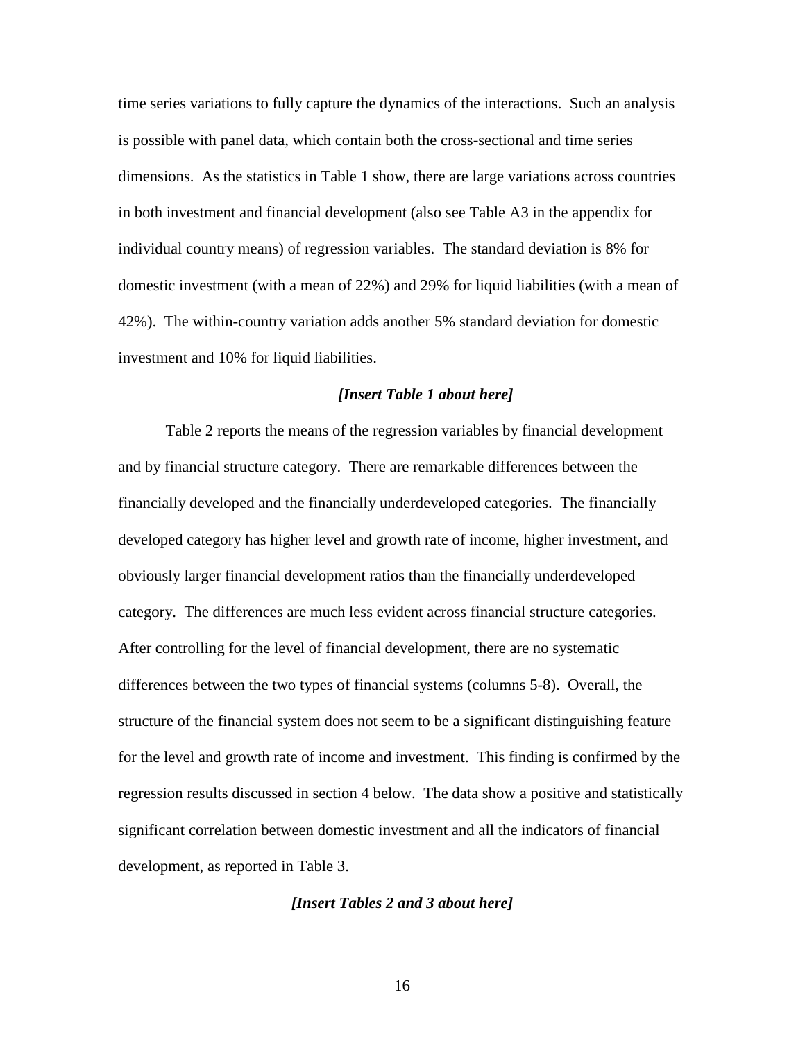time series variations to fully capture the dynamics of the interactions. Such an analysis is possible with panel data, which contain both the cross-sectional and time series dimensions. As the statistics in Table 1 show, there are large variations across countries in both investment and financial development (also see Table A3 in the appendix for individual country means) of regression variables. The standard deviation is 8% for domestic investment (with a mean of 22%) and 29% for liquid liabilities (with a mean of 42%). The within-country variation adds another 5% standard deviation for domestic investment and 10% for liquid liabilities.

***[Insert Table 1 about here]***

Table 2 reports the means of the regression variables by financial development and by financial structure category. There are remarkable differences between the financially developed and the financially underdeveloped categories. The financially developed category has higher level and growth rate of income, higher investment, and obviously larger financial development ratios than the financially underdeveloped category. The differences are much less evident across financial structure categories. After controlling for the level of financial development, there are no systematic differences between the two types of financial systems (columns 5-8). Overall, the structure of the financial system does not seem to be a significant distinguishing feature for the level and growth rate of income and investment. This finding is confirmed by the regression results discussed in section 4 below. The data show a positive and statistically significant correlation between domestic investment and all the indicators of financial development, as reported in Table 3.

***[Insert Tables 2 and 3 about here]***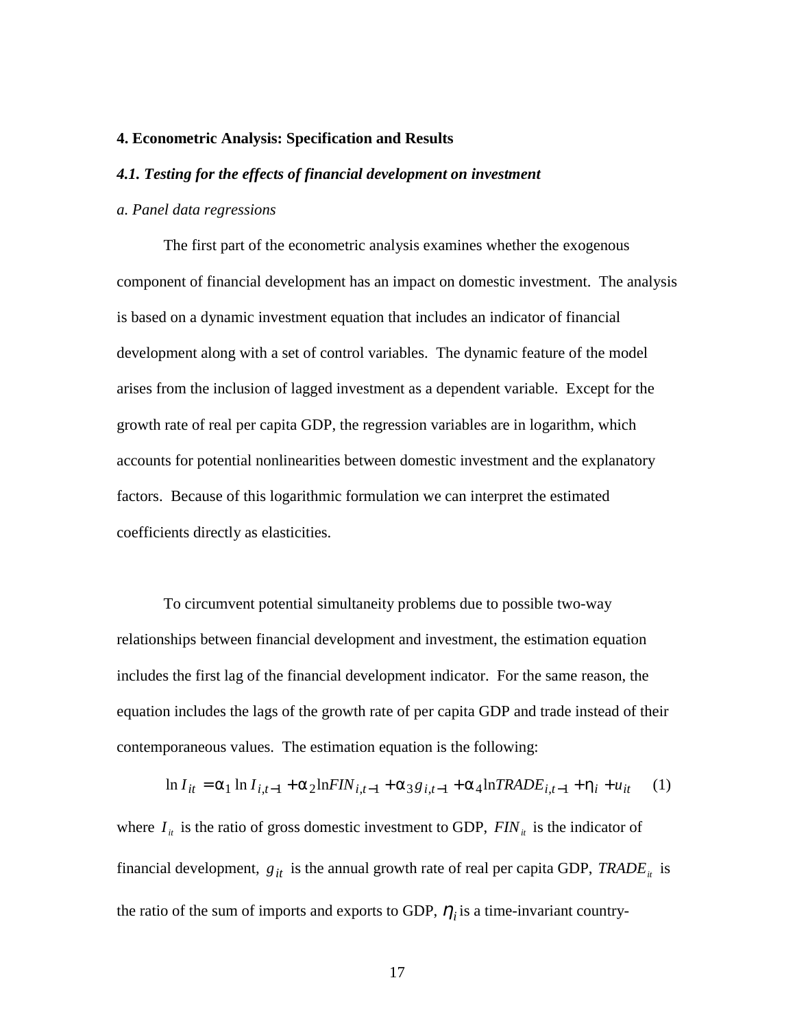## 4. Econometric Analysis: Specification and Results

### *4.1. Testing for the effects of financial development on investment*

*a. Panel data regressions*

The first part of the econometric analysis examines whether the exogenous component of financial development has an impact on domestic investment. The analysis is based on a dynamic investment equation that includes an indicator of financial development along with a set of control variables. The dynamic feature of the model arises from the inclusion of lagged investment as a dependent variable. Except for the growth rate of real per capita GDP, the regression variables are in logarithm, which accounts for potential nonlinearities between domestic investment and the explanatory factors. Because of this logarithmic formulation we can interpret the estimated coefficients directly as elasticities.

To circumvent potential simultaneity problems due to possible two-way relationships between financial development and investment, the estimation equation includes the first lag of the financial development indicator. For the same reason, the equation includes the lags of the growth rate of per capita GDP and trade instead of their contemporaneous values. The estimation equation is the following:

$$\ln I_{it} = \alpha_1 \ln I_{i,t-1} + \alpha_2 \ln FIN_{i,t-1} + \alpha_3 g_{i,t-1} + \alpha_4 \ln TRADE_{i,t-1} + \eta_i + u_{it} \quad (1)$$

where $I_{it}$ is the ratio of gross domestic investment to GDP, $FIN_{it}$ is the indicator of financial development, $g_{it}$ is the annual growth rate of real per capita GDP, $TRADE_{it}$ is the ratio of the sum of imports and exports to GDP, $\eta_i$ is a time-invariant country-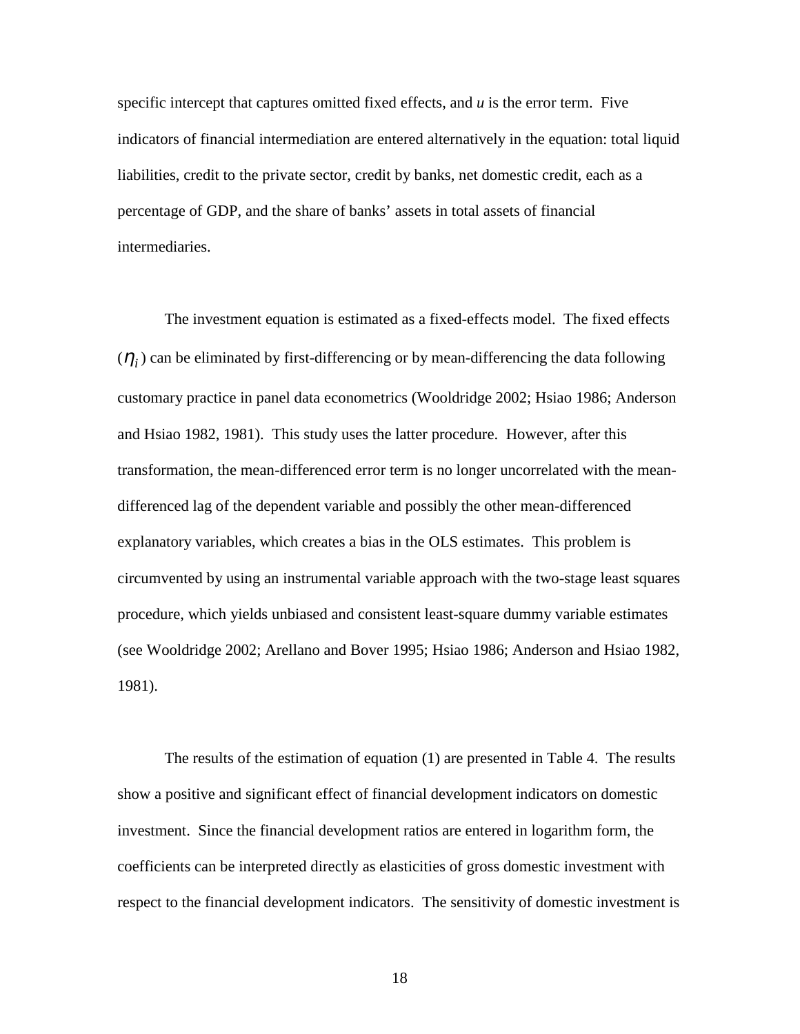specific intercept that captures omitted fixed effects, and $u$ is the error term. Five indicators of financial intermediation are entered alternatively in the equation: total liquid liabilities, credit to the private sector, credit by banks, net domestic credit, each as a percentage of GDP, and the share of banks' assets in total assets of financial intermediaries.

The investment equation is estimated as a fixed-effects model. The fixed effects ($\eta_i$) can be eliminated by first-differencing or by mean-differencing the data following customary practice in panel data econometrics (Wooldridge 2002; Hsiao 1986; Anderson and Hsiao 1982, 1981). This study uses the latter procedure. However, after this transformation, the mean-differenced error term is no longer uncorrelated with the mean-differenced lag of the dependent variable and possibly the other mean-differenced explanatory variables, which creates a bias in the OLS estimates. This problem is circumvented by using an instrumental variable approach with the two-stage least squares procedure, which yields unbiased and consistent least-square dummy variable estimates (see Wooldridge 2002; Arellano and Bover 1995; Hsiao 1986; Anderson and Hsiao 1982, 1981).

The results of the estimation of equation (1) are presented in Table 4. The results show a positive and significant effect of financial development indicators on domestic investment. Since the financial development ratios are entered in logarithm form, the coefficients can be interpreted directly as elasticities of gross domestic investment with respect to the financial development indicators. The sensitivity of domestic investment is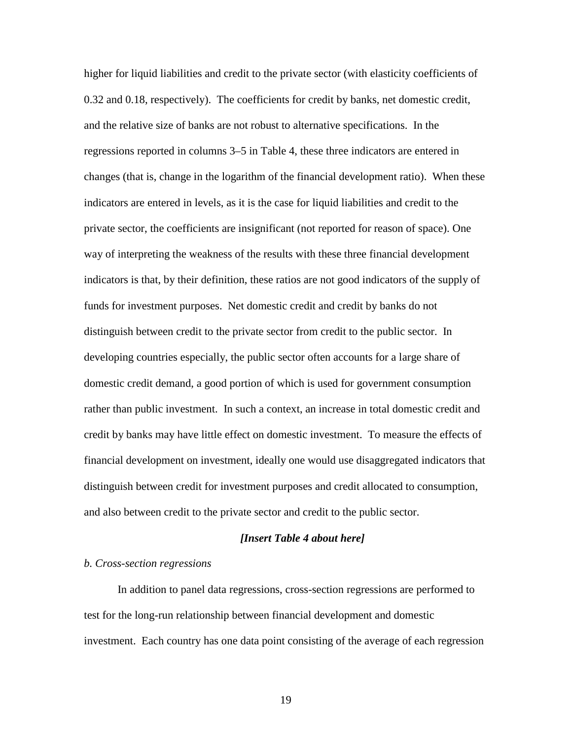higher for liquid liabilities and credit to the private sector (with elasticity coefficients of 0.32 and 0.18, respectively). The coefficients for credit by banks, net domestic credit, and the relative size of banks are not robust to alternative specifications. In the regressions reported in columns 3–5 in Table 4, these three indicators are entered in changes (that is, change in the logarithm of the financial development ratio). When these indicators are entered in levels, as it is the case for liquid liabilities and credit to the private sector, the coefficients are insignificant (not reported for reason of space). One way of interpreting the weakness of the results with these three financial development indicators is that, by their definition, these ratios are not good indicators of the supply of funds for investment purposes. Net domestic credit and credit by banks do not distinguish between credit to the private sector from credit to the public sector. In developing countries especially, the public sector often accounts for a large share of domestic credit demand, a good portion of which is used for government consumption rather than public investment. In such a context, an increase in total domestic credit and credit by banks may have little effect on domestic investment. To measure the effects of financial development on investment, ideally one would use disaggregated indicators that distinguish between credit for investment purposes and credit allocated to consumption, and also between credit to the private sector and credit to the public sector.

***[Insert Table 4 about here]***

*b. Cross-section regressions*

In addition to panel data regressions, cross-section regressions are performed to test for the long-run relationship between financial development and domestic investment. Each country has one data point consisting of the average of each regression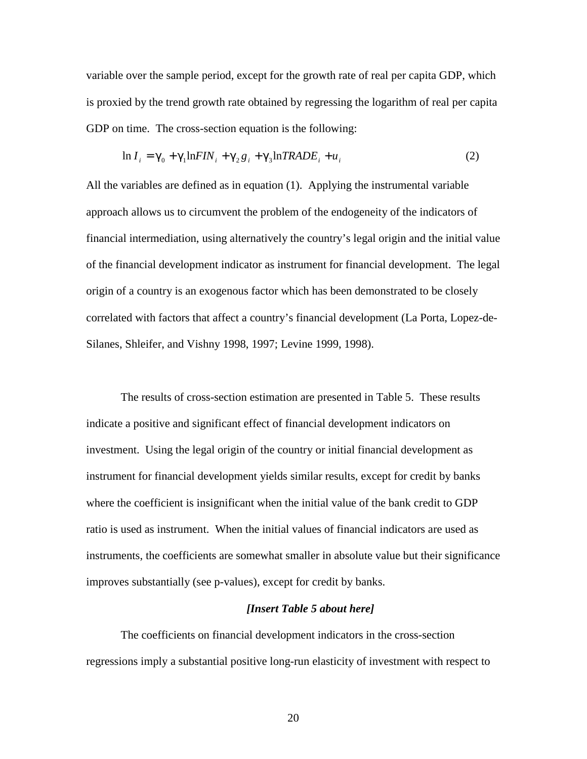variable over the sample period, except for the growth rate of real per capita GDP, which is proxied by the trend growth rate obtained by regressing the logarithm of real per capita GDP on time. The cross-section equation is the following:

$$\ln I_i = \gamma_0 + \gamma_1 \ln FIN_i + \gamma_2 g_i + \gamma_3 \ln TRADE_i + u_i \qquad (2)$$

All the variables are defined as in equation (1). Applying the instrumental variable approach allows us to circumvent the problem of the endogeneity of the indicators of financial intermediation, using alternatively the country's legal origin and the initial value of the financial development indicator as instrument for financial development. The legal origin of a country is an exogenous factor which has been demonstrated to be closely correlated with factors that affect a country's financial development (La Porta, Lopez-de-Silanes, Shleifer, and Vishny 1998, 1997; Levine 1999, 1998).

The results of cross-section estimation are presented in Table 5. These results indicate a positive and significant effect of financial development indicators on investment. Using the legal origin of the country or initial financial development as instrument for financial development yields similar results, except for credit by banks where the coefficient is insignificant when the initial value of the bank credit to GDP ratio is used as instrument. When the initial values of financial indicators are used as instruments, the coefficients are somewhat smaller in absolute value but their significance improves substantially (see p-values), except for credit by banks.

***[Insert Table 5 about here]***

The coefficients on financial development indicators in the cross-section regressions imply a substantial positive long-run elasticity of investment with respect to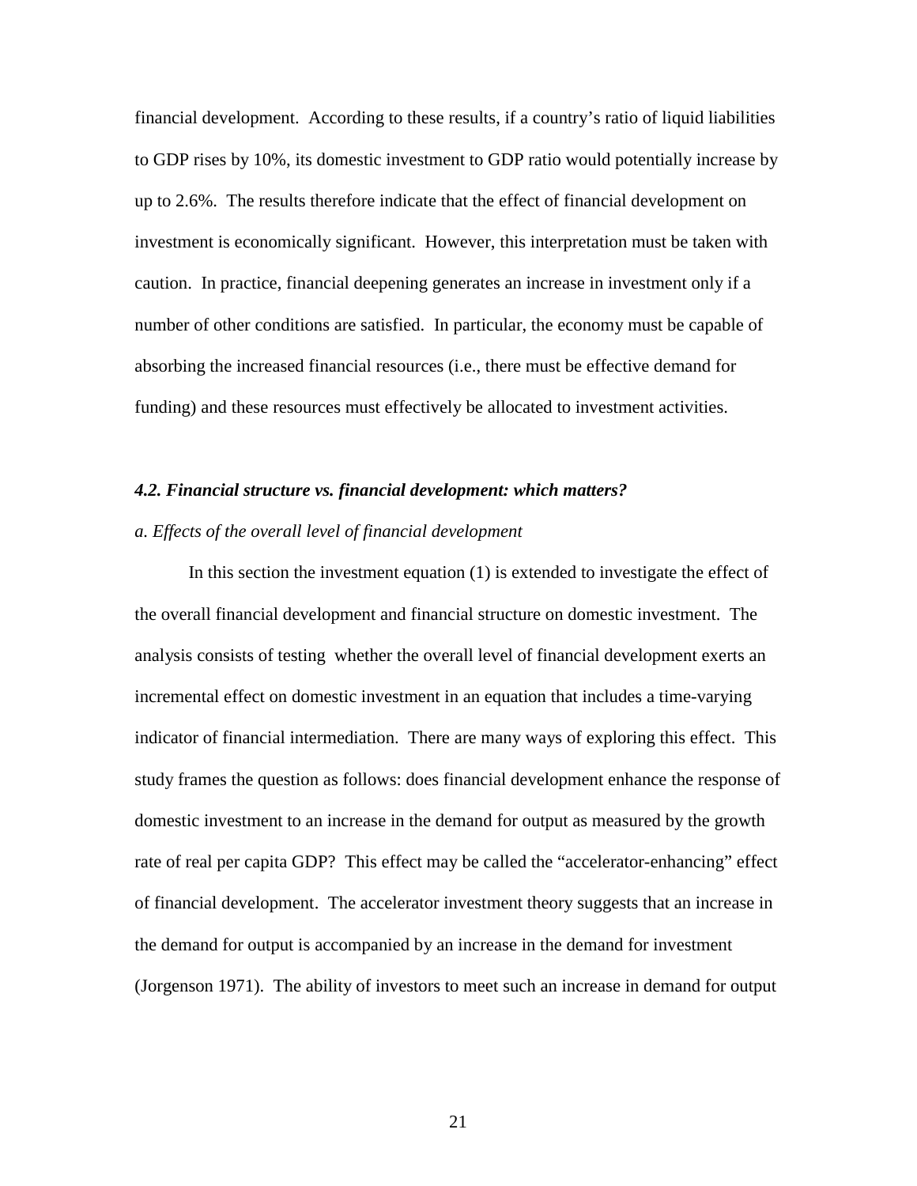financial development. According to these results, if a country's ratio of liquid liabilities to GDP rises by 10%, its domestic investment to GDP ratio would potentially increase by up to 2.6%. The results therefore indicate that the effect of financial development on investment is economically significant. However, this interpretation must be taken with caution. In practice, financial deepening generates an increase in investment only if a number of other conditions are satisfied. In particular, the economy must be capable of absorbing the increased financial resources (i.e., there must be effective demand for funding) and these resources must effectively be allocated to investment activities.

### *4.2. Financial structure vs. financial development: which matters?*

*a. Effects of the overall level of financial development*

In this section the investment equation (1) is extended to investigate the effect of the overall financial development and financial structure on domestic investment. The analysis consists of testing whether the overall level of financial development exerts an incremental effect on domestic investment in an equation that includes a time-varying indicator of financial intermediation. There are many ways of exploring this effect. This study frames the question as follows: does financial development enhance the response of domestic investment to an increase in the demand for output as measured by the growth rate of real per capita GDP? This effect may be called the "accelerator-enhancing" effect of financial development. The accelerator investment theory suggests that an increase in the demand for output is accompanied by an increase in the demand for investment (Jorgenson 1971). The ability of investors to meet such an increase in demand for output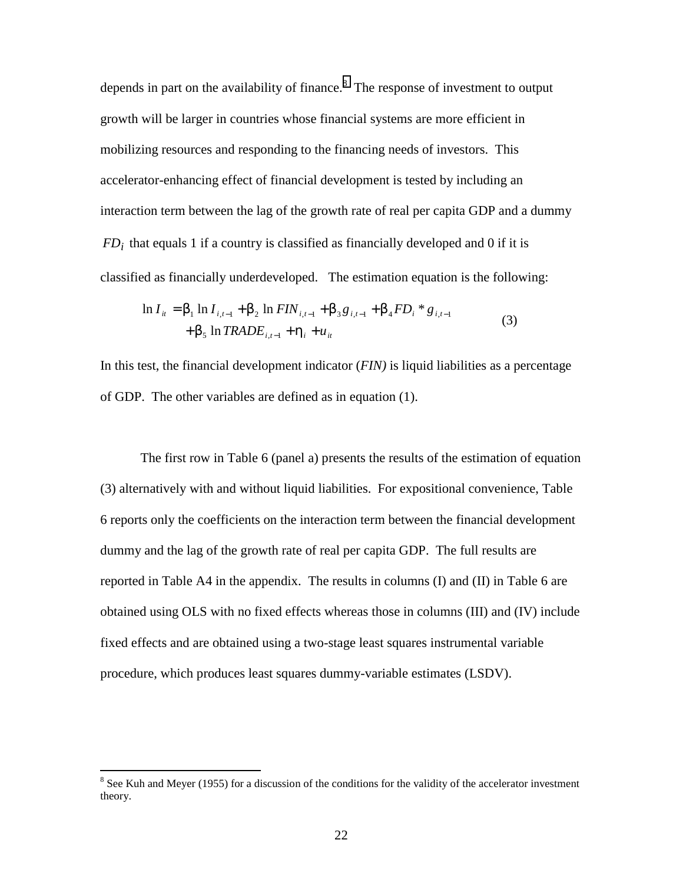depends in part on the availability of finance.[8] The response of investment to output growth will be larger in countries whose financial systems are more efficient in mobilizing resources and responding to the financing needs of investors. This accelerator-enhancing effect of financial development is tested by including an interaction term between the lag of the growth rate of real per capita GDP and a dummy $FD_i$ that equals 1 if a country is classified as financially developed and 0 if it is classified as financially underdeveloped. The estimation equation is the following:

$$
\begin{aligned}
\ln I_{it} = {} & \beta_1 \ln I_{i,t-1} + \beta_2 \ln FIN_{i,t-1} + \beta_3 g_{i,t-1} + \beta_4 FD_i * g_{i,t-1} \\
& + \beta_5 \ln TRADE_{i,t-1} + \eta_i + u_{it}
\end{aligned}
\tag{3}
$$

In this test, the financial development indicator (*FIN)* is liquid liabilities as a percentage of GDP. The other variables are defined as in equation (1).

The first row in Table 6 (panel a) presents the results of the estimation of equation (3) alternatively with and without liquid liabilities. For expositional convenience, Table 6 reports only the coefficients on the interaction term between the financial development dummy and the lag of the growth rate of real per capita GDP. The full results are reported in Table A4 in the appendix. The results in columns (I) and (II) in Table 6 are obtained using OLS with no fixed effects whereas those in columns (III) and (IV) include fixed effects and are obtained using a two-stage least squares instrumental variable procedure, which produces least squares dummy-variable estimates (LSDV).

---

[8] See Kuh and Meyer (1955) for a discussion of the conditions for the validity of the accelerator investment theory.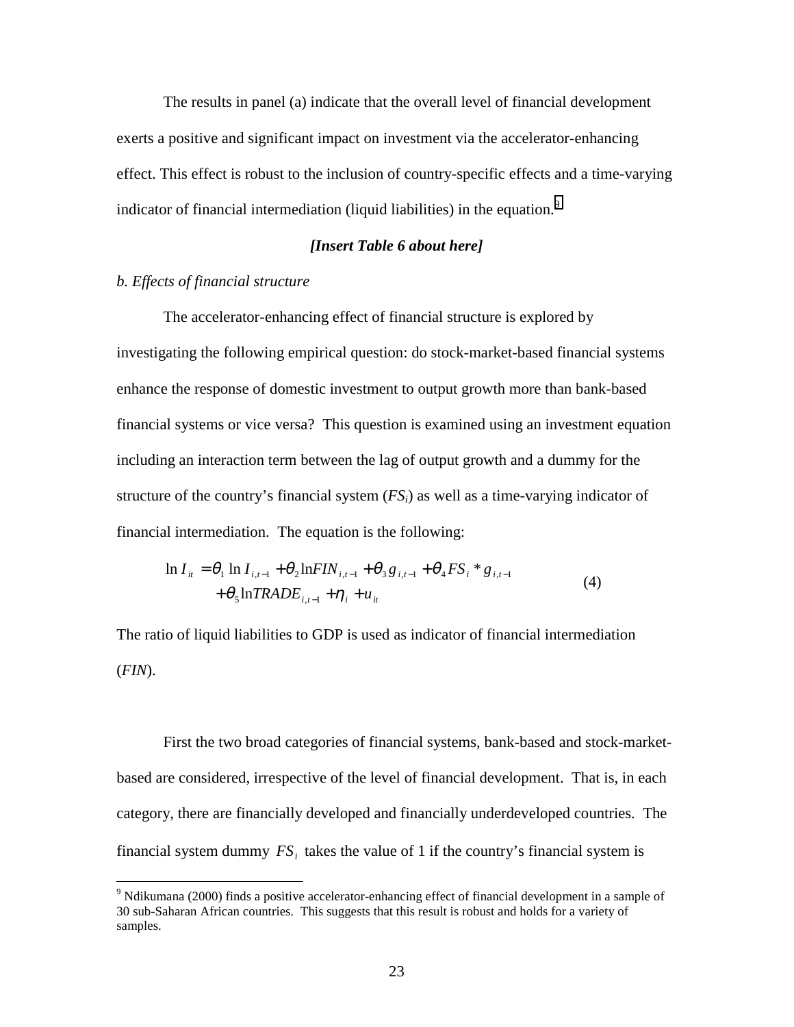The results in panel (a) indicate that the overall level of financial development exerts a positive and significant impact on investment via the accelerator-enhancing effect. This effect is robust to the inclusion of country-specific effects and a time-varying indicator of financial intermediation (liquid liabilities) in the equation.[9]

***[Insert Table 6 about here]***

*b. Effects of financial structure*

The accelerator-enhancing effect of financial structure is explored by investigating the following empirical question: do stock-market-based financial systems enhance the response of domestic investment to output growth more than bank-based financial systems or vice versa? This question is examined using an investment equation including an interaction term between the lag of output growth and a dummy for the structure of the country's financial system ($FS_i$) as well as a time-varying indicator of financial intermediation. The equation is the following:

$$\ln I_{it} = \theta_1 \ln I_{i,t-1} + \theta_2 \ln FIN_{i,t-1} + \theta_3 g_{i,t-1} + \theta_4 FS_i * g_{i,t-1} + \theta_5 \ln TRADE_{i,t-1} + \eta_i + u_{it} \quad (4)$$

The ratio of liquid liabilities to GDP is used as indicator of financial intermediation (*FIN*).

First the two broad categories of financial systems, bank-based and stock-market-based are considered, irrespective of the level of financial development. That is, in each category, there are financially developed and financially underdeveloped countries. The financial system dummy $FS_i$ takes the value of 1 if the country's financial system is

[9] Ndikumana (2000) finds a positive accelerator-enhancing effect of financial development in a sample of 30 sub-Saharan African countries. This suggests that this result is robust and holds for a variety of samples.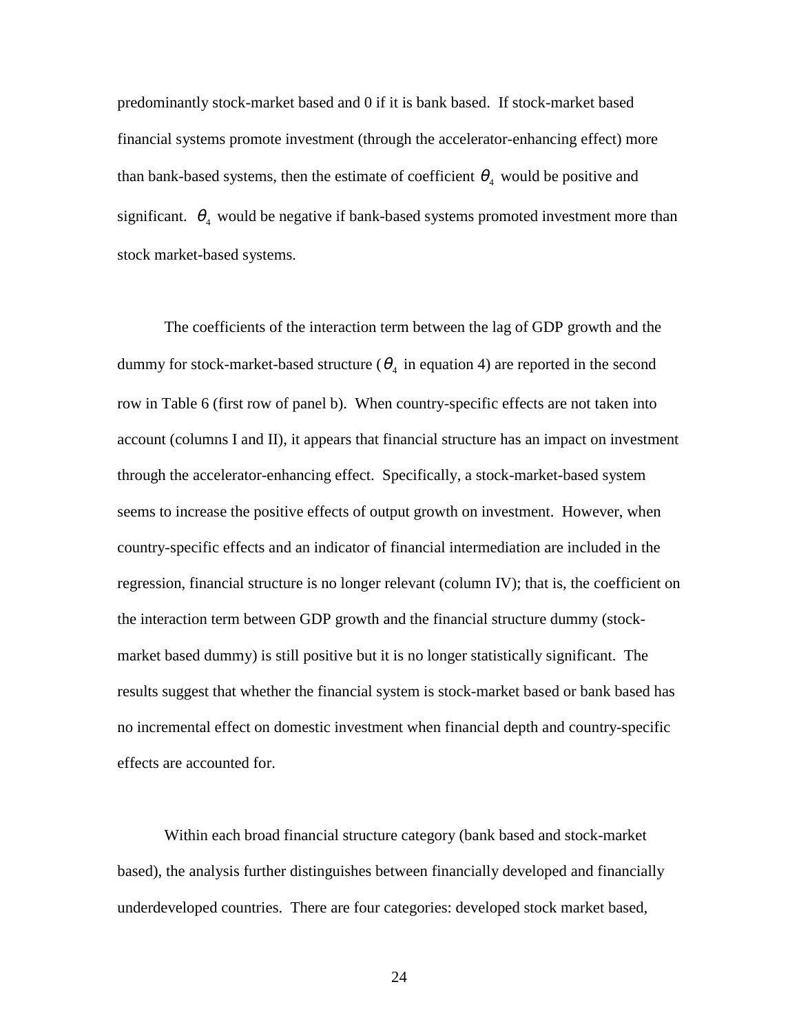predominantly stock-market based and 0 if it is bank based. If stock-market based financial systems promote investment (through the accelerator-enhancing effect) more than bank-based systems, then the estimate of coefficient $\theta_4$ would be positive and significant. $\theta_4$ would be negative if bank-based systems promoted investment more than stock market-based systems.

The coefficients of the interaction term between the lag of GDP growth and the dummy for stock-market-based structure ($\theta_4$ in equation 4) are reported in the second row in Table 6 (first row of panel b). When country-specific effects are not taken into account (columns I and II), it appears that financial structure has an impact on investment through the accelerator-enhancing effect. Specifically, a stock-market-based system seems to increase the positive effects of output growth on investment. However, when country-specific effects and an indicator of financial intermediation are included in the regression, financial structure is no longer relevant (column IV); that is, the coefficient on the interaction term between GDP growth and the financial structure dummy (stock-market based dummy) is still positive but it is no longer statistically significant. The results suggest that whether the financial system is stock-market based or bank based has no incremental effect on domestic investment when financial depth and country-specific effects are accounted for.

Within each broad financial structure category (bank based and stock-market based), the analysis further distinguishes between financially developed and financially underdeveloped countries. There are four categories: developed stock market based,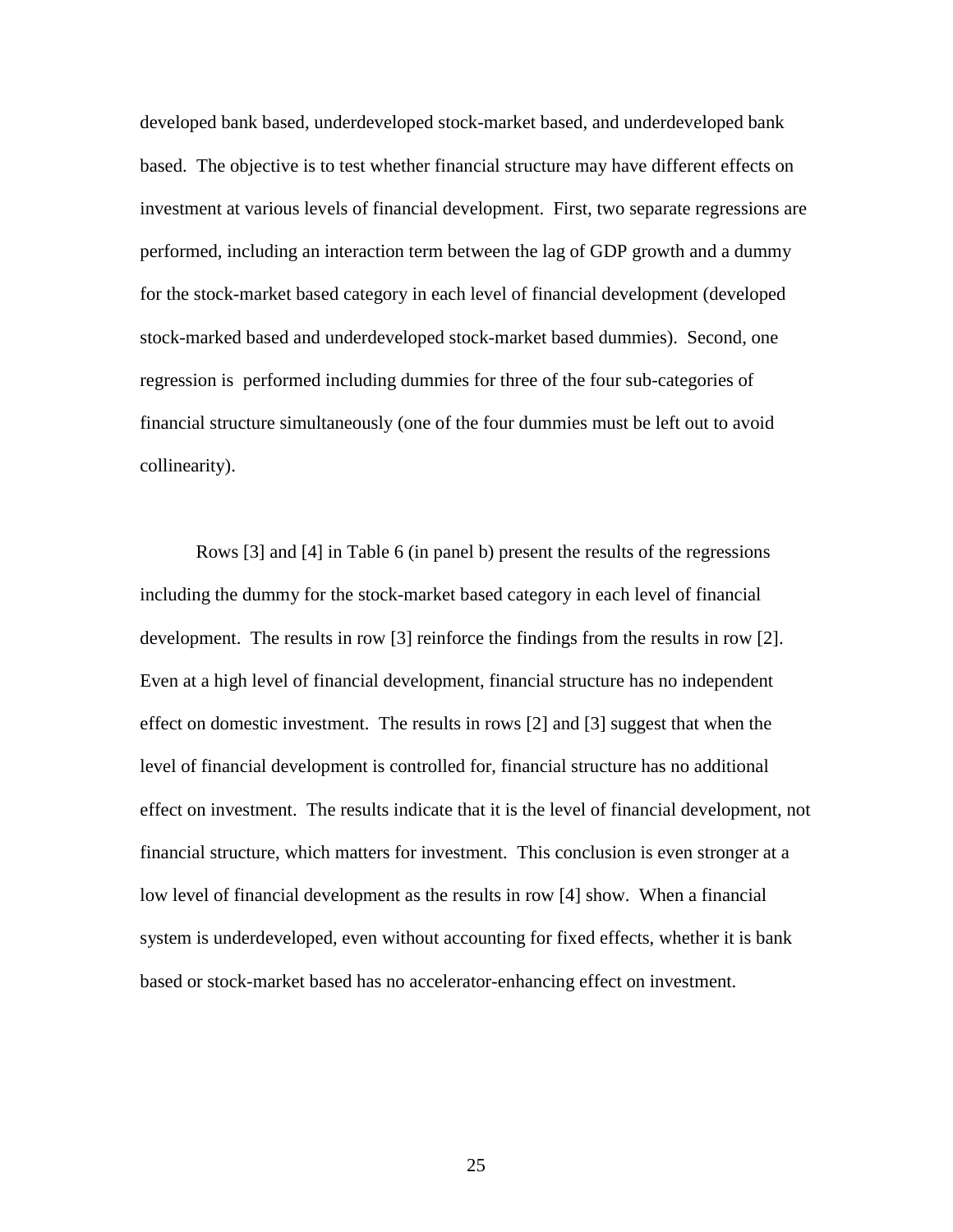developed bank based, underdeveloped stock-market based, and underdeveloped bank based. The objective is to test whether financial structure may have different effects on investment at various levels of financial development. First, two separate regressions are performed, including an interaction term between the lag of GDP growth and a dummy for the stock-market based category in each level of financial development (developed stock-marked based and underdeveloped stock-market based dummies). Second, one regression is performed including dummies for three of the four sub-categories of financial structure simultaneously (one of the four dummies must be left out to avoid collinearity).

Rows [3] and [4] in Table 6 (in panel b) present the results of the regressions including the dummy for the stock-market based category in each level of financial development. The results in row [3] reinforce the findings from the results in row [2]. Even at a high level of financial development, financial structure has no independent effect on domestic investment. The results in rows [2] and [3] suggest that when the level of financial development is controlled for, financial structure has no additional effect on investment. The results indicate that it is the level of financial development, not financial structure, which matters for investment. This conclusion is even stronger at a low level of financial development as the results in row [4] show. When a financial system is underdeveloped, even without accounting for fixed effects, whether it is bank based or stock-market based has no accelerator-enhancing effect on investment.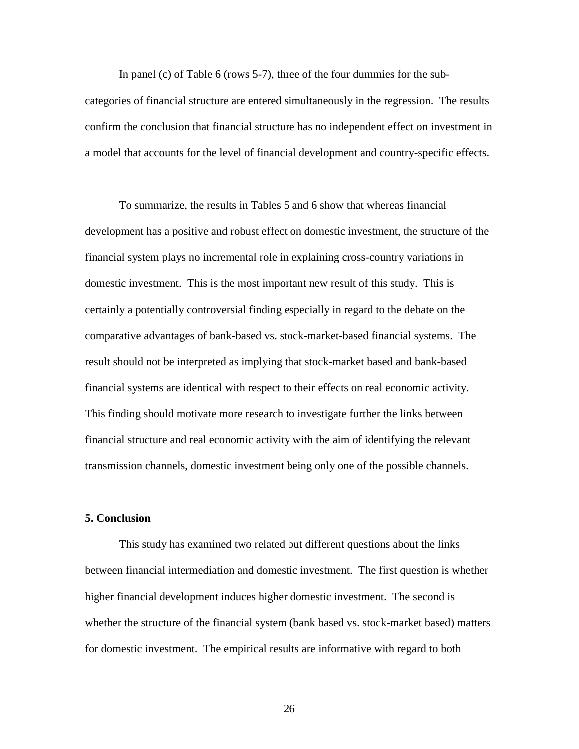In panel (c) of Table 6 (rows 5-7), three of the four dummies for the sub-categories of financial structure are entered simultaneously in the regression. The results confirm the conclusion that financial structure has no independent effect on investment in a model that accounts for the level of financial development and country-specific effects.

To summarize, the results in Tables 5 and 6 show that whereas financial development has a positive and robust effect on domestic investment, the structure of the financial system plays no incremental role in explaining cross-country variations in domestic investment. This is the most important new result of this study. This is certainly a potentially controversial finding especially in regard to the debate on the comparative advantages of bank-based vs. stock-market-based financial systems. The result should not be interpreted as implying that stock-market based and bank-based financial systems are identical with respect to their effects on real economic activity. This finding should motivate more research to investigate further the links between financial structure and real economic activity with the aim of identifying the relevant transmission channels, domestic investment being only one of the possible channels.

## 5. Conclusion

This study has examined two related but different questions about the links between financial intermediation and domestic investment. The first question is whether higher financial development induces higher domestic investment. The second is whether the structure of the financial system (bank based vs. stock-market based) matters for domestic investment. The empirical results are informative with regard to both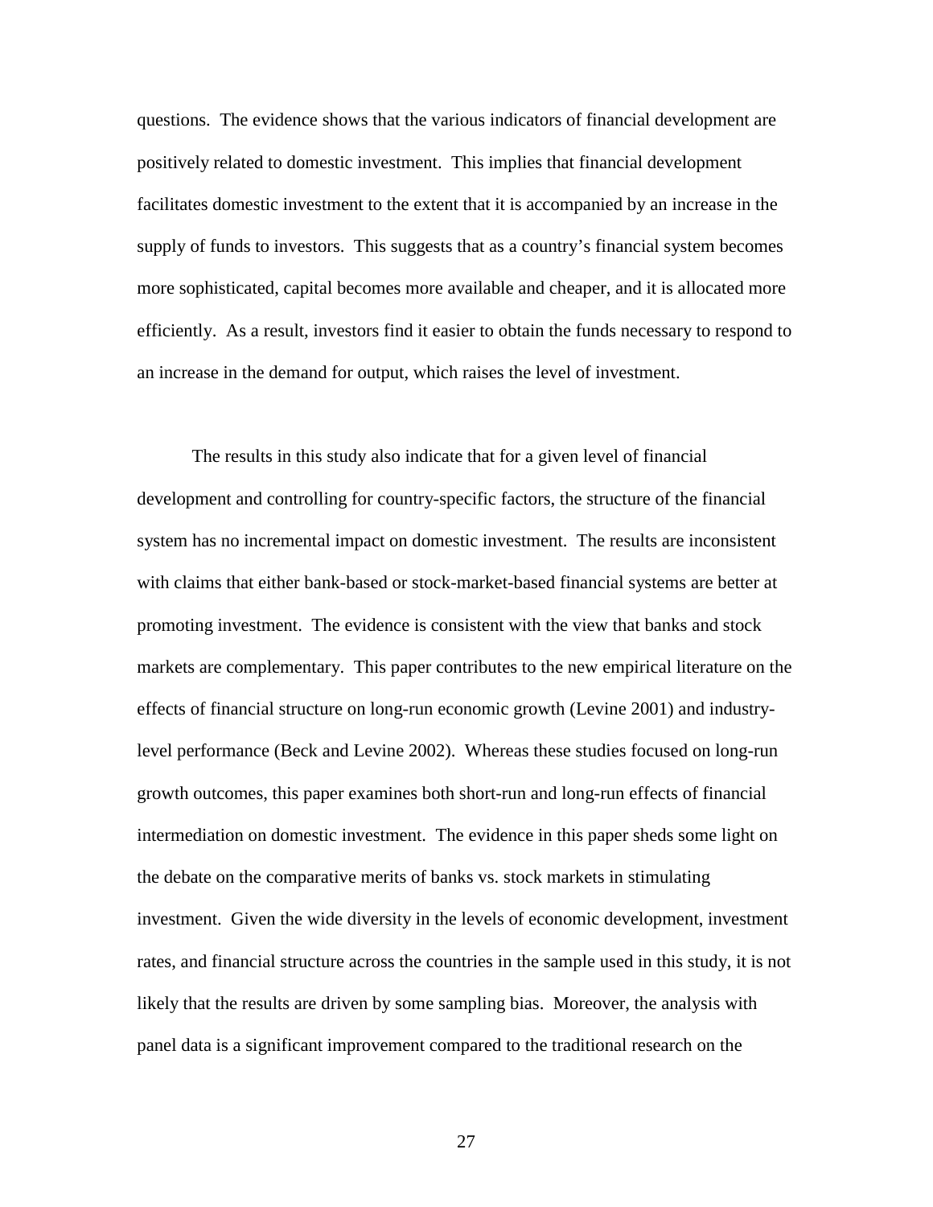questions. The evidence shows that the various indicators of financial development are positively related to domestic investment. This implies that financial development facilitates domestic investment to the extent that it is accompanied by an increase in the supply of funds to investors. This suggests that as a country's financial system becomes more sophisticated, capital becomes more available and cheaper, and it is allocated more efficiently. As a result, investors find it easier to obtain the funds necessary to respond to an increase in the demand for output, which raises the level of investment.

The results in this study also indicate that for a given level of financial development and controlling for country-specific factors, the structure of the financial system has no incremental impact on domestic investment. The results are inconsistent with claims that either bank-based or stock-market-based financial systems are better at promoting investment. The evidence is consistent with the view that banks and stock markets are complementary. This paper contributes to the new empirical literature on the effects of financial structure on long-run economic growth (Levine 2001) and industry-level performance (Beck and Levine 2002). Whereas these studies focused on long-run growth outcomes, this paper examines both short-run and long-run effects of financial intermediation on domestic investment. The evidence in this paper sheds some light on the debate on the comparative merits of banks vs. stock markets in stimulating investment. Given the wide diversity in the levels of economic development, investment rates, and financial structure across the countries in the sample used in this study, it is not likely that the results are driven by some sampling bias. Moreover, the analysis with panel data is a significant improvement compared to the traditional research on the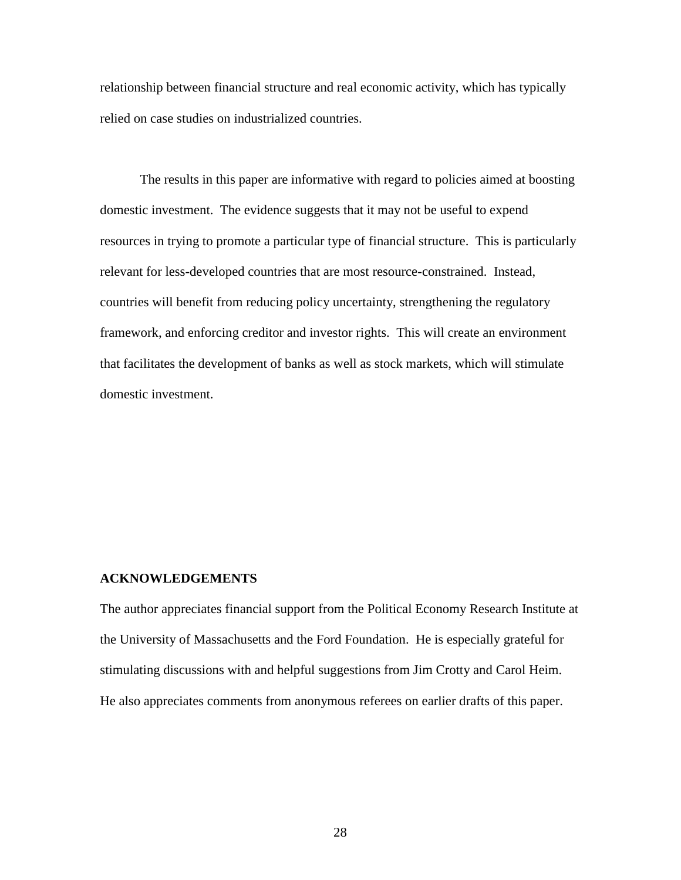relationship between financial structure and real economic activity, which has typically relied on case studies on industrialized countries.

The results in this paper are informative with regard to policies aimed at boosting domestic investment. The evidence suggests that it may not be useful to expend resources in trying to promote a particular type of financial structure. This is particularly relevant for less-developed countries that are most resource-constrained. Instead, countries will benefit from reducing policy uncertainty, strengthening the regulatory framework, and enforcing creditor and investor rights. This will create an environment that facilitates the development of banks as well as stock markets, which will stimulate domestic investment.

**ACKNOWLEDGEMENTS**

The author appreciates financial support from the Political Economy Research Institute at the University of Massachusetts and the Ford Foundation. He is especially grateful for stimulating discussions with and helpful suggestions from Jim Crotty and Carol Heim. He also appreciates comments from anonymous referees on earlier drafts of this paper.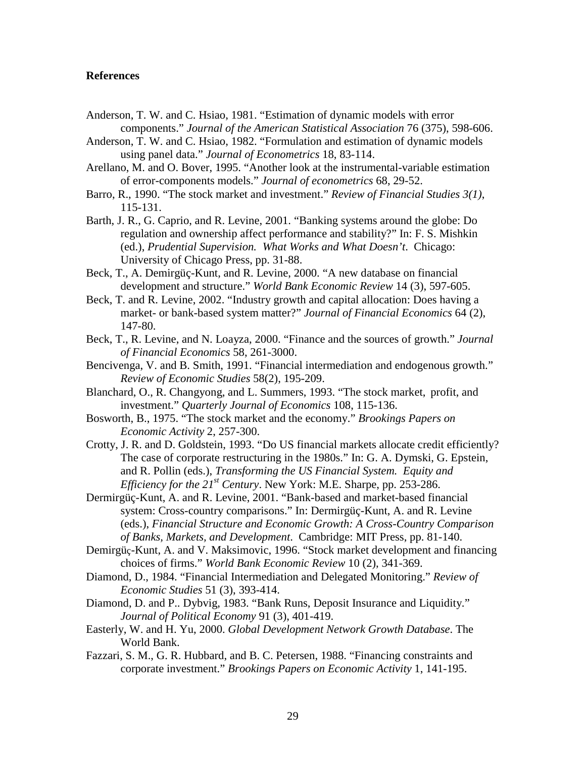**References**

Anderson, T. W. and C. Hsiao, 1981. "Estimation of dynamic models with error components." *Journal of the American Statistical Association* 76 (375), 598-606.

Anderson, T. W. and C. Hsiao, 1982. "Formulation and estimation of dynamic models using panel data." *Journal of Econometrics* 18, 83-114.

Arellano, M. and O. Bover, 1995. "Another look at the instrumental-variable estimation of error-components models." *Journal of econometrics* 68, 29-52.

Barro, R., 1990. "The stock market and investment." *Review of Financial Studies 3(1)*, 115-131.

Barth, J. R., G. Caprio, and R. Levine, 2001. "Banking systems around the globe: Do regulation and ownership affect performance and stability?" In: F. S. Mishkin (ed.), *Prudential Supervision. What Works and What Doesn't*. Chicago: University of Chicago Press, pp. 31-88.

Beck, T., A. Demirgüç-Kunt, and R. Levine, 2000. "A new database on financial development and structure." *World Bank Economic Review* 14 (3), 597-605.

Beck, T. and R. Levine, 2002. "Industry growth and capital allocation: Does having a market- or bank-based system matter?" *Journal of Financial Economics* 64 (2), 147-80.

Beck, T., R. Levine, and N. Loayza, 2000. "Finance and the sources of growth." *Journal of Financial Economics* 58, 261-3000.

Bencivenga, V. and B. Smith, 1991. "Financial intermediation and endogenous growth." *Review of Economic Studies* 58(2), 195-209.

Blanchard, O., R. Changyong, and L. Summers, 1993. "The stock market, profit, and investment." *Quarterly Journal of Economics* 108, 115-136.

Bosworth, B., 1975. "The stock market and the economy." *Brookings Papers on Economic Activity* 2, 257-300.

Crotty, J. R. and D. Goldstein, 1993. "Do US financial markets allocate credit efficiently? The case of corporate restructuring in the 1980s." In: G. A. Dymski, G. Epstein, and R. Pollin (eds.), *Transforming the US Financial System. Equity and Efficiency for the 21st Century*. New York: M.E. Sharpe, pp. 253-286.

Dermirgüç-Kunt, A. and R. Levine, 2001. "Bank-based and market-based financial system: Cross-country comparisons." In: Dermirgüç-Kunt, A. and R. Levine (eds.), *Financial Structure and Economic Growth: A Cross-Country Comparison of Banks, Markets, and Development*. Cambridge: MIT Press, pp. 81-140.

Demirgüç-Kunt, A. and V. Maksimovic, 1996. "Stock market development and financing choices of firms." *World Bank Economic Review* 10 (2), 341-369.

Diamond, D., 1984. "Financial Intermediation and Delegated Monitoring." *Review of Economic Studies* 51 (3), 393-414.

Diamond, D. and P.. Dybvig, 1983. "Bank Runs, Deposit Insurance and Liquidity." *Journal of Political Economy* 91 (3), 401-419.

Easterly, W. and H. Yu, 2000. *Global Development Network Growth Database*. The World Bank.

Fazzari, S. M., G. R. Hubbard, and B. C. Petersen, 1988. "Financing constraints and corporate investment." *Brookings Papers on Economic Activity* 1, 141-195.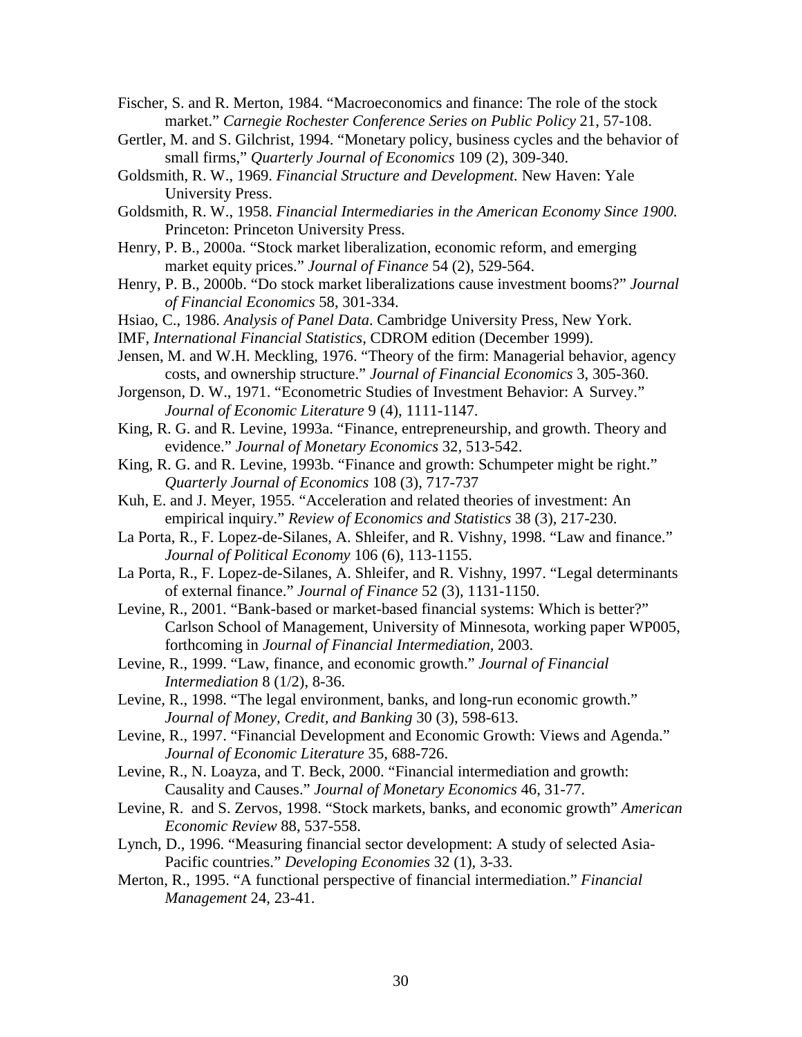Fischer, S. and R. Merton, 1984. "Macroeconomics and finance: The role of the stock market." *Carnegie Rochester Conference Series on Public Policy* 21, 57-108.

Gertler, M. and S. Gilchrist, 1994. "Monetary policy, business cycles and the behavior of small firms," *Quarterly Journal of Economics* 109 (2), 309-340.

Goldsmith, R. W., 1969. *Financial Structure and Development.* New Haven: Yale University Press.

Goldsmith, R. W., 1958. *Financial Intermediaries in the American Economy Since 1900.* Princeton: Princeton University Press.

Henry, P. B., 2000a. "Stock market liberalization, economic reform, and emerging market equity prices." *Journal of Finance* 54 (2), 529-564.

Henry, P. B., 2000b. "Do stock market liberalizations cause investment booms?" *Journal of Financial Economics* 58, 301-334.

Hsiao, C., 1986. *Analysis of Panel Data*. Cambridge University Press, New York.

IMF, *International Financial Statistics*, CDROM edition (December 1999).

Jensen, M. and W.H. Meckling, 1976. "Theory of the firm: Managerial behavior, agency costs, and ownership structure." *Journal of Financial Economics* 3, 305-360.

Jorgenson, D. W., 1971. "Econometric Studies of Investment Behavior: A Survey." *Journal of Economic Literature* 9 (4), 1111-1147.

King, R. G. and R. Levine, 1993a. "Finance, entrepreneurship, and growth. Theory and evidence." *Journal of Monetary Economics* 32, 513-542.

King, R. G. and R. Levine, 1993b. "Finance and growth: Schumpeter might be right." *Quarterly Journal of Economics* 108 (3), 717-737

Kuh, E. and J. Meyer, 1955. "Acceleration and related theories of investment: An empirical inquiry." *Review of Economics and Statistics* 38 (3), 217-230.

La Porta, R., F. Lopez-de-Silanes, A. Shleifer, and R. Vishny, 1998. "Law and finance." *Journal of Political Economy* 106 (6), 113-1155.

La Porta, R., F. Lopez-de-Silanes, A. Shleifer, and R. Vishny, 1997. "Legal determinants of external finance." *Journal of Finance* 52 (3), 1131-1150.

Levine, R., 2001. "Bank-based or market-based financial systems: Which is better?" Carlson School of Management, University of Minnesota, working paper WP005, forthcoming in *Journal of Financial Intermediation*, 2003.

Levine, R., 1999. "Law, finance, and economic growth." *Journal of Financial Intermediation* 8 (1/2), 8-36.

Levine, R., 1998. "The legal environment, banks, and long-run economic growth." *Journal of Money, Credit, and Banking* 30 (3), 598-613.

Levine, R., 1997. "Financial Development and Economic Growth: Views and Agenda." *Journal of Economic Literature* 35, 688-726.

Levine, R., N. Loayza, and T. Beck, 2000. "Financial intermediation and growth: Causality and Causes." *Journal of Monetary Economics* 46, 31-77.

Levine, R. and S. Zervos, 1998. "Stock markets, banks, and economic growth" *American Economic Review* 88, 537-558.

Lynch, D., 1996. "Measuring financial sector development: A study of selected Asia-Pacific countries." *Developing Economies* 32 (1), 3-33.

Merton, R., 1995. "A functional perspective of financial intermediation." *Financial Management* 24, 23-41.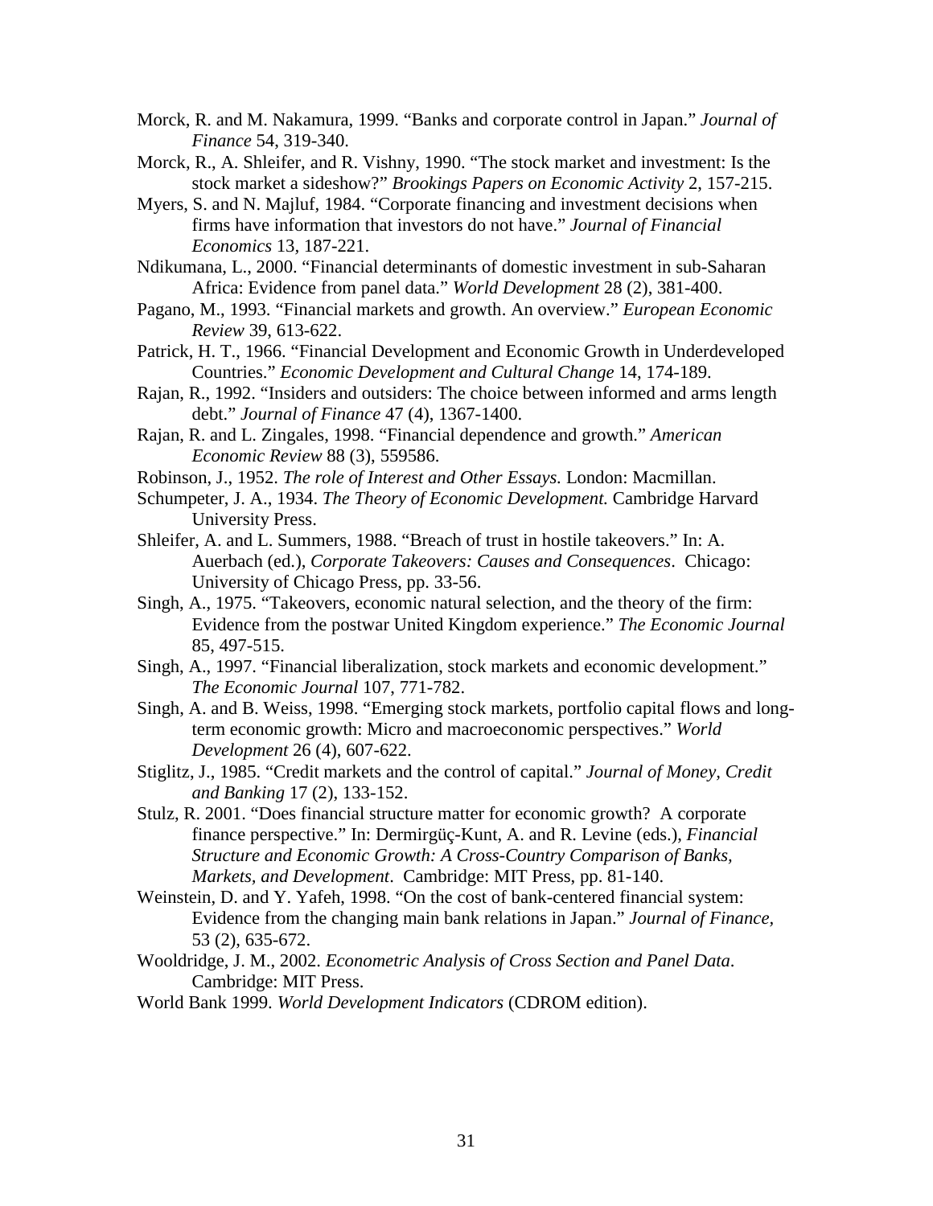Morck, R. and M. Nakamura, 1999. "Banks and corporate control in Japan." *Journal of Finance* 54, 319-340.

Morck, R., A. Shleifer, and R. Vishny, 1990. "The stock market and investment: Is the stock market a sideshow?" *Brookings Papers on Economic Activity* 2, 157-215.

Myers, S. and N. Majluf, 1984. "Corporate financing and investment decisions when firms have information that investors do not have." *Journal of Financial Economics* 13, 187-221.

Ndikumana, L., 2000. "Financial determinants of domestic investment in sub-Saharan Africa: Evidence from panel data." *World Development* 28 (2), 381-400.

Pagano, M., 1993. "Financial markets and growth. An overview." *European Economic Review* 39, 613-622.

Patrick, H. T., 1966. "Financial Development and Economic Growth in Underdeveloped Countries." *Economic Development and Cultural Change* 14, 174-189.

Rajan, R., 1992. "Insiders and outsiders: The choice between informed and arms length debt." *Journal of Finance* 47 (4), 1367-1400.

Rajan, R. and L. Zingales, 1998. "Financial dependence and growth." *American Economic Review* 88 (3), 559586.

Robinson, J., 1952. *The role of Interest and Other Essays.* London: Macmillan.

Schumpeter, J. A., 1934. *The Theory of Economic Development.* Cambridge Harvard University Press.

Shleifer, A. and L. Summers, 1988. "Breach of trust in hostile takeovers." In: A. Auerbach (ed.), *Corporate Takeovers: Causes and Consequences*. Chicago: University of Chicago Press, pp. 33-56.

Singh, A., 1975. "Takeovers, economic natural selection, and the theory of the firm: Evidence from the postwar United Kingdom experience." *The Economic Journal* 85, 497-515.

Singh, A., 1997. "Financial liberalization, stock markets and economic development." *The Economic Journal* 107, 771-782.

Singh, A. and B. Weiss, 1998. "Emerging stock markets, portfolio capital flows and long-term economic growth: Micro and macroeconomic perspectives." *World Development* 26 (4), 607-622.

Stiglitz, J., 1985. "Credit markets and the control of capital." *Journal of Money, Credit and Banking* 17 (2), 133-152.

Stulz, R. 2001. "Does financial structure matter for economic growth? A corporate finance perspective." In: Dermirgüç-Kunt, A. and R. Levine (eds.), *Financial Structure and Economic Growth: A Cross-Country Comparison of Banks, Markets, and Development*. Cambridge: MIT Press, pp. 81-140.

Weinstein, D. and Y. Yafeh, 1998. "On the cost of bank-centered financial system: Evidence from the changing main bank relations in Japan." *Journal of Finance,* 53 (2), 635-672.

Wooldridge, J. M., 2002. *Econometric Analysis of Cross Section and Panel Data*. Cambridge: MIT Press.

World Bank 1999. *World Development Indicators* (CDROM edition).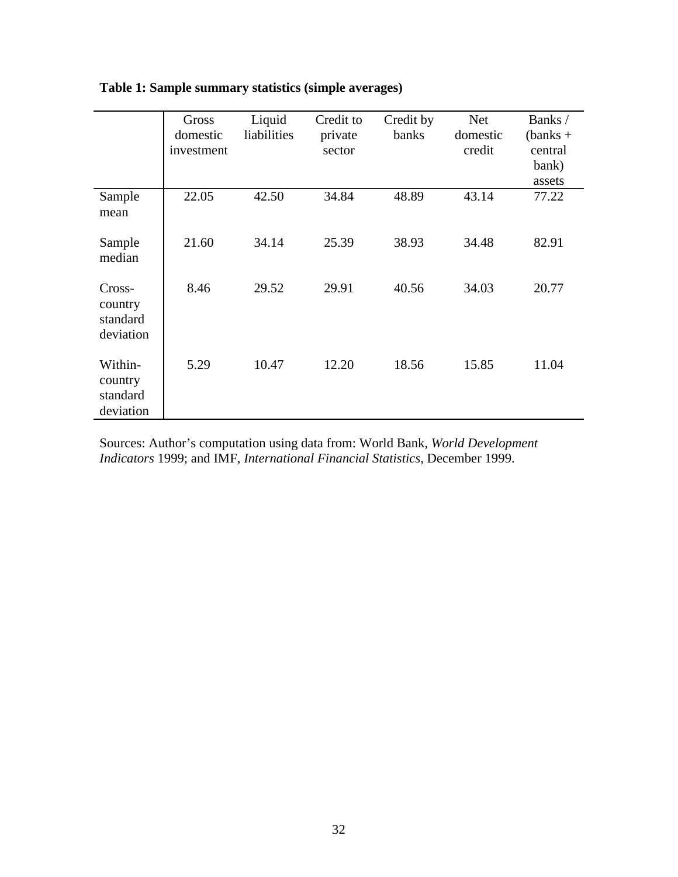**Table 1: Sample summary statistics (simple averages)**

| | Gross domestic investment | Liquid liabilities | Credit to private sector | Credit by banks | Net domestic credit | Banks / (banks + central bank) assets |
|---|---|---|---|---|---|---|
| Sample mean | 22.05 | 42.50 | 34.84 | 48.89 | 43.14 | 77.22 |
| Sample median | 21.60 | 34.14 | 25.39 | 38.93 | 34.48 | 82.91 |
| Cross-country standard deviation | 8.46 | 29.52 | 29.91 | 40.56 | 34.03 | 20.77 |
| Within-country standard deviation | 5.29 | 10.47 | 12.20 | 18.56 | 15.85 | 11.04 |

Sources: Author's computation using data from: World Bank, *World Development Indicators* 1999; and IMF, *International Financial Statistics*, December 1999.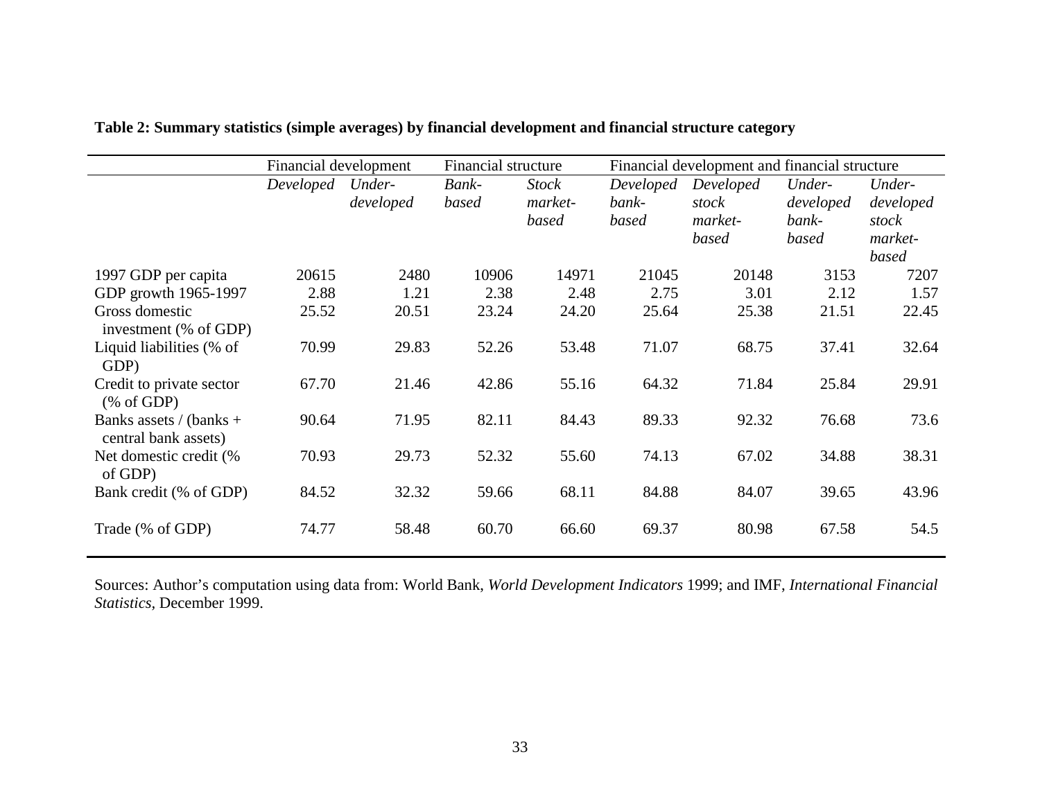**Table 2: Summary statistics (simple averages) by financial development and financial structure category**

| | Financial development | | Financial structure | | Financial development and financial structure | | | |
|---|---|---|---|---|---|---|---|---|
| | *Developed* | *Under-developed* | *Bank-based* | *Stock market-based* | *Developed bank-based* | *Developed stock market-based* | *Under-developed bank-based* | *Under-developed stock market-based* |
| 1997 GDP per capita | 20615 | 2480 | 10906 | 14971 | 21045 | 20148 | 3153 | 7207 |
| GDP growth 1965-1997 | 2.88 | 1.21 | 2.38 | 2.48 | 2.75 | 3.01 | 2.12 | 1.57 |
| Gross domestic investment (% of GDP) | 25.52 | 20.51 | 23.24 | 24.20 | 25.64 | 25.38 | 21.51 | 22.45 |
| Liquid liabilities (% of GDP) | 70.99 | 29.83 | 52.26 | 53.48 | 71.07 | 68.75 | 37.41 | 32.64 |
| Credit to private sector (% of GDP) | 67.70 | 21.46 | 42.86 | 55.16 | 64.32 | 71.84 | 25.84 | 29.91 |
| Banks assets / (banks + central bank assets) | 90.64 | 71.95 | 82.11 | 84.43 | 89.33 | 92.32 | 76.68 | 73.6 |
| Net domestic credit (% of GDP) | 70.93 | 29.73 | 52.32 | 55.60 | 74.13 | 67.02 | 34.88 | 38.31 |
| Bank credit (% of GDP) | 84.52 | 32.32 | 59.66 | 68.11 | 84.88 | 84.07 | 39.65 | 43.96 |
| Trade (% of GDP) | 74.77 | 58.48 | 60.70 | 66.60 | 69.37 | 80.98 | 67.58 | 54.5 |

Sources: Author's computation using data from: World Bank, *World Development Indicators* 1999; and IMF, *International Financial Statistics*, December 1999.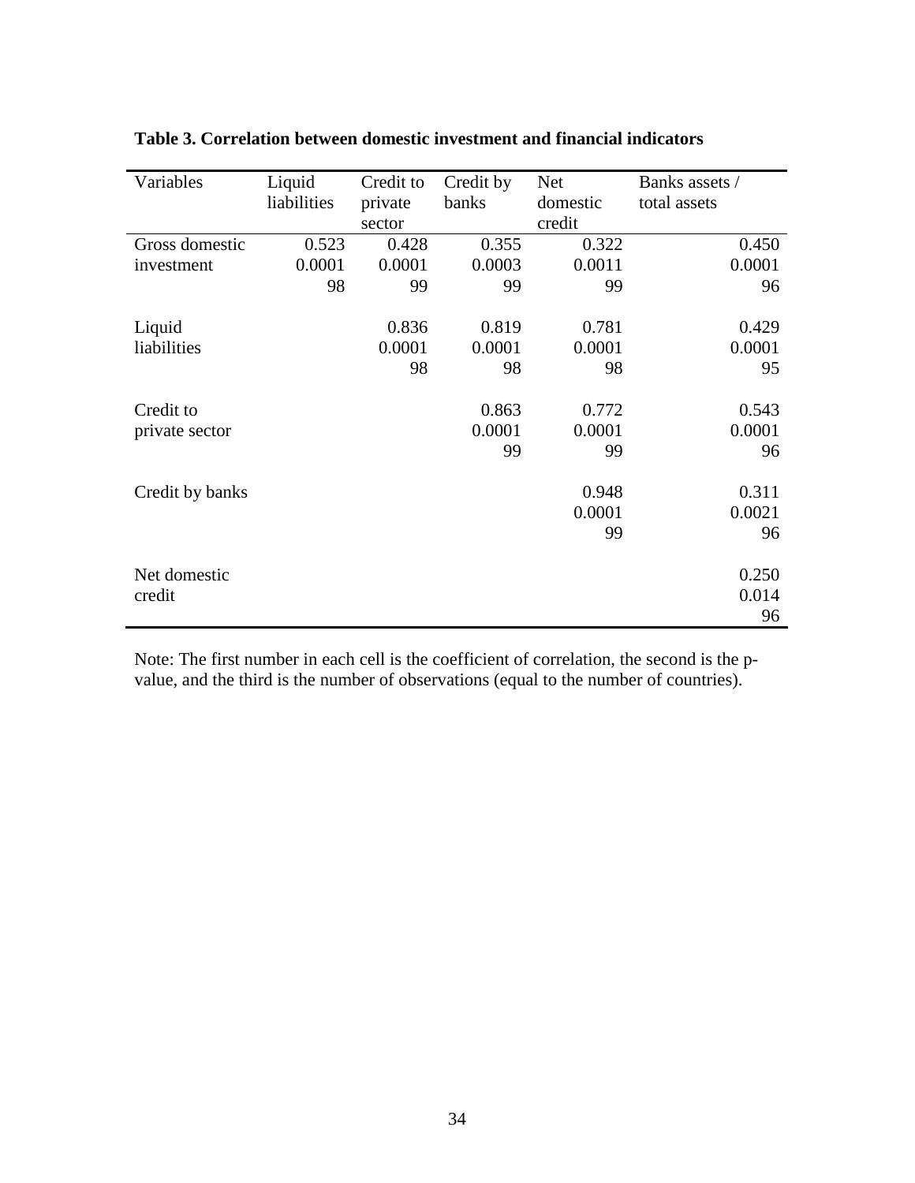**Table 3. Correlation between domestic investment and financial indicators**

| Variables | Liquid liabilities | Credit to private sector | Credit by banks | Net domestic credit | Banks assets / total assets |
|---|---|---|---|---|---|
| Gross domestic investment | 0.523<br>0.0001<br>98 | 0.428<br>0.0001<br>99 | 0.355<br>0.0003<br>99 | 0.322<br>0.0011<br>99 | 0.450<br>0.0001<br>96 |
| Liquid liabilities | | 0.836<br>0.0001<br>98 | 0.819<br>0.0001<br>98 | 0.781<br>0.0001<br>98 | 0.429<br>0.0001<br>95 |
| Credit to private sector | | | 0.863<br>0.0001<br>99 | 0.772<br>0.0001<br>99 | 0.543<br>0.0001<br>96 |
| Credit by banks | | | | 0.948<br>0.0001<br>99 | 0.311<br>0.0021<br>96 |
| Net domestic credit | | | | | 0.250<br>0.014<br>96 |

Note: The first number in each cell is the coefficient of correlation, the second is the p-value, and the third is the number of observations (equal to the number of countries).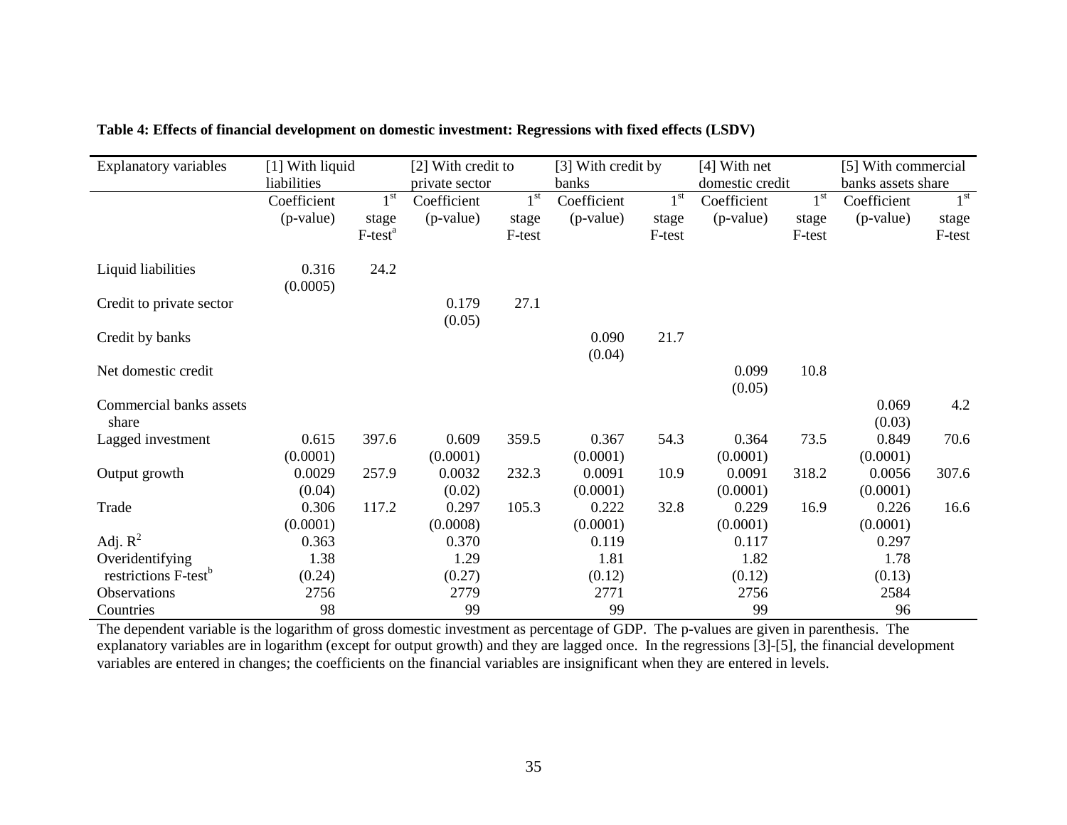**Table 4: Effects of financial development on domestic investment: Regressions with fixed effects (LSDV)**

| Explanatory variables | [1] With liquid liabilities | | [2] With credit to private sector | | [3] With credit by banks | | [4] With net domestic credit | | [5] With commercial banks assets share | |
|---|---|---|---|---|---|---|---|---|---|---|
| | Coefficient (p-value) | 1st stage F-test[a] | Coefficient (p-value) | 1st stage F-test | Coefficient (p-value) | 1st stage F-test | Coefficient (p-value) | 1st stage F-test | Coefficient (p-value) | 1st stage F-test |
| Liquid liabilities | 0.316 (0.0005) | 24.2 | | | | | | | | |
| Credit to private sector | | | 0.179 (0.05) | 27.1 | | | | | | |
| Credit by banks | | | | | 0.090 (0.04) | 21.7 | | | | |
| Net domestic credit | | | | | | | 0.099 (0.05) | 10.8 | | |
| Commercial banks assets share | | | | | | | | | 0.069 (0.03) | 4.2 |
| Lagged investment | 0.615 (0.0001) | 397.6 | 0.609 (0.0001) | 359.5 | 0.367 (0.0001) | 54.3 | 0.364 (0.0001) | 73.5 | 0.849 (0.0001) | 70.6 |
| Output growth | 0.0029 (0.04) | 257.9 | 0.0032 (0.02) | 232.3 | 0.0091 (0.0001) | 10.9 | 0.0091 (0.0001) | 318.2 | 0.0056 (0.0001) | 307.6 |
| Trade | 0.306 (0.0001) | 117.2 | 0.297 (0.0008) | 105.3 | 0.222 (0.0001) | 32.8 | 0.229 (0.0001) | 16.9 | 0.226 (0.0001) | 16.6 |
| Adj. $R^2$ | 0.363 | | 0.370 | | 0.119 | | 0.117 | | 0.297 | |
| Overidentifying restrictions F-test[b] | 1.38 (0.24) | | 1.29 (0.27) | | 1.81 (0.12) | | 1.82 (0.12) | | 1.78 (0.13) | |
| Observations | 2756 | | 2779 | | 2771 | | 2756 | | 2584 | |
| Countries | 98 | | 99 | | 99 | | 99 | | 96 | |

The dependent variable is the logarithm of gross domestic investment as percentage of GDP. The p-values are given in parenthesis. The explanatory variables are in logarithm (except for output growth) and they are lagged once. In the regressions [3]-[5], the financial development variables are entered in changes; the coefficients on the financial variables are insignificant when they are entered in levels.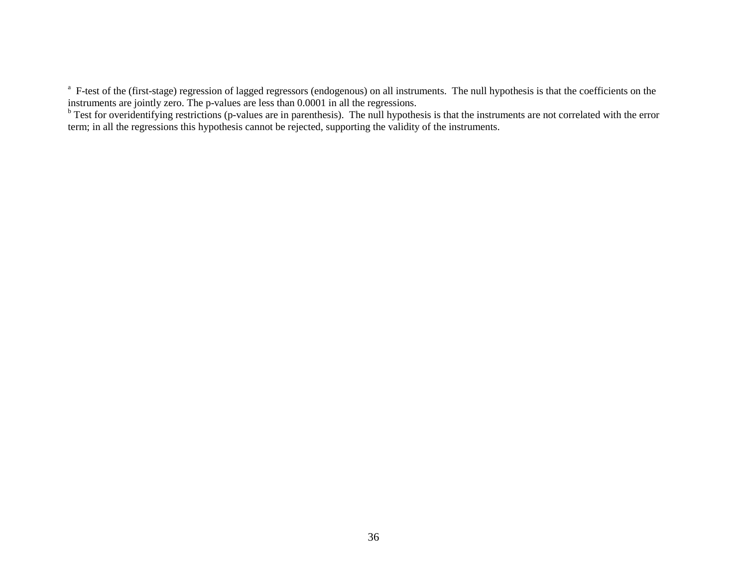[a] F-test of the (first-stage) regression of lagged regressors (endogenous) on all instruments. The null hypothesis is that the coefficients on the instruments are jointly zero. The p-values are less than 0.0001 in all the regressions.

[b] Test for overidentifying restrictions (p-values are in parenthesis). The null hypothesis is that the instruments are not correlated with the error term; in all the regressions this hypothesis cannot be rejected, supporting the validity of the instruments.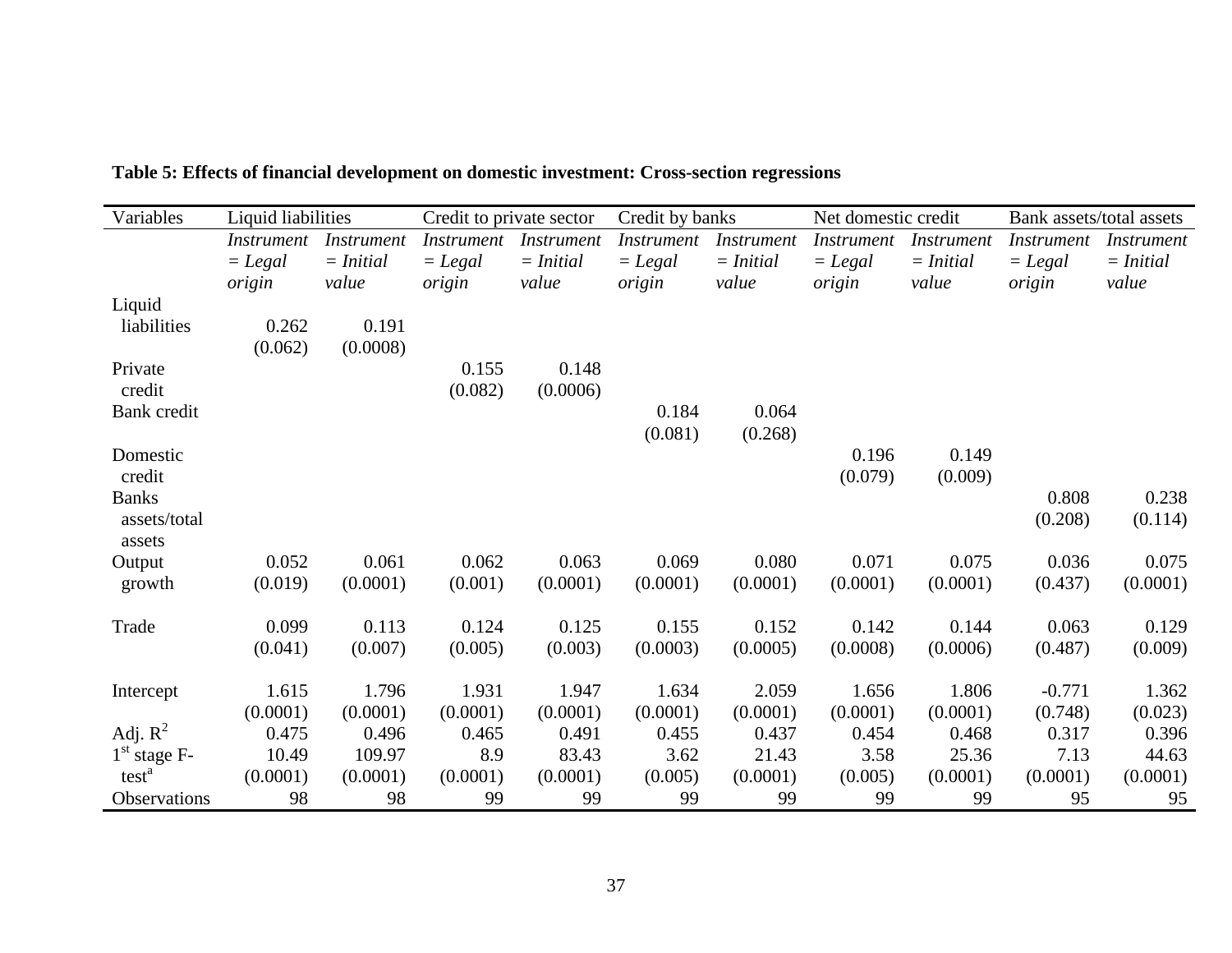**Table 5: Effects of financial development on domestic investment: Cross-section regressions**

| Variables | Liquid liabilities | | Credit to private sector | | Credit by banks | | Net domestic credit | | Bank assets/total assets | |
|---|---|---|---|---|---|---|---|---|---|---|
| | *Instrument = Legal origin* | *Instrument = Initial value* | *Instrument = Legal origin* | *Instrument = Initial value* | *Instrument = Legal origin* | *Instrument = Initial value* | *Instrument = Legal origin* | *Instrument = Initial value* | *Instrument = Legal origin* | *Instrument = Initial value* |
| Liquid liabilities | 0.262 | 0.191 | | | | | | | | |
| | (0.062) | (0.0008) | | | | | | | | |
| Private credit | | | 0.155 | 0.148 | | | | | | |
| | | | (0.082) | (0.0006) | | | | | | |
| Bank credit | | | | | 0.184 | 0.064 | | | | |
| | | | | | (0.081) | (0.268) | | | | |
| Domestic credit | | | | | | | 0.196 | 0.149 | | |
| | | | | | | | (0.079) | (0.009) | | |
| Banks assets/total assets | | | | | | | | | 0.808 | 0.238 |
| | | | | | | | | | (0.208) | (0.114) |
| Output growth | 0.052 | 0.061 | 0.062 | 0.063 | 0.069 | 0.080 | 0.071 | 0.075 | 0.036 | 0.075 |
| | (0.019) | (0.0001) | (0.001) | (0.0001) | (0.0001) | (0.0001) | (0.0001) | (0.0001) | (0.437) | (0.0001) |
| Trade | 0.099 | 0.113 | 0.124 | 0.125 | 0.155 | 0.152 | 0.142 | 0.144 | 0.063 | 0.129 |
| | (0.041) | (0.007) | (0.005) | (0.003) | (0.0003) | (0.0005) | (0.0008) | (0.0006) | (0.487) | (0.009) |
| Intercept | 1.615 | 1.796 | 1.931 | 1.947 | 1.634 | 2.059 | 1.656 | 1.806 | -0.771 | 1.362 |
| | (0.0001) | (0.0001) | (0.0001) | (0.0001) | (0.0001) | (0.0001) | (0.0001) | (0.0001) | (0.748) | (0.023) |
| Adj. $R^2$ | 0.475 | 0.496 | 0.465 | 0.491 | 0.455 | 0.437 | 0.454 | 0.468 | 0.317 | 0.396 |
| 1st stage F-test[a] | 10.49 | 109.97 | 8.9 | 83.43 | 3.62 | 21.43 | 3.58 | 25.36 | 7.13 | 44.63 |
| | (0.0001) | (0.0001) | (0.0001) | (0.0001) | (0.005) | (0.0001) | (0.005) | (0.0001) | (0.0001) | (0.0001) |
| Observations | 98 | 98 | 99 | 99 | 99 | 99 | 99 | 99 | 95 | 95 |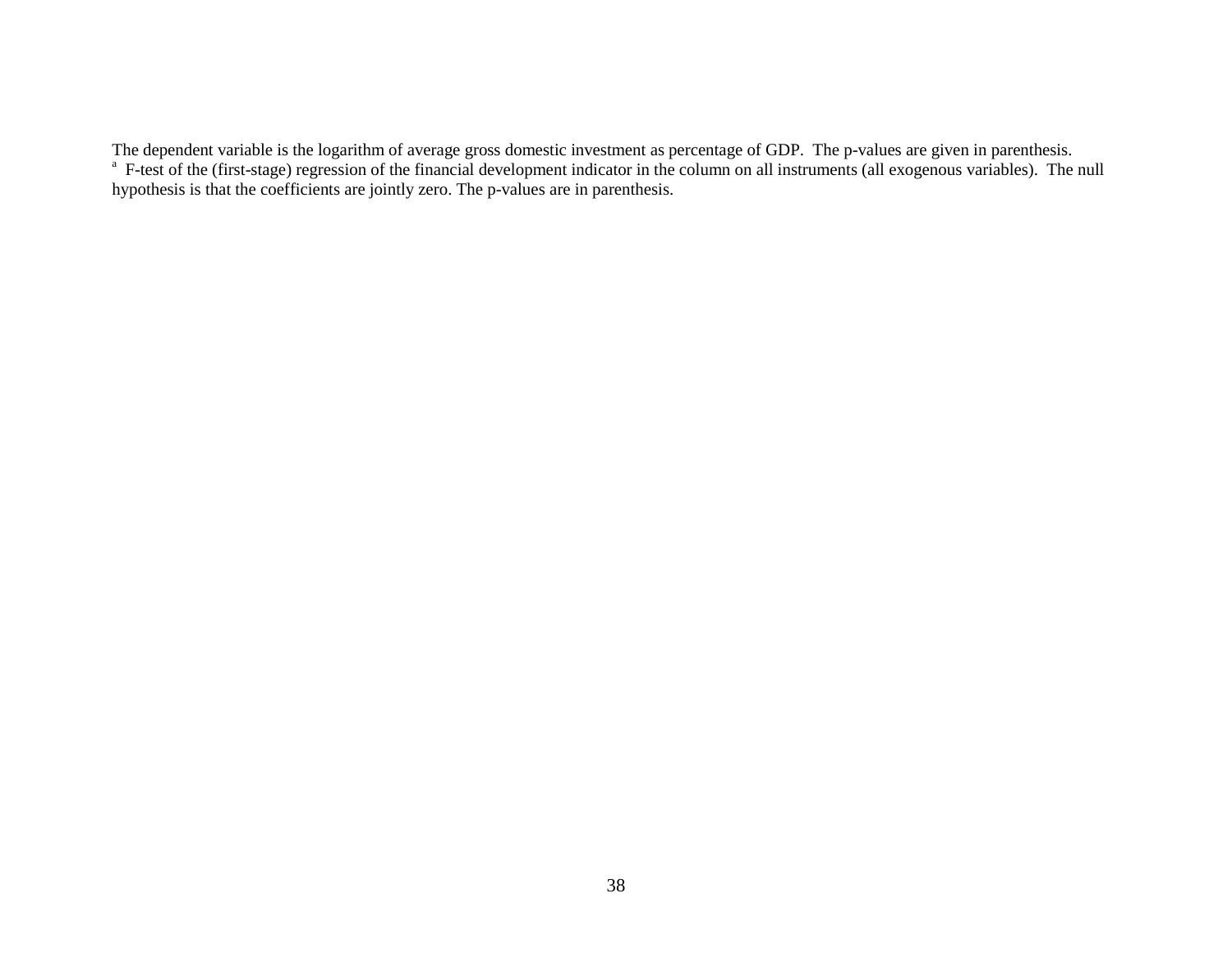The dependent variable is the logarithm of average gross domestic investment as percentage of GDP. The p-values are given in parenthesis.

[a] F-test of the (first-stage) regression of the financial development indicator in the column on all instruments (all exogenous variables). The null hypothesis is that the coefficients are jointly zero. The p-values are in parenthesis.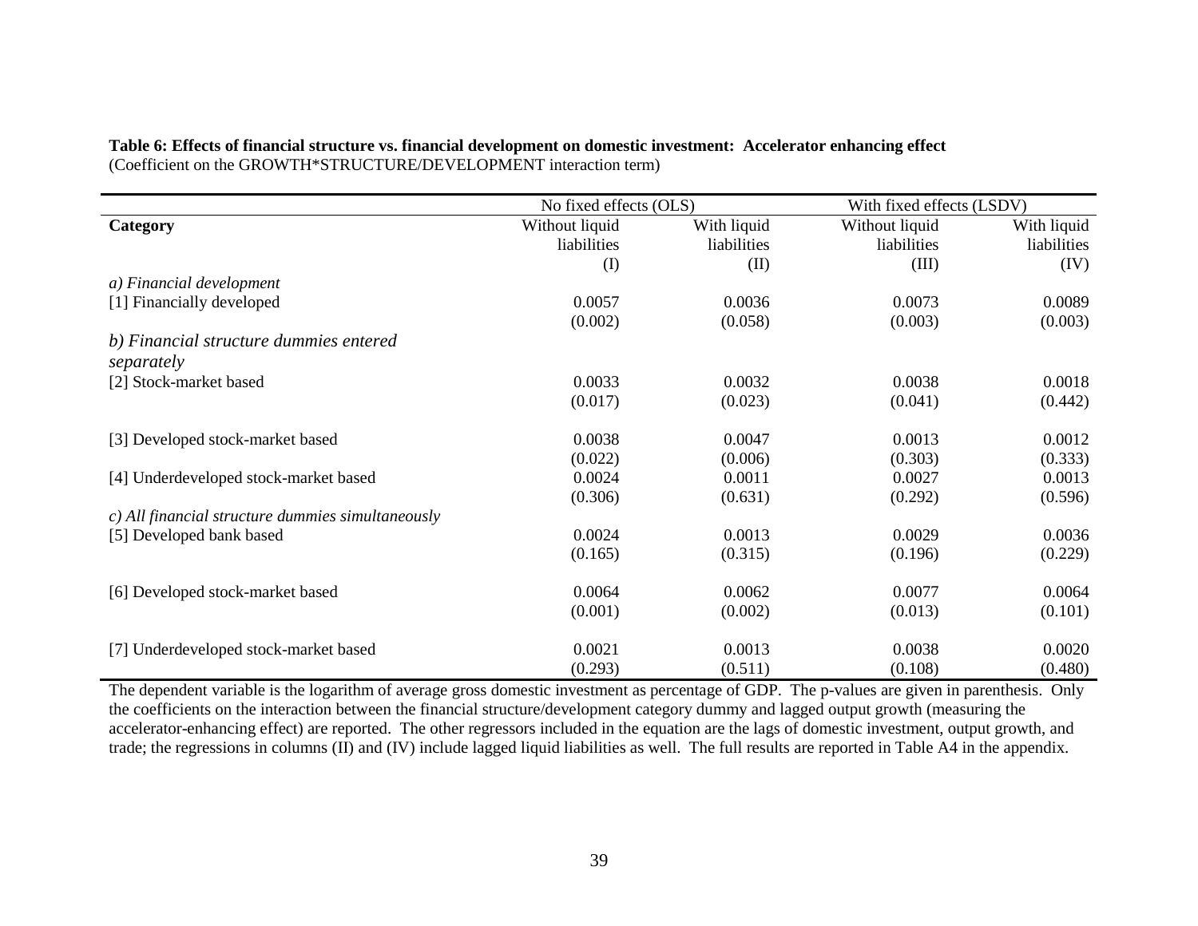**Table 6: Effects of financial structure vs. financial development on domestic investment: Accelerator enhancing effect**
(Coefficient on the GROWTH*STRUCTURE/DEVELOPMENT interaction term)

| | No fixed effects (OLS) | | With fixed effects (LSDV) | |
|---|---|---|---|---|
| **Category** | Without liquid liabilities (I) | With liquid liabilities (II) | Without liquid liabilities (III) | With liquid liabilities (IV) |
| *a) Financial development* | | | | |
| [1] Financially developed | 0.0057 | 0.0036 | 0.0073 | 0.0089 |
| | (0.002) | (0.058) | (0.003) | (0.003) |
| *b) Financial structure dummies entered separately* | | | | |
| [2] Stock-market based | 0.0033 | 0.0032 | 0.0038 | 0.0018 |
| | (0.017) | (0.023) | (0.041) | (0.442) |
| [3] Developed stock-market based | 0.0038 | 0.0047 | 0.0013 | 0.0012 |
| | (0.022) | (0.006) | (0.303) | (0.333) |
| [4] Underdeveloped stock-market based | 0.0024 | 0.0011 | 0.0027 | 0.0013 |
| | (0.306) | (0.631) | (0.292) | (0.596) |
| *c) All financial structure dummies simultaneously* | | | | |
| [5] Developed bank based | 0.0024 | 0.0013 | 0.0029 | 0.0036 |
| | (0.165) | (0.315) | (0.196) | (0.229) |
| [6] Developed stock-market based | 0.0064 | 0.0062 | 0.0077 | 0.0064 |
| | (0.001) | (0.002) | (0.013) | (0.101) |
| [7] Underdeveloped stock-market based | 0.0021 | 0.0013 | 0.0038 | 0.0020 |
| | (0.293) | (0.511) | (0.108) | (0.480) |

The dependent variable is the logarithm of average gross domestic investment as percentage of GDP. The p-values are given in parenthesis. Only the coefficients on the interaction between the financial structure/development category dummy and lagged output growth (measuring the accelerator-enhancing effect) are reported. The other regressors included in the equation are the lags of domestic investment, output growth, and trade; the regressions in columns (II) and (IV) include lagged liquid liabilities as well. The full results are reported in Table A4 in the appendix.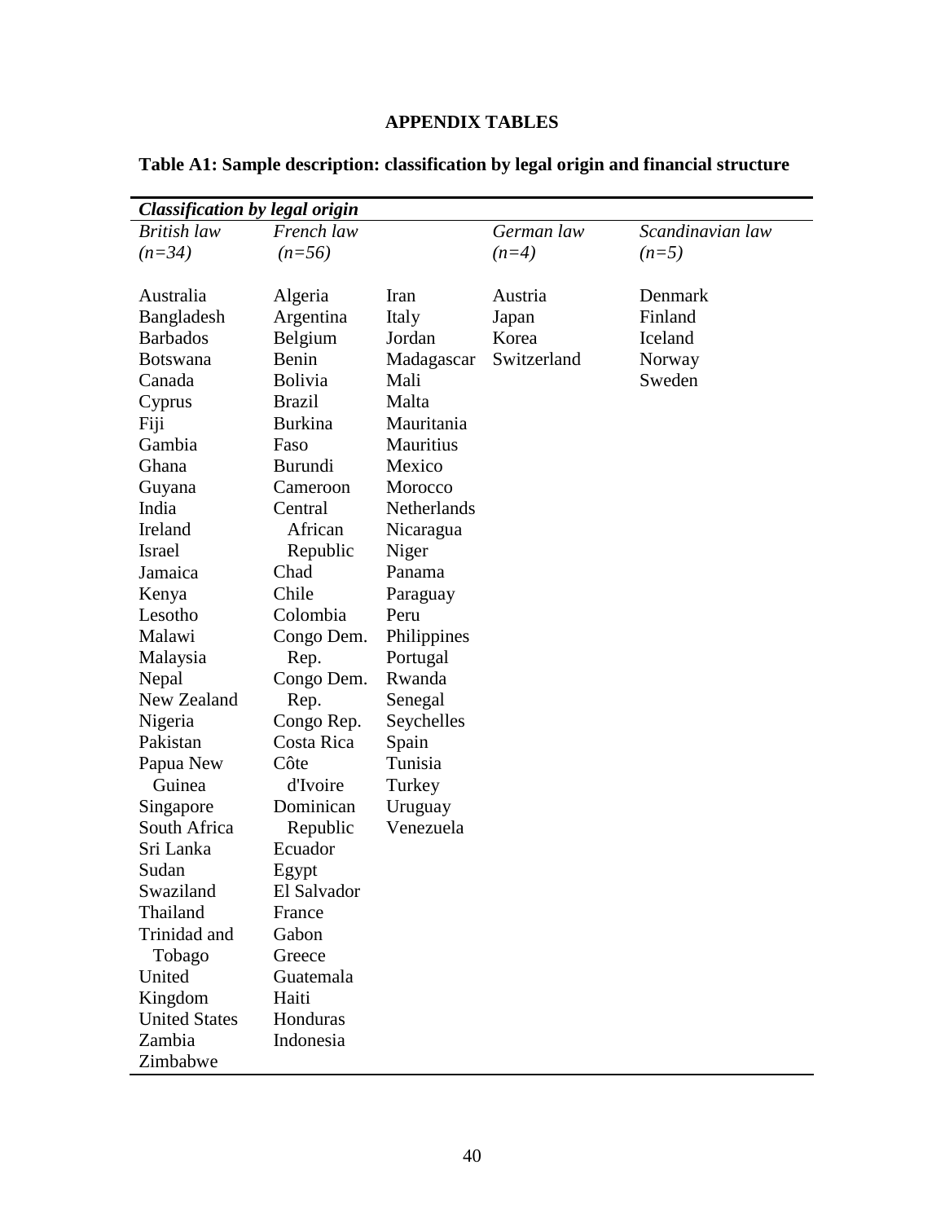# APPENDIX TABLES

**Table A1: Sample description: classification by legal origin and financial structure**

| ***Classification by legal origin*** | | | | |
|---|---|---|---|---|
| *British law (n=34)* | *French law (n=56)* | | *German law (n=4)* | *Scandinavian law (n=5)* |
| Australia | Algeria | Iran | Austria | Denmark |
| Bangladesh | Argentina | Italy | Japan | Finland |
| Barbados | Belgium | Jordan | Korea | Iceland |
| Botswana | Benin | Madagascar | Switzerland | Norway |
| Canada | Bolivia | Mali | | Sweden |
| Cyprus | Brazil | Malta | | |
| Fiji | Burkina Faso | Mauritania | | |
| Gambia | Burundi | Mauritius | | |
| Ghana | Cameroon | Mexico | | |
| Guyana | Central African Republic | Morocco | | |
| India | Chad | Netherlands | | |
| Ireland | Chile | Nicaragua | | |
| Israel | Colombia | Niger | | |
| Jamaica | Congo Dem. Rep. | Panama | | |
| Kenya | Congo Dem. Rep. | Paraguay | | |
| Lesotho | Congo Rep. | Peru | | |
| Malawi | Costa Rica | Philippines | | |
| Malaysia | Côte d'Ivoire | Portugal | | |
| Nepal | Dominican Republic | Rwanda | | |
| New Zealand | Ecuador | Senegal | | |
| Nigeria | Egypt | Seychelles | | |
| Pakistan | El Salvador | Spain | | |
| Papua New Guinea | France | Tunisia | | |
| Singapore | Gabon | Turkey | | |
| South Africa | Greece | Uruguay | | |
| Sri Lanka | Guatemala | Venezuela | | |
| Sudan | Haiti | | | |
| Swaziland | Honduras | | | |
| Thailand | Indonesia | | | |
| Trinidad and Tobago | | | | |
| United Kingdom | | | | |
| United States | | | | |
| Zambia | | | | |
| Zimbabwe | | | | |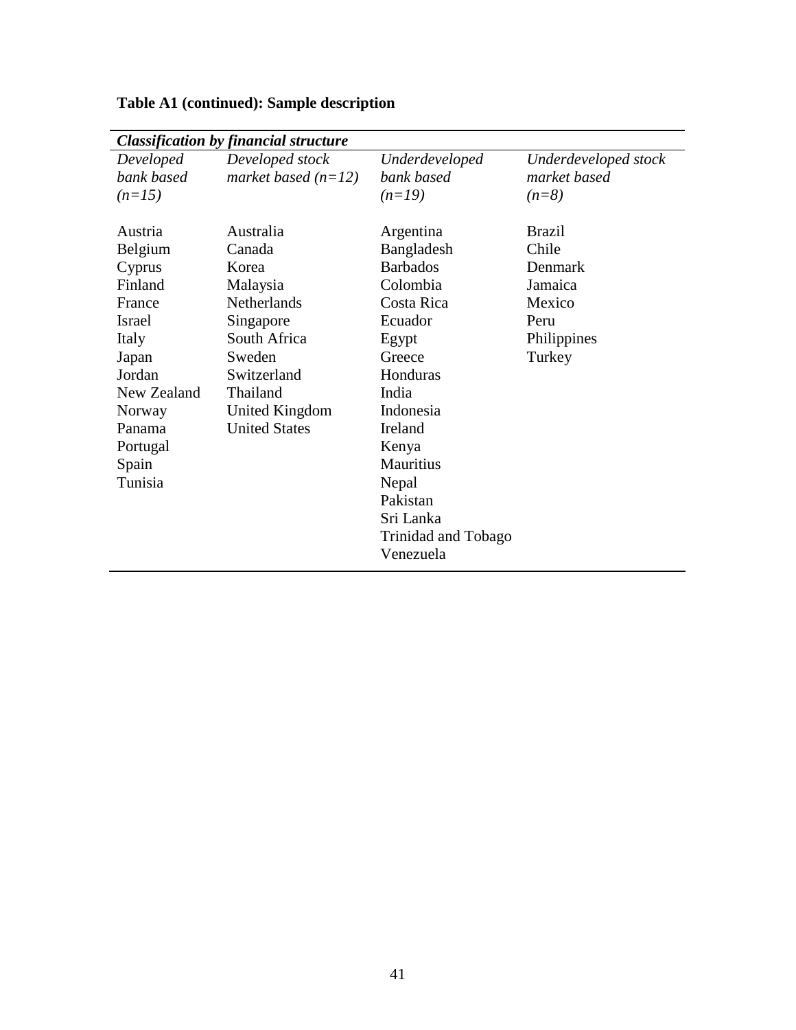**Table A1 (continued): Sample description**

| ***Classification by financial structure*** | | | |
|---|---|---|---|
| *Developed bank based (n=15)* | *Developed stock market based (n=12)* | *Underdeveloped bank based (n=19)* | *Underdeveloped stock market based (n=8)* |
| Austria | Australia | Argentina | Brazil |
| Belgium | Canada | Bangladesh | Chile |
| Cyprus | Korea | Barbados | Denmark |
| Finland | Malaysia | Colombia | Jamaica |
| France | Netherlands | Costa Rica | Mexico |
| Israel | Singapore | Ecuador | Peru |
| Italy | South Africa | Egypt | Philippines |
| Japan | Sweden | Greece | Turkey |
| Jordan | Switzerland | Honduras | |
| New Zealand | Thailand | India | |
| Norway | United Kingdom | Indonesia | |
| Panama | United States | Ireland | |
| Portugal | | Kenya | |
| Spain | | Mauritius | |
| Tunisia | | Nepal | |
| | | Pakistan | |
| | | Sri Lanka | |
| | | Trinidad and Tobago | |
| | | Venezuela | |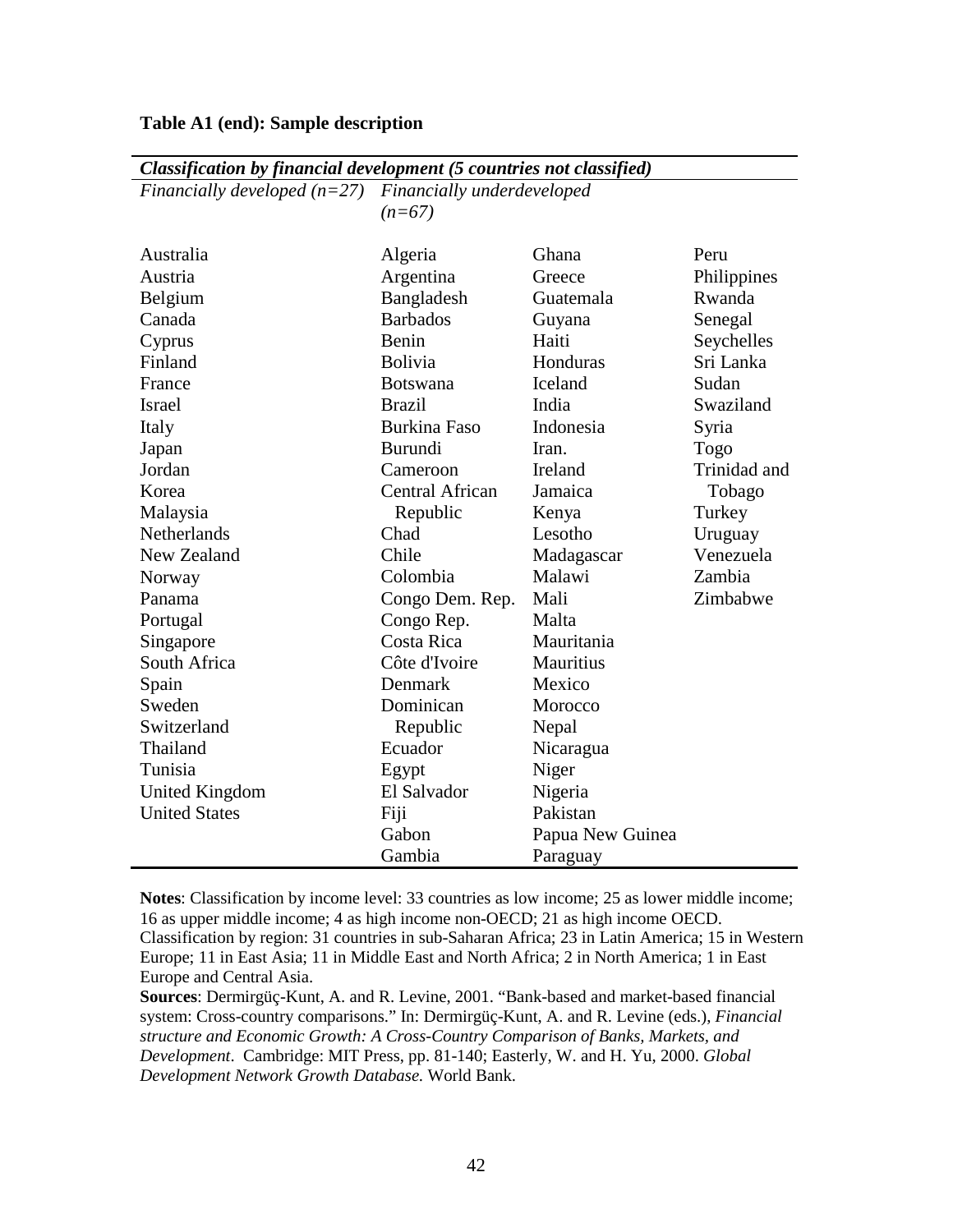**Table A1 (end): Sample description**

| ***Classification by financial development (5 countries not classified)*** | | | |
|---|---|---|---|
| *Financially developed (n=27)* | *Financially underdeveloped (n=67)* | | |
| Australia | Algeria | Ghana | Peru |
| Austria | Argentina | Greece | Philippines |
| Belgium | Bangladesh | Guatemala | Rwanda |
| Canada | Barbados | Guyana | Senegal |
| Cyprus | Benin | Haiti | Seychelles |
| Finland | Bolivia | Honduras | Sri Lanka |
| France | Botswana | Iceland | Sudan |
| Israel | Brazil | India | Swaziland |
| Italy | Burkina Faso | Indonesia | Syria |
| Japan | Burundi | Iran. | Togo |
| Jordan | Cameroon | Ireland | Trinidad and Tobago |
| Korea | Central African Republic | Jamaica | Turkey |
| Malaysia | Chad | Kenya | Uruguay |
| Netherlands | Chile | Lesotho | Venezuela |
| New Zealand | Colombia | Madagascar | Zambia |
| Norway | Congo Dem. Rep. | Malawi | Zimbabwe |
| Panama | Congo Rep. | Mali | |
| Portugal | Costa Rica | Malta | |
| Singapore | Côte d'Ivoire | Mauritania | |
| South Africa | Denmark | Mauritius | |
| Spain | Dominican Republic | Mexico | |
| Sweden | Ecuador | Morocco | |
| Switzerland | Egypt | Nepal | |
| Thailand | El Salvador | Nicaragua | |
| Tunisia | Fiji | Niger | |
| United Kingdom | Gabon | Nigeria | |
| United States | Gambia | Pakistan | |
| | | Papua New Guinea | |
| | | Paraguay | |

**Notes**: Classification by income level: 33 countries as low income; 25 as lower middle income; 16 as upper middle income; 4 as high income non-OECD; 21 as high income OECD. Classification by region: 31 countries in sub-Saharan Africa; 23 in Latin America; 15 in Western Europe; 11 in East Asia; 11 in Middle East and North Africa; 2 in North America; 1 in East Europe and Central Asia.

**Sources**: Dermirgüç-Kunt, A. and R. Levine, 2001. "Bank-based and market-based financial system: Cross-country comparisons." In: Dermirgüç-Kunt, A. and R. Levine (eds.), *Financial structure and Economic Growth: A Cross-Country Comparison of Banks, Markets, and Development*. Cambridge: MIT Press, pp. 81-140; Easterly, W. and H. Yu, 2000. *Global Development Network Growth Database.* World Bank.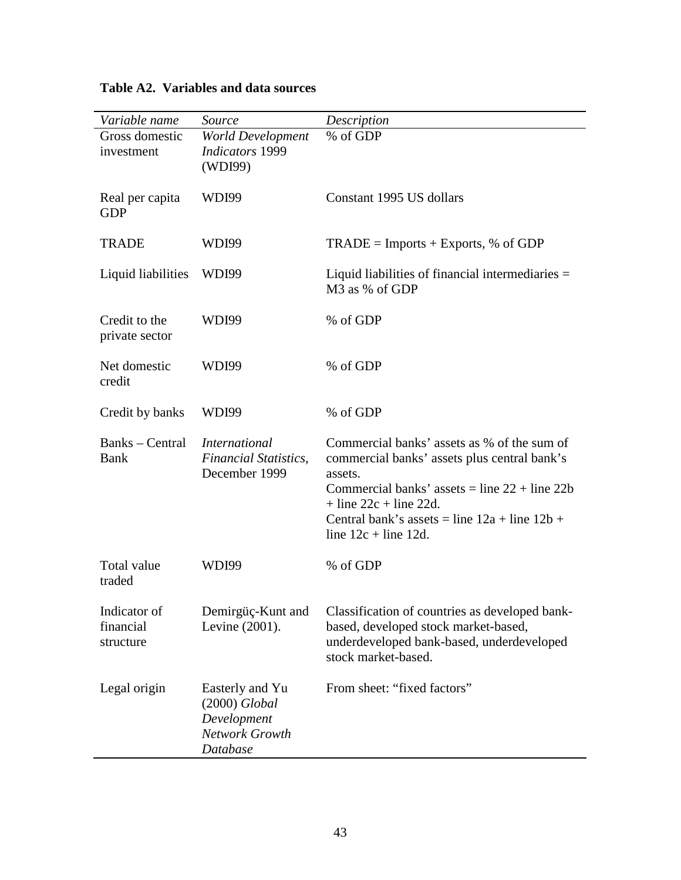**Table A2. Variables and data sources**

| *Variable name* | *Source* | *Description* |
|---|---|---|
| Gross domestic investment | *World Development Indicators* 1999 (WDI99) | % of GDP |
| Real per capita GDP | WDI99 | Constant 1995 US dollars |
| TRADE | WDI99 | TRADE = Imports + Exports, % of GDP |
| Liquid liabilities | WDI99 | Liquid liabilities of financial intermediaries = M3 as % of GDP |
| Credit to the private sector | WDI99 | % of GDP |
| Net domestic credit | WDI99 | % of GDP |
| Credit by banks | WDI99 | % of GDP |
| Banks – Central Bank | *International Financial Statistics*, December 1999 | Commercial banks' assets as % of the sum of commercial banks' assets plus central bank's assets. Commercial banks' assets = line 22 + line 22b + line 22c + line 22d. Central bank's assets = line 12a + line 12b + line 12c + line 12d. |
| Total value traded | WDI99 | % of GDP |
| Indicator of financial structure | Demirgüç-Kunt and Levine (2001). | Classification of countries as developed bank-based, developed stock market-based, underdeveloped bank-based, underdeveloped stock market-based. |
| Legal origin | Easterly and Yu (2000) *Global Development Network Growth Database* | From sheet: "fixed factors" |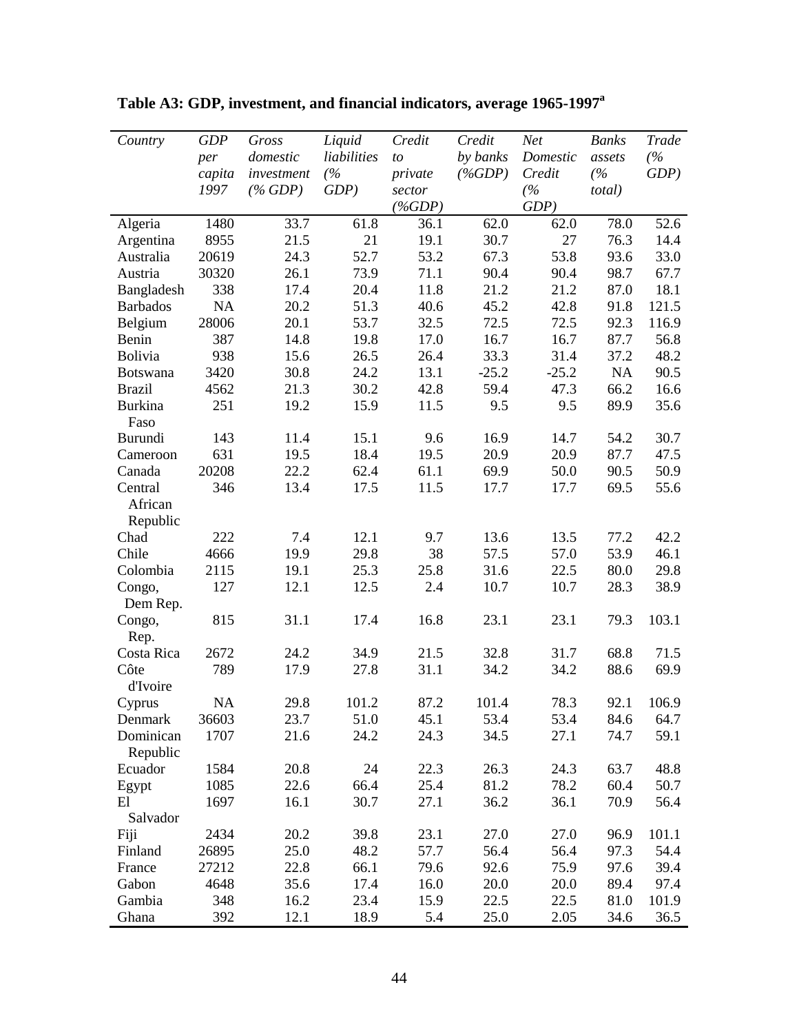**Table A3: GDP, investment, and financial indicators, average 1965-1997[a]**

| *Country* | *GDP per capita 1997* | *Gross domestic investment (% GDP)* | *Liquid liabilities (% GDP)* | *Credit to private sector (%GDP)* | *Credit by banks (%GDP)* | *Net Domestic Credit (% GDP)* | *Banks assets (% total)* | *Trade (% GDP)* |
|---|---|---|---|---|---|---|---|---|
| Algeria | 1480 | 33.7 | 61.8 | 36.1 | 62.0 | 62.0 | 78.0 | 52.6 |
| Argentina | 8955 | 21.5 | 21 | 19.1 | 30.7 | 27 | 76.3 | 14.4 |
| Australia | 20619 | 24.3 | 52.7 | 53.2 | 67.3 | 53.8 | 93.6 | 33.0 |
| Austria | 30320 | 26.1 | 73.9 | 71.1 | 90.4 | 90.4 | 98.7 | 67.7 |
| Bangladesh | 338 | 17.4 | 20.4 | 11.8 | 21.2 | 21.2 | 87.0 | 18.1 |
| Barbados | NA | 20.2 | 51.3 | 40.6 | 45.2 | 42.8 | 91.8 | 121.5 |
| Belgium | 28006 | 20.1 | 53.7 | 32.5 | 72.5 | 72.5 | 92.3 | 116.9 |
| Benin | 387 | 14.8 | 19.8 | 17.0 | 16.7 | 16.7 | 87.7 | 56.8 |
| Bolivia | 938 | 15.6 | 26.5 | 26.4 | 33.3 | 31.4 | 37.2 | 48.2 |
| Botswana | 3420 | 30.8 | 24.2 | 13.1 | -25.2 | -25.2 | NA | 90.5 |
| Brazil | 4562 | 21.3 | 30.2 | 42.8 | 59.4 | 47.3 | 66.2 | 16.6 |
| Burkina Faso | 251 | 19.2 | 15.9 | 11.5 | 9.5 | 9.5 | 89.9 | 35.6 |
| Burundi | 143 | 11.4 | 15.1 | 9.6 | 16.9 | 14.7 | 54.2 | 30.7 |
| Cameroon | 631 | 19.5 | 18.4 | 19.5 | 20.9 | 20.9 | 87.7 | 47.5 |
| Canada | 20208 | 22.2 | 62.4 | 61.1 | 69.9 | 50.0 | 90.5 | 50.9 |
| Central African Republic | 346 | 13.4 | 17.5 | 11.5 | 17.7 | 17.7 | 69.5 | 55.6 |
| Chad | 222 | 7.4 | 12.1 | 9.7 | 13.6 | 13.5 | 77.2 | 42.2 |
| Chile | 4666 | 19.9 | 29.8 | 38 | 57.5 | 57.0 | 53.9 | 46.1 |
| Colombia | 2115 | 19.1 | 25.3 | 25.8 | 31.6 | 22.5 | 80.0 | 29.8 |
| Congo, Dem Rep. | 127 | 12.1 | 12.5 | 2.4 | 10.7 | 10.7 | 28.3 | 38.9 |
| Congo, Rep. | 815 | 31.1 | 17.4 | 16.8 | 23.1 | 23.1 | 79.3 | 103.1 |
| Costa Rica | 2672 | 24.2 | 34.9 | 21.5 | 32.8 | 31.7 | 68.8 | 71.5 |
| Côte d'Ivoire | 789 | 17.9 | 27.8 | 31.1 | 34.2 | 34.2 | 88.6 | 69.9 |
| Cyprus | NA | 29.8 | 101.2 | 87.2 | 101.4 | 78.3 | 92.1 | 106.9 |
| Denmark | 36603 | 23.7 | 51.0 | 45.1 | 53.4 | 53.4 | 84.6 | 64.7 |
| Dominican Republic | 1707 | 21.6 | 24.2 | 24.3 | 34.5 | 27.1 | 74.7 | 59.1 |
| Ecuador | 1584 | 20.8 | 24 | 22.3 | 26.3 | 24.3 | 63.7 | 48.8 |
| Egypt | 1085 | 22.6 | 66.4 | 25.4 | 81.2 | 78.2 | 60.4 | 50.7 |
| El Salvador | 1697 | 16.1 | 30.7 | 27.1 | 36.2 | 36.1 | 70.9 | 56.4 |
| Fiji | 2434 | 20.2 | 39.8 | 23.1 | 27.0 | 27.0 | 96.9 | 101.1 |
| Finland | 26895 | 25.0 | 48.2 | 57.7 | 56.4 | 56.4 | 97.3 | 54.4 |
| France | 27212 | 22.8 | 66.1 | 79.6 | 92.6 | 75.9 | 97.6 | 39.4 |
| Gabon | 4648 | 35.6 | 17.4 | 16.0 | 20.0 | 20.0 | 89.4 | 97.4 |
| Gambia | 348 | 16.2 | 23.4 | 15.9 | 22.5 | 22.5 | 81.0 | 101.9 |
| Ghana | 392 | 12.1 | 18.9 | 5.4 | 25.0 | 2.05 | 34.6 | 36.5 |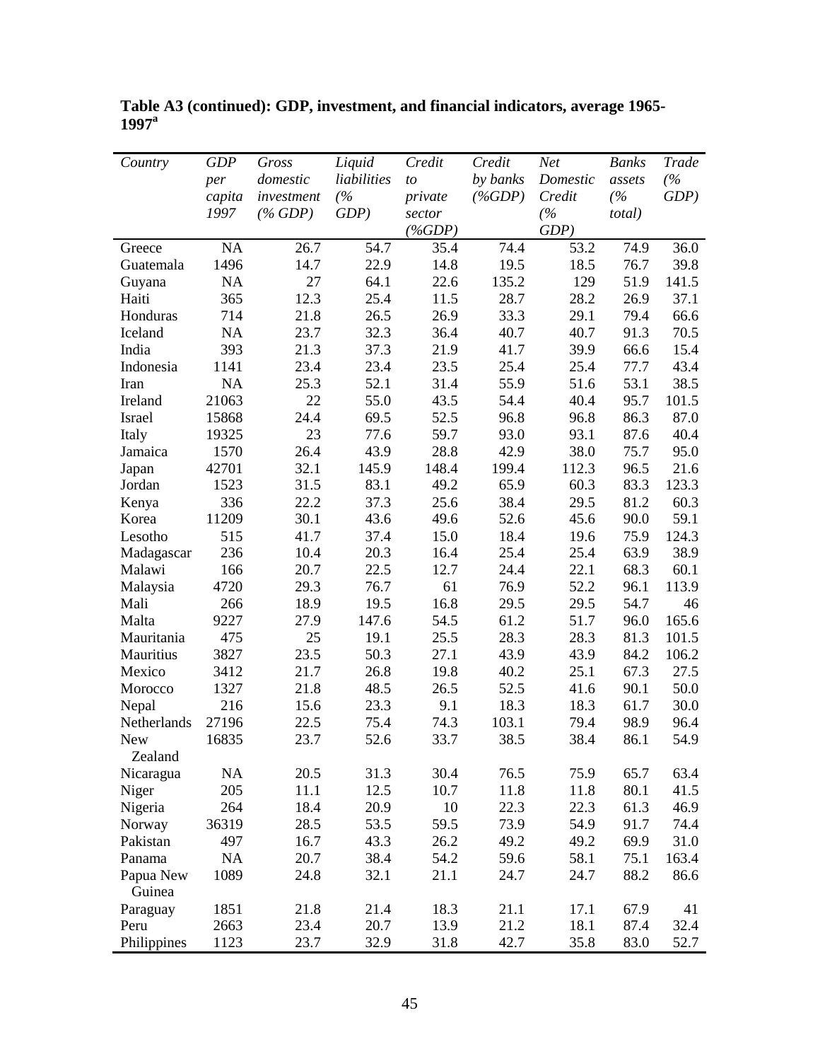**Table A3 (continued): GDP, investment, and financial indicators, average 1965-1997[a]**

| *Country* | *GDP per capita 1997* | *Gross domestic investment (% GDP)* | *Liquid liabilities (% GDP)* | *Credit to private sector (%GDP)* | *Credit by banks (%GDP)* | *Net Domestic Credit (% GDP)* | *Banks assets (% total)* | *Trade (% GDP)* |
|---|---|---|---|---|---|---|---|---|
| Greece | NA | 26.7 | 54.7 | 35.4 | 74.4 | 53.2 | 74.9 | 36.0 |
| Guatemala | 1496 | 14.7 | 22.9 | 14.8 | 19.5 | 18.5 | 76.7 | 39.8 |
| Guyana | NA | 27 | 64.1 | 22.6 | 135.2 | 129 | 51.9 | 141.5 |
| Haiti | 365 | 12.3 | 25.4 | 11.5 | 28.7 | 28.2 | 26.9 | 37.1 |
| Honduras | 714 | 21.8 | 26.5 | 26.9 | 33.3 | 29.1 | 79.4 | 66.6 |
| Iceland | NA | 23.7 | 32.3 | 36.4 | 40.7 | 40.7 | 91.3 | 70.5 |
| India | 393 | 21.3 | 37.3 | 21.9 | 41.7 | 39.9 | 66.6 | 15.4 |
| Indonesia | 1141 | 23.4 | 23.4 | 23.5 | 25.4 | 25.4 | 77.7 | 43.4 |
| Iran | NA | 25.3 | 52.1 | 31.4 | 55.9 | 51.6 | 53.1 | 38.5 |
| Ireland | 21063 | 22 | 55.0 | 43.5 | 54.4 | 40.4 | 95.7 | 101.5 |
| Israel | 15868 | 24.4 | 69.5 | 52.5 | 96.8 | 96.8 | 86.3 | 87.0 |
| Italy | 19325 | 23 | 77.6 | 59.7 | 93.0 | 93.1 | 87.6 | 40.4 |
| Jamaica | 1570 | 26.4 | 43.9 | 28.8 | 42.9 | 38.0 | 75.7 | 95.0 |
| Japan | 42701 | 32.1 | 145.9 | 148.4 | 199.4 | 112.3 | 96.5 | 21.6 |
| Jordan | 1523 | 31.5 | 83.1 | 49.2 | 65.9 | 60.3 | 83.3 | 123.3 |
| Kenya | 336 | 22.2 | 37.3 | 25.6 | 38.4 | 29.5 | 81.2 | 60.3 |
| Korea | 11209 | 30.1 | 43.6 | 49.6 | 52.6 | 45.6 | 90.0 | 59.1 |
| Lesotho | 515 | 41.7 | 37.4 | 15.0 | 18.4 | 19.6 | 75.9 | 124.3 |
| Madagascar | 236 | 10.4 | 20.3 | 16.4 | 25.4 | 25.4 | 63.9 | 38.9 |
| Malawi | 166 | 20.7 | 22.5 | 12.7 | 24.4 | 22.1 | 68.3 | 60.1 |
| Malaysia | 4720 | 29.3 | 76.7 | 61 | 76.9 | 52.2 | 96.1 | 113.9 |
| Mali | 266 | 18.9 | 19.5 | 16.8 | 29.5 | 29.5 | 54.7 | 46 |
| Malta | 9227 | 27.9 | 147.6 | 54.5 | 61.2 | 51.7 | 96.0 | 165.6 |
| Mauritania | 475 | 25 | 19.1 | 25.5 | 28.3 | 28.3 | 81.3 | 101.5 |
| Mauritius | 3827 | 23.5 | 50.3 | 27.1 | 43.9 | 43.9 | 84.2 | 106.2 |
| Mexico | 3412 | 21.7 | 26.8 | 19.8 | 40.2 | 25.1 | 67.3 | 27.5 |
| Morocco | 1327 | 21.8 | 48.5 | 26.5 | 52.5 | 41.6 | 90.1 | 50.0 |
| Nepal | 216 | 15.6 | 23.3 | 9.1 | 18.3 | 18.3 | 61.7 | 30.0 |
| Netherlands | 27196 | 22.5 | 75.4 | 74.3 | 103.1 | 79.4 | 98.9 | 96.4 |
| New Zealand | 16835 | 23.7 | 52.6 | 33.7 | 38.5 | 38.4 | 86.1 | 54.9 |
| Nicaragua | NA | 20.5 | 31.3 | 30.4 | 76.5 | 75.9 | 65.7 | 63.4 |
| Niger | 205 | 11.1 | 12.5 | 10.7 | 11.8 | 11.8 | 80.1 | 41.5 |
| Nigeria | 264 | 18.4 | 20.9 | 10 | 22.3 | 22.3 | 61.3 | 46.9 |
| Norway | 36319 | 28.5 | 53.5 | 59.5 | 73.9 | 54.9 | 91.7 | 74.4 |
| Pakistan | 497 | 16.7 | 43.3 | 26.2 | 49.2 | 49.2 | 69.9 | 31.0 |
| Panama | NA | 20.7 | 38.4 | 54.2 | 59.6 | 58.1 | 75.1 | 163.4 |
| Papua New Guinea | 1089 | 24.8 | 32.1 | 21.1 | 24.7 | 24.7 | 88.2 | 86.6 |
| Paraguay | 1851 | 21.8 | 21.4 | 18.3 | 21.1 | 17.1 | 67.9 | 41 |
| Peru | 2663 | 23.4 | 20.7 | 13.9 | 21.2 | 18.1 | 87.4 | 32.4 |
| Philippines | 1123 | 23.7 | 32.9 | 31.8 | 42.7 | 35.8 | 83.0 | 52.7 |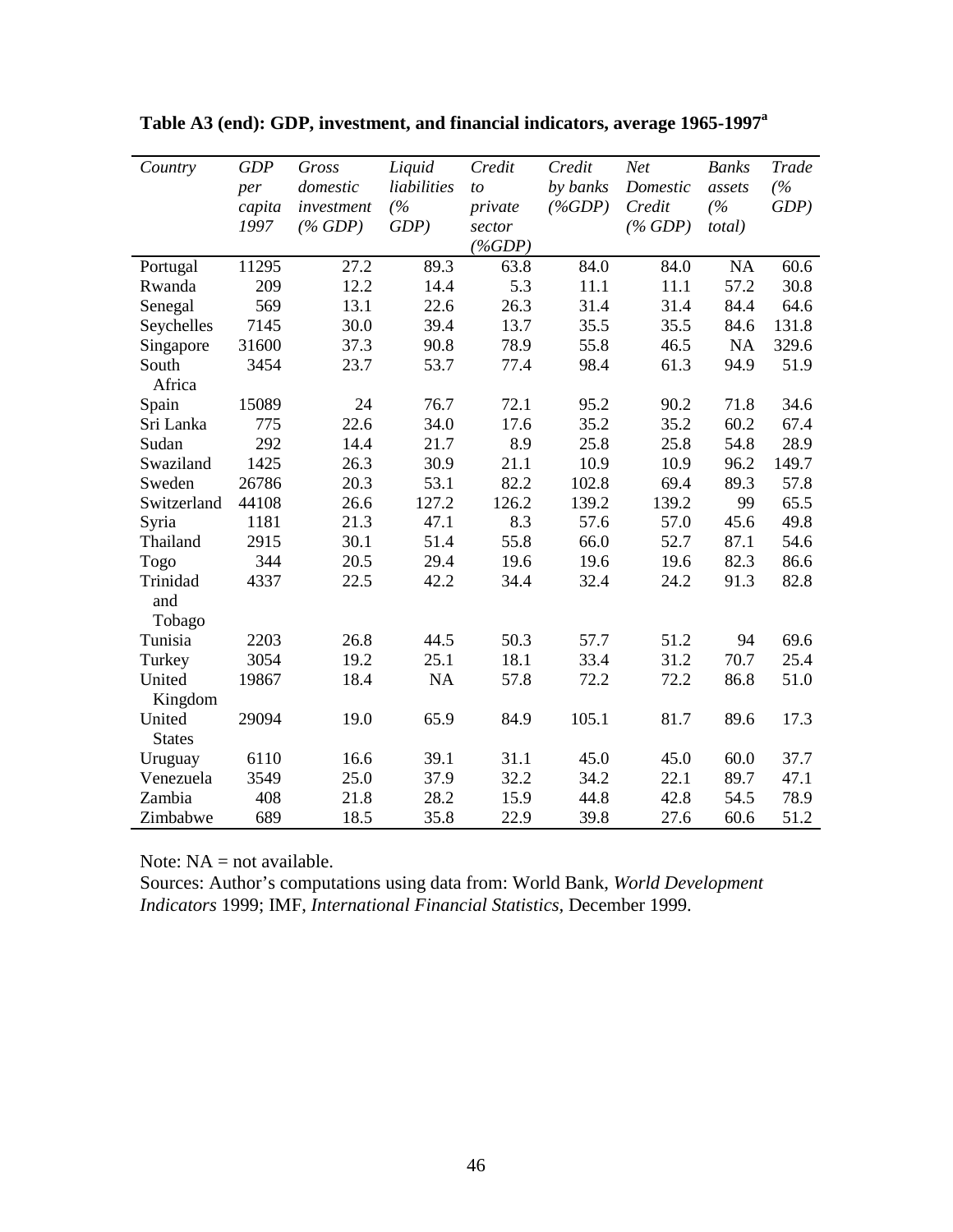**Table A3 (end): GDP, investment, and financial indicators, average 1965-1997[a]**

| *Country* | *GDP per capita 1997* | *Gross domestic investment (% GDP)* | *Liquid liabilities (% GDP)* | *Credit to private sector (%GDP)* | *Credit by banks (%GDP)* | *Net Domestic Credit (% GDP)* | *Banks assets (% total)* | *Trade (% GDP)* |
|---|---|---|---|---|---|---|---|---|
| Portugal | 11295 | 27.2 | 89.3 | 63.8 | 84.0 | 84.0 | NA | 60.6 |
| Rwanda | 209 | 12.2 | 14.4 | 5.3 | 11.1 | 11.1 | 57.2 | 30.8 |
| Senegal | 569 | 13.1 | 22.6 | 26.3 | 31.4 | 31.4 | 84.4 | 64.6 |
| Seychelles | 7145 | 30.0 | 39.4 | 13.7 | 35.5 | 35.5 | 84.6 | 131.8 |
| Singapore | 31600 | 37.3 | 90.8 | 78.9 | 55.8 | 46.5 | NA | 329.6 |
| South Africa | 3454 | 23.7 | 53.7 | 77.4 | 98.4 | 61.3 | 94.9 | 51.9 |
| Spain | 15089 | 24 | 76.7 | 72.1 | 95.2 | 90.2 | 71.8 | 34.6 |
| Sri Lanka | 775 | 22.6 | 34.0 | 17.6 | 35.2 | 35.2 | 60.2 | 67.4 |
| Sudan | 292 | 14.4 | 21.7 | 8.9 | 25.8 | 25.8 | 54.8 | 28.9 |
| Swaziland | 1425 | 26.3 | 30.9 | 21.1 | 10.9 | 10.9 | 96.2 | 149.7 |
| Sweden | 26786 | 20.3 | 53.1 | 82.2 | 102.8 | 69.4 | 89.3 | 57.8 |
| Switzerland | 44108 | 26.6 | 127.2 | 126.2 | 139.2 | 139.2 | 99 | 65.5 |
| Syria | 1181 | 21.3 | 47.1 | 8.3 | 57.6 | 57.0 | 45.6 | 49.8 |
| Thailand | 2915 | 30.1 | 51.4 | 55.8 | 66.0 | 52.7 | 87.1 | 54.6 |
| Togo | 344 | 20.5 | 29.4 | 19.6 | 19.6 | 19.6 | 82.3 | 86.6 |
| Trinidad and Tobago | 4337 | 22.5 | 42.2 | 34.4 | 32.4 | 24.2 | 91.3 | 82.8 |
| Tunisia | 2203 | 26.8 | 44.5 | 50.3 | 57.7 | 51.2 | 94 | 69.6 |
| Turkey | 3054 | 19.2 | 25.1 | 18.1 | 33.4 | 31.2 | 70.7 | 25.4 |
| United Kingdom | 19867 | 18.4 | NA | 57.8 | 72.2 | 72.2 | 86.8 | 51.0 |
| United States | 29094 | 19.0 | 65.9 | 84.9 | 105.1 | 81.7 | 89.6 | 17.3 |
| Uruguay | 6110 | 16.6 | 39.1 | 31.1 | 45.0 | 45.0 | 60.0 | 37.7 |
| Venezuela | 3549 | 25.0 | 37.9 | 32.2 | 34.2 | 22.1 | 89.7 | 47.1 |
| Zambia | 408 | 21.8 | 28.2 | 15.9 | 44.8 | 42.8 | 54.5 | 78.9 |
| Zimbabwe | 689 | 18.5 | 35.8 | 22.9 | 39.8 | 27.6 | 60.6 | 51.2 |

Note: NA = not available.

Sources: Author's computations using data from: World Bank, *World Development Indicators* 1999; IMF, *International Financial Statistics*, December 1999.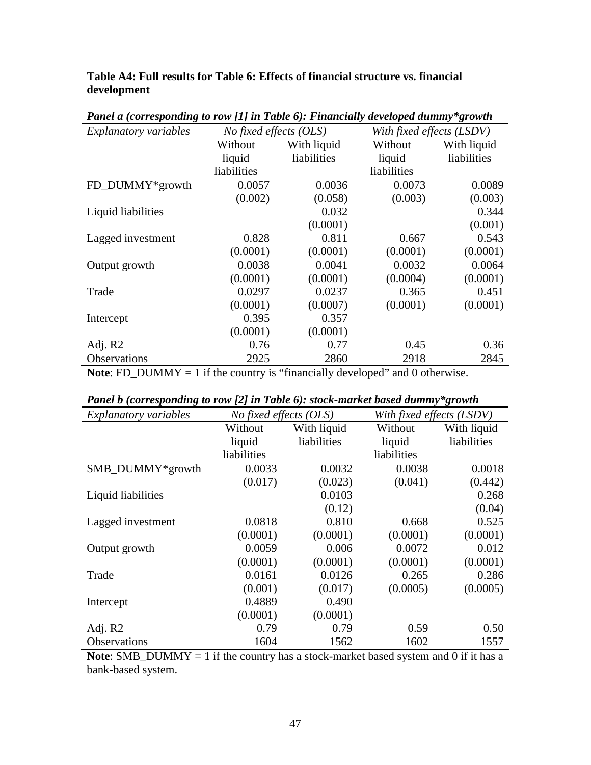**Table A4: Full results for Table 6: Effects of financial structure vs. financial development**

***Panel a (corresponding to row [1] in Table 6): Financially developed dummy*growth***

| *Explanatory variables* | *No fixed effects (OLS)* | | *With fixed effects (LSDV)* | |
|---|---|---|---|---|
| | Without liquid liabilities | With liquid liabilities | Without liquid liabilities | With liquid liabilities |
| FD_DUMMY*growth | 0.0057 | 0.0036 | 0.0073 | 0.0089 |
| | (0.002) | (0.058) | (0.003) | (0.003) |
| Liquid liabilities | | 0.032 | | 0.344 |
| | | (0.0001) | | (0.001) |
| Lagged investment | 0.828 | 0.811 | 0.667 | 0.543 |
| | (0.0001) | (0.0001) | (0.0001) | (0.0001) |
| Output growth | 0.0038 | 0.0041 | 0.0032 | 0.0064 |
| | (0.0001) | (0.0001) | (0.0004) | (0.0001) |
| Trade | 0.0297 | 0.0237 | 0.365 | 0.451 |
| | (0.0001) | (0.0007) | (0.0001) | (0.0001) |
| Intercept | 0.395 | 0.357 | | |
| | (0.0001) | (0.0001) | | |
| Adj. R2 | 0.76 | 0.77 | 0.45 | 0.36 |
| Observations | 2925 | 2860 | 2918 | 2845 |

**Note**: FD_DUMMY = 1 if the country is "financially developed" and 0 otherwise.

***Panel b (corresponding to row [2] in Table 6): stock-market based dummy*growth***

| *Explanatory variables* | *No fixed effects (OLS)* | | *With fixed effects (LSDV)* | |
|---|---|---|---|---|
| | Without liquid liabilities | With liquid liabilities | Without liquid liabilities | With liquid liabilities |
| SMB_DUMMY*growth | 0.0033 | 0.0032 | 0.0038 | 0.0018 |
| | (0.017) | (0.023) | (0.041) | (0.442) |
| Liquid liabilities | | 0.0103 | | 0.268 |
| | | (0.12) | | (0.04) |
| Lagged investment | 0.0818 | 0.810 | 0.668 | 0.525 |
| | (0.0001) | (0.0001) | (0.0001) | (0.0001) |
| Output growth | 0.0059 | 0.006 | 0.0072 | 0.012 |
| | (0.0001) | (0.0001) | (0.0001) | (0.0001) |
| Trade | 0.0161 | 0.0126 | 0.265 | 0.286 |
| | (0.001) | (0.017) | (0.0005) | (0.0005) |
| Intercept | 0.4889 | 0.490 | | |
| | (0.0001) | (0.0001) | | |
| Adj. R2 | 0.79 | 0.79 | 0.59 | 0.50 |
| Observations | 1604 | 1562 | 1602 | 1557 |

**Note**: SMB_DUMMY = 1 if the country has a stock-market based system and 0 if it has a bank-based system.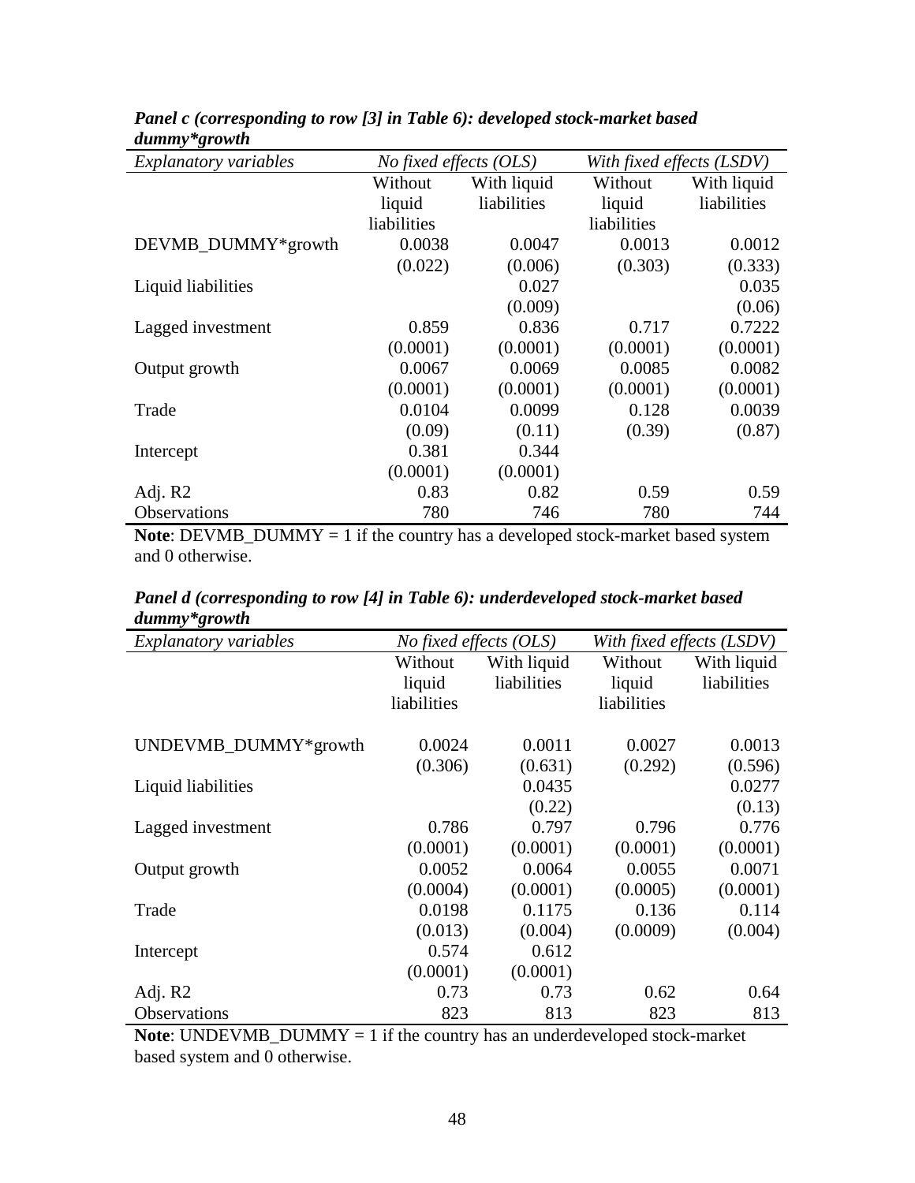***Panel c (corresponding to row [3] in Table 6): developed stock-market based dummy*growth***

| *Explanatory variables* | *No fixed effects (OLS)* | | *With fixed effects (LSDV)* | |
|---|---|---|---|---|
| | Without liquid liabilities | With liquid liabilities | Without liquid liabilities | With liquid liabilities |
| DEVMB_DUMMY*growth | 0.0038 | 0.0047 | 0.0013 | 0.0012 |
| | (0.022) | (0.006) | (0.303) | (0.333) |
| Liquid liabilities | | 0.027 | | 0.035 |
| | | (0.009) | | (0.06) |
| Lagged investment | 0.859 | 0.836 | 0.717 | 0.7222 |
| | (0.0001) | (0.0001) | (0.0001) | (0.0001) |
| Output growth | 0.0067 | 0.0069 | 0.0085 | 0.0082 |
| | (0.0001) | (0.0001) | (0.0001) | (0.0001) |
| Trade | 0.0104 | 0.0099 | 0.128 | 0.0039 |
| | (0.09) | (0.11) | (0.39) | (0.87) |
| Intercept | 0.381 | 0.344 | | |
| | (0.0001) | (0.0001) | | |
| Adj. R2 | 0.83 | 0.82 | 0.59 | 0.59 |
| Observations | 780 | 746 | 780 | 744 |

**Note**: DEVMB_DUMMY = 1 if the country has a developed stock-market based system and 0 otherwise.

***Panel d (corresponding to row [4] in Table 6): underdeveloped stock-market based dummy*growth***

| *Explanatory variables* | *No fixed effects (OLS)* | | *With fixed effects (LSDV)* | |
|---|---|---|---|---|
| | Without liquid liabilities | With liquid liabilities | Without liquid liabilities | With liquid liabilities |
| UNDEVMB_DUMMY*growth | 0.0024 | 0.0011 | 0.0027 | 0.0013 |
| | (0.306) | (0.631) | (0.292) | (0.596) |
| Liquid liabilities | | 0.0435 | | 0.0277 |
| | | (0.22) | | (0.13) |
| Lagged investment | 0.786 | 0.797 | 0.796 | 0.776 |
| | (0.0001) | (0.0001) | (0.0001) | (0.0001) |
| Output growth | 0.0052 | 0.0064 | 0.0055 | 0.0071 |
| | (0.0004) | (0.0001) | (0.0005) | (0.0001) |
| Trade | 0.0198 | 0.1175 | 0.136 | 0.114 |
| | (0.013) | (0.004) | (0.0009) | (0.004) |
| Intercept | 0.574 | 0.612 | | |
| | (0.0001) | (0.0001) | | |
| Adj. R2 | 0.73 | 0.73 | 0.62 | 0.64 |
| Observations | 823 | 813 | 823 | 813 |

**Note**: UNDEVMB_DUMMY = 1 if the country has an underdeveloped stock-market based system and 0 otherwise.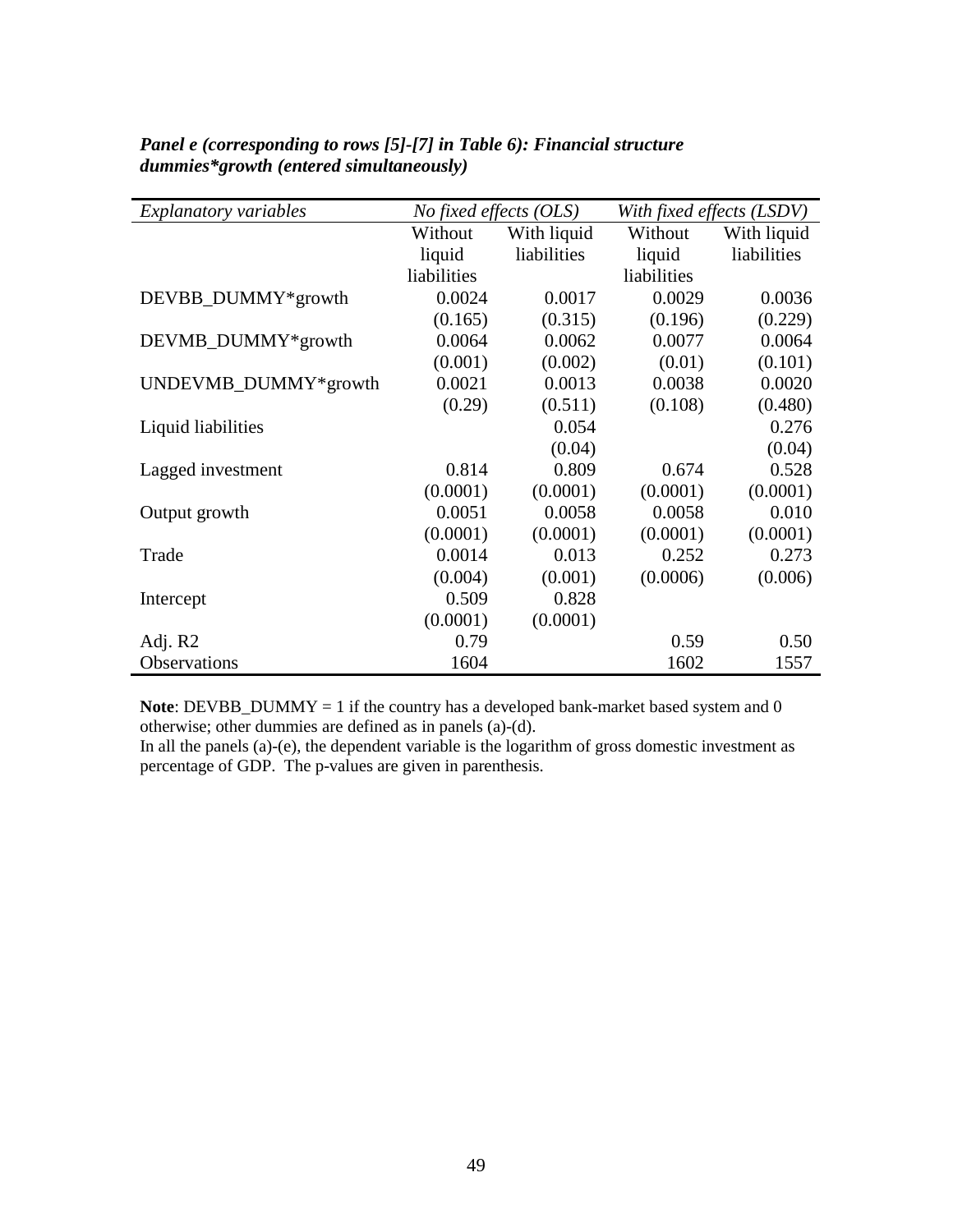***Panel e (corresponding to rows [5]-[7] in Table 6): Financial structure dummies*growth (entered simultaneously)***

| *Explanatory variables* | *No fixed effects (OLS)* | | *With fixed effects (LSDV)* | |
|---|---|---|---|---|
| | Without liquid liabilities | With liquid liabilities | Without liquid liabilities | With liquid liabilities |
| DEVBB_DUMMY*growth | 0.0024 | 0.0017 | 0.0029 | 0.0036 |
| | (0.165) | (0.315) | (0.196) | (0.229) |
| DEVMB_DUMMY*growth | 0.0064 | 0.0062 | 0.0077 | 0.0064 |
| | (0.001) | (0.002) | (0.01) | (0.101) |
| UNDEVMB_DUMMY*growth | 0.0021 | 0.0013 | 0.0038 | 0.0020 |
| | (0.29) | (0.511) | (0.108) | (0.480) |
| Liquid liabilities | | 0.054 | | 0.276 |
| | | (0.04) | | (0.04) |
| Lagged investment | 0.814 | 0.809 | 0.674 | 0.528 |
| | (0.0001) | (0.0001) | (0.0001) | (0.0001) |
| Output growth | 0.0051 | 0.0058 | 0.0058 | 0.010 |
| | (0.0001) | (0.0001) | (0.0001) | (0.0001) |
| Trade | 0.0014 | 0.013 | 0.252 | 0.273 |
| | (0.004) | (0.001) | (0.0006) | (0.006) |
| Intercept | 0.509 | 0.828 | | |
| | (0.0001) | (0.0001) | | |
| Adj. R2 | 0.79 | | 0.59 | 0.50 |
| Observations | 1604 | | 1602 | 1557 |

**Note**: DEVBB_DUMMY = 1 if the country has a developed bank-market based system and 0 otherwise; other dummies are defined as in panels (a)-(d).
In all the panels (a)-(e), the dependent variable is the logarithm of gross domestic investment as percentage of GDP. The p-values are given in parenthesis.